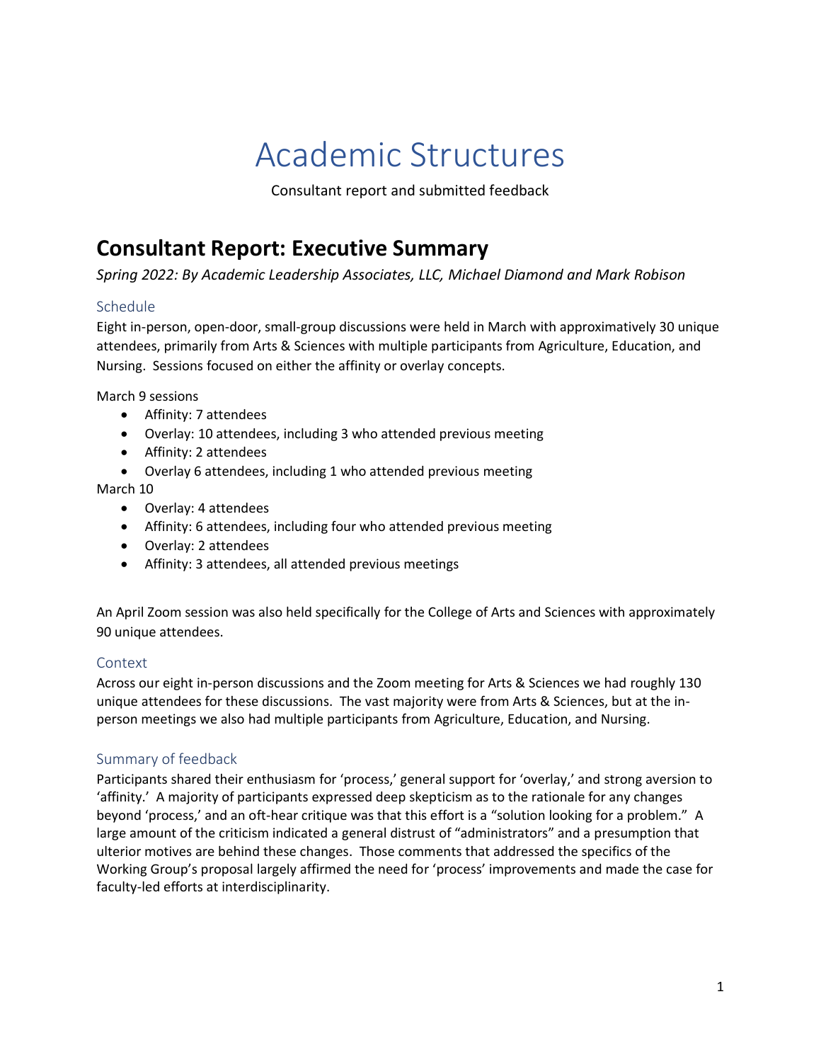# Academic Structures

Consultant report and submitted feedback

## Consultant Report: Executive Summary

*Spring 2022: By Academic Leadership Associates, LLC, Michael Diamond and Mark Robison*

### Schedule

Eight in-person, open-door, small-group discussions were held in March with approximatively 30 unique attendees, primarily from Arts & Sciences with multiple participants from Agriculture, Education, and Nursing. Sessions focused on either the affinity or overlay concepts.

March 9 sessions

- Affinity: 7 attendees
- Overlay: 10 attendees, including 3 who attended previous meeting
- Affinity: 2 attendees
- Overlay 6 attendees, including 1 who attended previous meeting

March 10

- Overlay: 4 attendees
- Affinity: 6 attendees, including four who attended previous meeting
- Overlay: 2 attendees
- Affinity: 3 attendees, all attended previous meetings

An April Zoom session was also held specifically for the College of Arts and Sciences with approximately 90 unique attendees.

### Context

Across our eight in-person discussions and the Zoom meeting for Arts & Sciences we had roughly 130 unique attendees for these discussions. The vast majority were from Arts & Sciences, but at the in-person meetings we also had multiple participants from Agriculture, Education, and Nursing.

### Summary of feedback

Participants shared their enthusiasm for 'process,' general support for 'overlay,' and strong aversion to 'affinity.' A majority of participants expressed deep skepticism as to the rationale for any changes beyond 'process,' and an oft-hear critique was that this effort is a "solution looking for a problem." A large amount of the criticism indicated a general distrust of "administrators" and a presumption that ulterior motives are behind these changes. Those comments that addressed the specifics of the Working Group's proposal largely affirmed the need for 'process' improvements and made the case for faculty-led efforts at interdisciplinarity.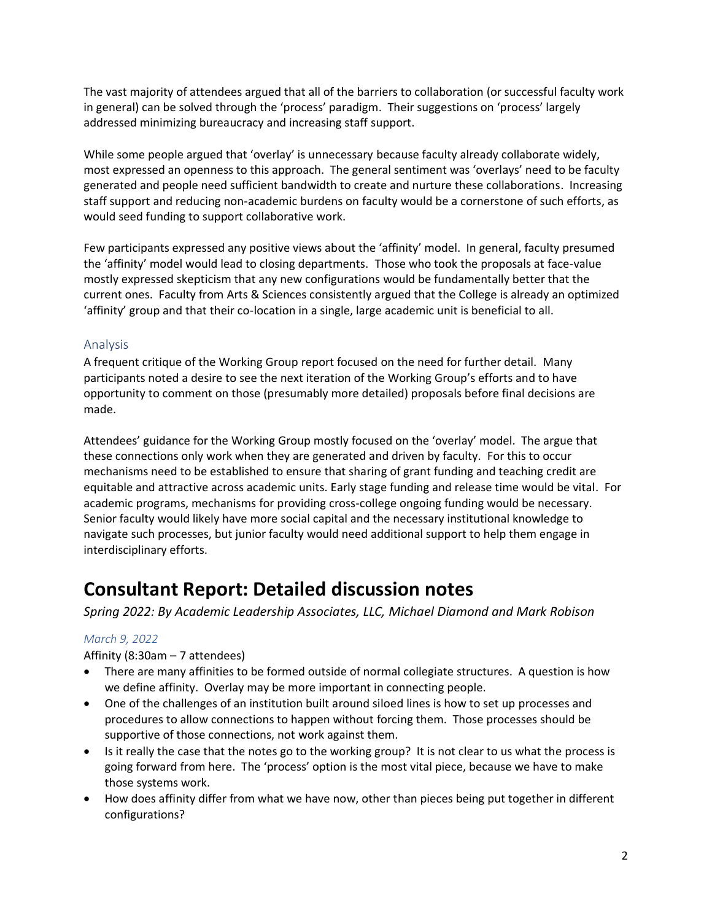The vast majority of attendees argued that all of the barriers to collaboration (or successful faculty work in general) can be solved through the 'process' paradigm. Their suggestions on 'process' largely addressed minimizing bureaucracy and increasing staff support.

While some people argued that 'overlay' is unnecessary because faculty already collaborate widely, most expressed an openness to this approach. The general sentiment was 'overlays' need to be faculty generated and people need sufficient bandwidth to create and nurture these collaborations. Increasing staff support and reducing non-academic burdens on faculty would be a cornerstone of such efforts, as would seed funding to support collaborative work.

Few participants expressed any positive views about the 'affinity' model. In general, faculty presumed the 'affinity' model would lead to closing departments. Those who took the proposals at face-value mostly expressed skepticism that any new configurations would be fundamentally better that the current ones. Faculty from Arts & Sciences consistently argued that the College is already an optimized 'affinity' group and that their co-location in a single, large academic unit is beneficial to all.

### Analysis

A frequent critique of the Working Group report focused on the need for further detail. Many participants noted a desire to see the next iteration of the Working Group's efforts and to have opportunity to comment on those (presumably more detailed) proposals before final decisions are made.

Attendees' guidance for the Working Group mostly focused on the 'overlay' model. The argue that these connections only work when they are generated and driven by faculty. For this to occur mechanisms need to be established to ensure that sharing of grant funding and teaching credit are equitable and attractive across academic units. Early stage funding and release time would be vital. For academic programs, mechanisms for providing cross-college ongoing funding would be necessary. Senior faculty would likely have more social capital and the necessary institutional knowledge to navigate such processes, but junior faculty would need additional support to help them engage in interdisciplinary efforts.

# Consultant Report: Detailed discussion notes

*Spring 2022: By Academic Leadership Associates, LLC, Michael Diamond and Mark Robison*

#### *March 9, 2022*

Affinity (8:30am – 7 attendees)

- There are many affinities to be formed outside of normal collegiate structures. A question is how we define affinity. Overlay may be more important in connecting people.
- One of the challenges of an institution built around siloed lines is how to set up processes and procedures to allow connections to happen without forcing them. Those processes should be supportive of those connections, not work against them.
- Is it really the case that the notes go to the working group? It is not clear to us what the process is going forward from here. The 'process' option is the most vital piece, because we have to make those systems work.
- How does affinity differ from what we have now, other than pieces being put together in different configurations?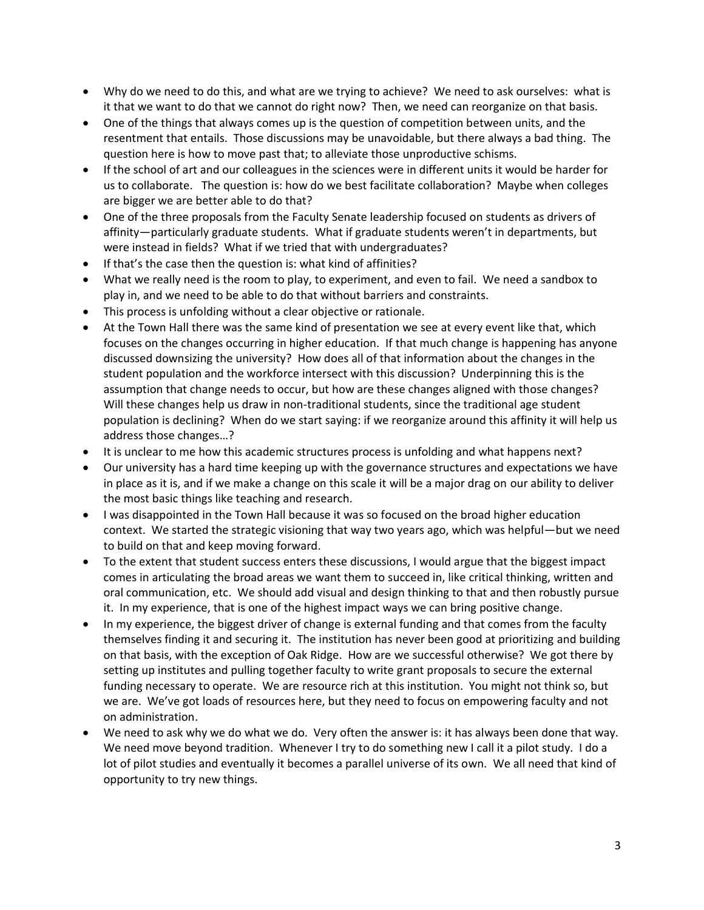- Why do we need to do this, and what are we trying to achieve? We need to ask ourselves: what is it that we want to do that we cannot do right now? Then, we need can reorganize on that basis.
- One of the things that always comes up is the question of competition between units, and the resentment that entails. Those discussions may be unavoidable, but there always a bad thing. The question here is how to move past that; to alleviate those unproductive schisms.
- If the school of art and our colleagues in the sciences were in different units it would be harder for us to collaborate. The question is: how do we best facilitate collaboration? Maybe when colleges are bigger we are better able to do that?
- One of the three proposals from the Faculty Senate leadership focused on students as drivers of affinity—particularly graduate students. What if graduate students weren't in departments, but were instead in fields? What if we tried that with undergraduates?
- If that's the case then the question is: what kind of affinities?
- What we really need is the room to play, to experiment, and even to fail. We need a sandbox to play in, and we need to be able to do that without barriers and constraints.
- This process is unfolding without a clear objective or rationale.
- At the Town Hall there was the same kind of presentation we see at every event like that, which focuses on the changes occurring in higher education. If that much change is happening has anyone discussed downsizing the university? How does all of that information about the changes in the student population and the workforce intersect with this discussion? Underpinning this is the assumption that change needs to occur, but how are these changes aligned with those changes? Will these changes help us draw in non-traditional students, since the traditional age student population is declining? When do we start saying: if we reorganize around this affinity it will help us address those changes…?
- It is unclear to me how this academic structures process is unfolding and what happens next?
- Our university has a hard time keeping up with the governance structures and expectations we have in place as it is, and if we make a change on this scale it will be a major drag on our ability to deliver the most basic things like teaching and research.
- I was disappointed in the Town Hall because it was so focused on the broad higher education context. We started the strategic visioning that way two years ago, which was helpful—but we need to build on that and keep moving forward.
- To the extent that student success enters these discussions, I would argue that the biggest impact comes in articulating the broad areas we want them to succeed in, like critical thinking, written and oral communication, etc. We should add visual and design thinking to that and then robustly pursue it. In my experience, that is one of the highest impact ways we can bring positive change.
- In my experience, the biggest driver of change is external funding and that comes from the faculty themselves finding it and securing it. The institution has never been good at prioritizing and building on that basis, with the exception of Oak Ridge. How are we successful otherwise? We got there by setting up institutes and pulling together faculty to write grant proposals to secure the external funding necessary to operate. We are resource rich at this institution. You might not think so, but we are. We've got loads of resources here, but they need to focus on empowering faculty and not on administration.
- We need to ask why we do what we do. Very often the answer is: it has always been done that way. We need move beyond tradition. Whenever I try to do something new I call it a pilot study. I do a lot of pilot studies and eventually it becomes a parallel universe of its own. We all need that kind of opportunity to try new things.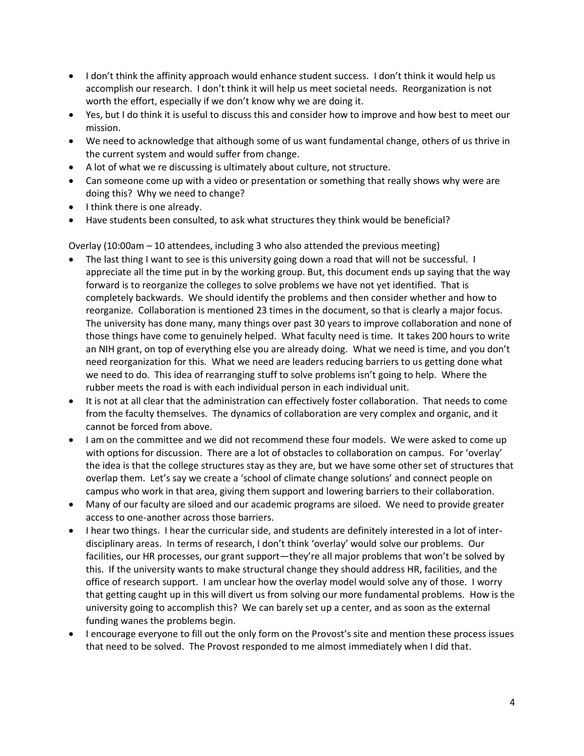- I don't think the affinity approach would enhance student success. I don't think it would help us accomplish our research. I don't think it will help us meet societal needs. Reorganization is not worth the effort, especially if we don't know why we are doing it.
- Yes, but I do think it is useful to discuss this and consider how to improve and how best to meet our mission.
- We need to acknowledge that although some of us want fundamental change, others of us thrive in the current system and would suffer from change.
- A lot of what we re discussing is ultimately about culture, not structure.
- Can someone come up with a video or presentation or something that really shows why were are doing this? Why we need to change?
- I think there is one already.
- Have students been consulted, to ask what structures they think would be beneficial?

Overlay (10:00am – 10 attendees, including 3 who also attended the previous meeting)

- The last thing I want to see is this university going down a road that will not be successful. I appreciate all the time put in by the working group. But, this document ends up saying that the way forward is to reorganize the colleges to solve problems we have not yet identified. That is completely backwards. We should identify the problems and then consider whether and how to reorganize. Collaboration is mentioned 23 times in the document, so that is clearly a major focus. The university has done many, many things over past 30 years to improve collaboration and none of those things have come to genuinely helped. What faculty need is time. It takes 200 hours to write an NIH grant, on top of everything else you are already doing. What we need is time, and you don't need reorganization for this. What we need are leaders reducing barriers to us getting done what we need to do. This idea of rearranging stuff to solve problems isn't going to help. Where the rubber meets the road is with each individual person in each individual unit.
- It is not at all clear that the administration can effectively foster collaboration. That needs to come from the faculty themselves. The dynamics of collaboration are very complex and organic, and it cannot be forced from above.
- I am on the committee and we did not recommend these four models. We were asked to come up with options for discussion. There are a lot of obstacles to collaboration on campus. For 'overlay' the idea is that the college structures stay as they are, but we have some other set of structures that overlap them. Let's say we create a 'school of climate change solutions' and connect people on campus who work in that area, giving them support and lowering barriers to their collaboration.
- Many of our faculty are siloed and our academic programs are siloed. We need to provide greater access to one-another across those barriers.
- I hear two things. I hear the curricular side, and students are definitely interested in a lot of inter-disciplinary areas. In terms of research, I don't think 'overlay' would solve our problems. Our facilities, our HR processes, our grant support—they're all major problems that won't be solved by this. If the university wants to make structural change they should address HR, facilities, and the office of research support. I am unclear how the overlay model would solve any of those. I worry that getting caught up in this will divert us from solving our more fundamental problems. How is the university going to accomplish this? We can barely set up a center, and as soon as the external funding wanes the problems begin.
- I encourage everyone to fill out the only form on the Provost's site and mention these process issues that need to be solved. The Provost responded to me almost immediately when I did that.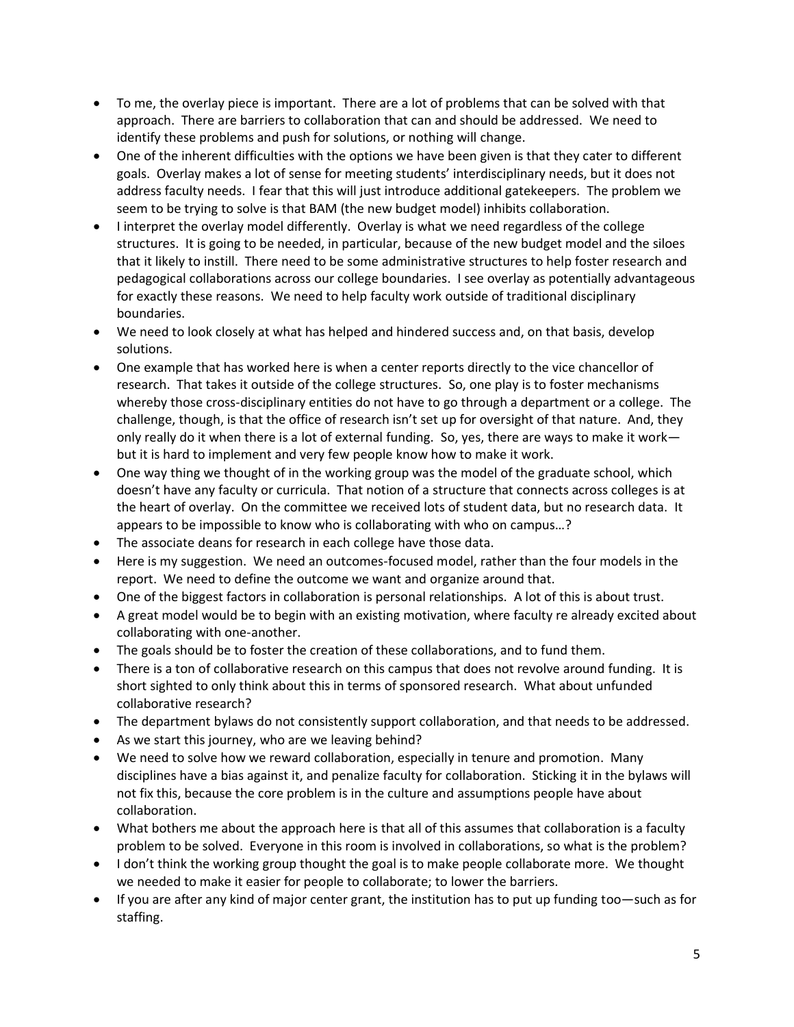- To me, the overlay piece is important. There are a lot of problems that can be solved with that approach. There are barriers to collaboration that can and should be addressed. We need to identify these problems and push for solutions, or nothing will change.
- One of the inherent difficulties with the options we have been given is that they cater to different goals. Overlay makes a lot of sense for meeting students' interdisciplinary needs, but it does not address faculty needs. I fear that this will just introduce additional gatekeepers. The problem we seem to be trying to solve is that BAM (the new budget model) inhibits collaboration.
- I interpret the overlay model differently. Overlay is what we need regardless of the college structures. It is going to be needed, in particular, because of the new budget model and the siloes that it likely to instill. There need to be some administrative structures to help foster research and pedagogical collaborations across our college boundaries. I see overlay as potentially advantageous for exactly these reasons. We need to help faculty work outside of traditional disciplinary boundaries.
- We need to look closely at what has helped and hindered success and, on that basis, develop solutions.
- One example that has worked here is when a center reports directly to the vice chancellor of research. That takes it outside of the college structures. So, one play is to foster mechanisms whereby those cross-disciplinary entities do not have to go through a department or a college. The challenge, though, is that the office of research isn't set up for oversight of that nature. And, they only really do it when there is a lot of external funding. So, yes, there are ways to make it work—but it is hard to implement and very few people know how to make it work.
- One way thing we thought of in the working group was the model of the graduate school, which doesn't have any faculty or curricula. That notion of a structure that connects across colleges is at the heart of overlay. On the committee we received lots of student data, but no research data. It appears to be impossible to know who is collaborating with who on campus…?
- The associate deans for research in each college have those data.
- Here is my suggestion. We need an outcomes-focused model, rather than the four models in the report. We need to define the outcome we want and organize around that.
- One of the biggest factors in collaboration is personal relationships. A lot of this is about trust.
- A great model would be to begin with an existing motivation, where faculty re already excited about collaborating with one-another.
- The goals should be to foster the creation of these collaborations, and to fund them.
- There is a ton of collaborative research on this campus that does not revolve around funding. It is short sighted to only think about this in terms of sponsored research. What about unfunded collaborative research?
- The department bylaws do not consistently support collaboration, and that needs to be addressed.
- As we start this journey, who are we leaving behind?
- We need to solve how we reward collaboration, especially in tenure and promotion. Many disciplines have a bias against it, and penalize faculty for collaboration. Sticking it in the bylaws will not fix this, because the core problem is in the culture and assumptions people have about collaboration.
- What bothers me about the approach here is that all of this assumes that collaboration is a faculty problem to be solved. Everyone in this room is involved in collaborations, so what is the problem?
- I don't think the working group thought the goal is to make people collaborate more. We thought we needed to make it easier for people to collaborate; to lower the barriers.
- If you are after any kind of major center grant, the institution has to put up funding too—such as for staffing.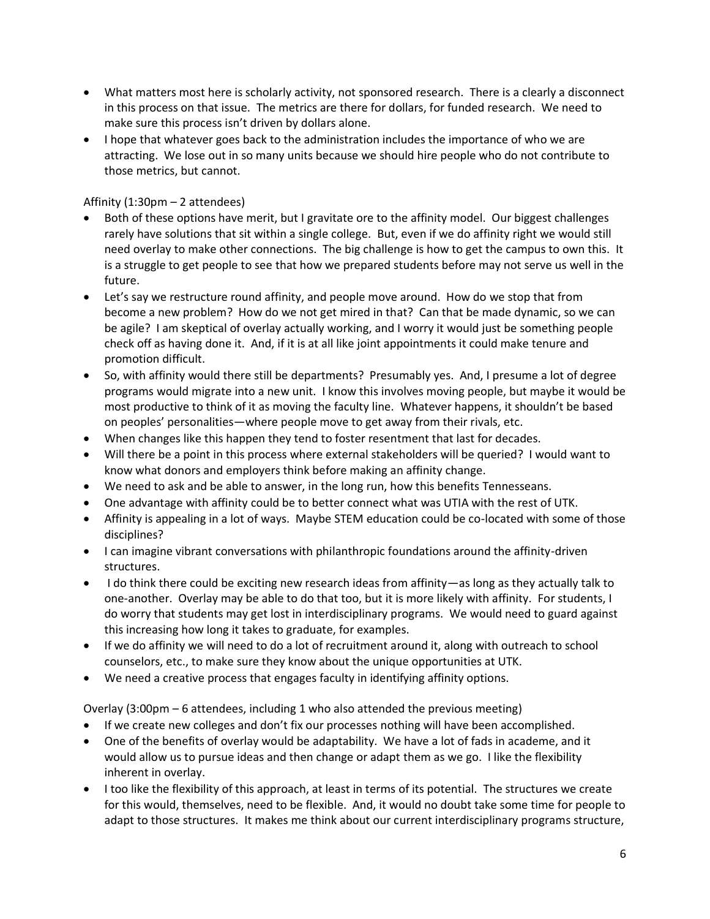- What matters most here is scholarly activity, not sponsored research. There is a clearly a disconnect in this process on that issue. The metrics are there for dollars, for funded research. We need to make sure this process isn't driven by dollars alone.
- I hope that whatever goes back to the administration includes the importance of who we are attracting. We lose out in so many units because we should hire people who do not contribute to those metrics, but cannot.

Affinity (1:30pm – 2 attendees)

- Both of these options have merit, but I gravitate ore to the affinity model. Our biggest challenges rarely have solutions that sit within a single college. But, even if we do affinity right we would still need overlay to make other connections. The big challenge is how to get the campus to own this. It is a struggle to get people to see that how we prepared students before may not serve us well in the future.
- Let's say we restructure round affinity, and people move around. How do we stop that from become a new problem? How do we not get mired in that? Can that be made dynamic, so we can be agile? I am skeptical of overlay actually working, and I worry it would just be something people check off as having done it. And, if it is at all like joint appointments it could make tenure and promotion difficult.
- So, with affinity would there still be departments? Presumably yes. And, I presume a lot of degree programs would migrate into a new unit. I know this involves moving people, but maybe it would be most productive to think of it as moving the faculty line. Whatever happens, it shouldn't be based on peoples' personalities—where people move to get away from their rivals, etc.
- When changes like this happen they tend to foster resentment that last for decades.
- Will there be a point in this process where external stakeholders will be queried? I would want to know what donors and employers think before making an affinity change.
- We need to ask and be able to answer, in the long run, how this benefits Tennesseans.
- One advantage with affinity could be to better connect what was UTIA with the rest of UTK.
- Affinity is appealing in a lot of ways. Maybe STEM education could be co-located with some of those disciplines?
- I can imagine vibrant conversations with philanthropic foundations around the affinity-driven structures.
- I do think there could be exciting new research ideas from affinity—as long as they actually talk to one-another. Overlay may be able to do that too, but it is more likely with affinity. For students, I do worry that students may get lost in interdisciplinary programs. We would need to guard against this increasing how long it takes to graduate, for examples.
- If we do affinity we will need to do a lot of recruitment around it, along with outreach to school counselors, etc., to make sure they know about the unique opportunities at UTK.
- We need a creative process that engages faculty in identifying affinity options.

Overlay (3:00pm – 6 attendees, including 1 who also attended the previous meeting)

- If we create new colleges and don't fix our processes nothing will have been accomplished.
- One of the benefits of overlay would be adaptability. We have a lot of fads in academe, and it would allow us to pursue ideas and then change or adapt them as we go. I like the flexibility inherent in overlay.
- I too like the flexibility of this approach, at least in terms of its potential. The structures we create for this would, themselves, need to be flexible. And, it would no doubt take some time for people to adapt to those structures. It makes me think about our current interdisciplinary programs structure,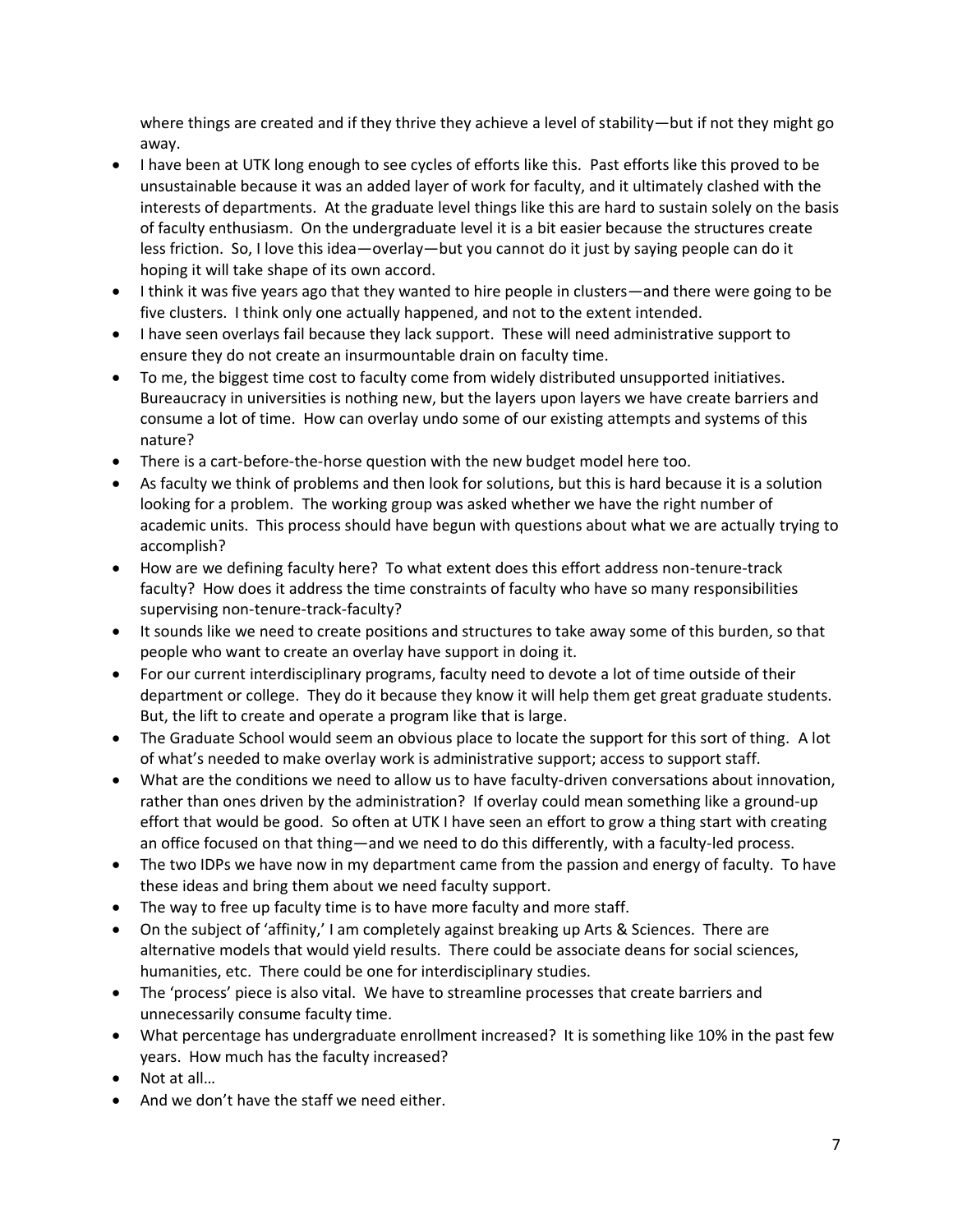where things are created and if they thrive they achieve a level of stability—but if not they might go away.

- I have been at UTK long enough to see cycles of efforts like this. Past efforts like this proved to be unsustainable because it was an added layer of work for faculty, and it ultimately clashed with the interests of departments. At the graduate level things like this are hard to sustain solely on the basis of faculty enthusiasm. On the undergraduate level it is a bit easier because the structures create less friction. So, I love this idea—overlay—but you cannot do it just by saying people can do it hoping it will take shape of its own accord.
- I think it was five years ago that they wanted to hire people in clusters—and there were going to be five clusters. I think only one actually happened, and not to the extent intended.
- I have seen overlays fail because they lack support. These will need administrative support to ensure they do not create an insurmountable drain on faculty time.
- To me, the biggest time cost to faculty come from widely distributed unsupported initiatives. Bureaucracy in universities is nothing new, but the layers upon layers we have create barriers and consume a lot of time. How can overlay undo some of our existing attempts and systems of this nature?
- There is a cart-before-the-horse question with the new budget model here too.
- As faculty we think of problems and then look for solutions, but this is hard because it is a solution looking for a problem. The working group was asked whether we have the right number of academic units. This process should have begun with questions about what we are actually trying to accomplish?
- How are we defining faculty here? To what extent does this effort address non-tenure-track faculty? How does it address the time constraints of faculty who have so many responsibilities supervising non-tenure-track-faculty?
- It sounds like we need to create positions and structures to take away some of this burden, so that people who want to create an overlay have support in doing it.
- For our current interdisciplinary programs, faculty need to devote a lot of time outside of their department or college. They do it because they know it will help them get great graduate students. But, the lift to create and operate a program like that is large.
- The Graduate School would seem an obvious place to locate the support for this sort of thing. A lot of what's needed to make overlay work is administrative support; access to support staff.
- What are the conditions we need to allow us to have faculty-driven conversations about innovation, rather than ones driven by the administration? If overlay could mean something like a ground-up effort that would be good. So often at UTK I have seen an effort to grow a thing start with creating an office focused on that thing—and we need to do this differently, with a faculty-led process.
- The two IDPs we have now in my department came from the passion and energy of faculty. To have these ideas and bring them about we need faculty support.
- The way to free up faculty time is to have more faculty and more staff.
- On the subject of 'affinity,' I am completely against breaking up Arts & Sciences. There are alternative models that would yield results. There could be associate deans for social sciences, humanities, etc. There could be one for interdisciplinary studies.
- The 'process' piece is also vital. We have to streamline processes that create barriers and unnecessarily consume faculty time.
- What percentage has undergraduate enrollment increased? It is something like 10% in the past few years. How much has the faculty increased?
- Not at all…
- And we don't have the staff we need either.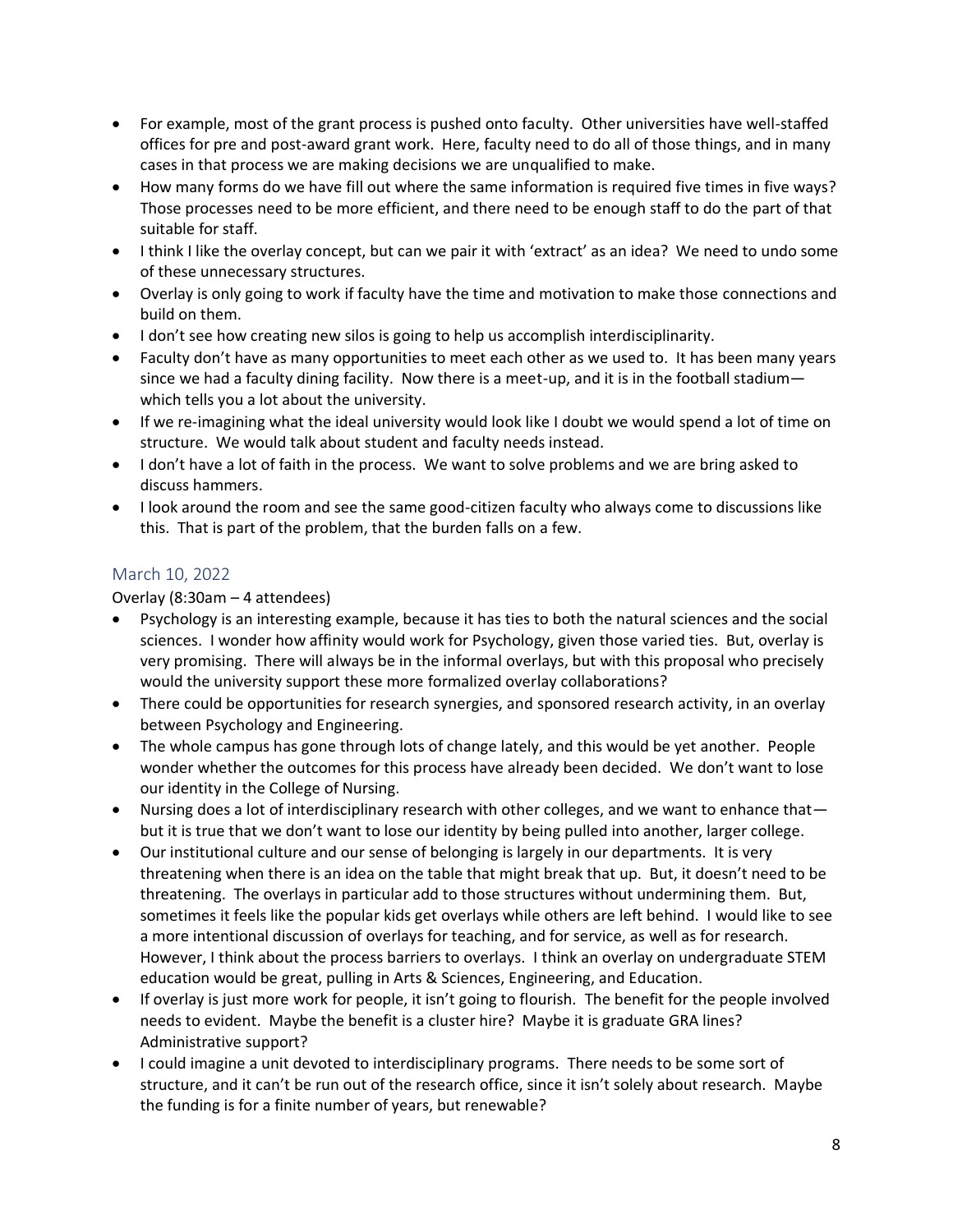- For example, most of the grant process is pushed onto faculty. Other universities have well-staffed offices for pre and post-award grant work. Here, faculty need to do all of those things, and in many cases in that process we are making decisions we are unqualified to make.
- How many forms do we have fill out where the same information is required five times in five ways? Those processes need to be more efficient, and there need to be enough staff to do the part of that suitable for staff.
- I think I like the overlay concept, but can we pair it with 'extract' as an idea? We need to undo some of these unnecessary structures.
- Overlay is only going to work if faculty have the time and motivation to make those connections and build on them.
- I don't see how creating new silos is going to help us accomplish interdisciplinarity.
- Faculty don't have as many opportunities to meet each other as we used to. It has been many years since we had a faculty dining facility. Now there is a meet-up, and it is in the football stadium—which tells you a lot about the university.
- If we re-imagining what the ideal university would look like I doubt we would spend a lot of time on structure. We would talk about student and faculty needs instead.
- I don't have a lot of faith in the process. We want to solve problems and we are bring asked to discuss hammers.
- I look around the room and see the same good-citizen faculty who always come to discussions like this. That is part of the problem, that the burden falls on a few.

## March 10, 2022

Overlay (8:30am – 4 attendees)

- Psychology is an interesting example, because it has ties to both the natural sciences and the social sciences. I wonder how affinity would work for Psychology, given those varied ties. But, overlay is very promising. There will always be in the informal overlays, but with this proposal who precisely would the university support these more formalized overlay collaborations?
- There could be opportunities for research synergies, and sponsored research activity, in an overlay between Psychology and Engineering.
- The whole campus has gone through lots of change lately, and this would be yet another. People wonder whether the outcomes for this process have already been decided. We don't want to lose our identity in the College of Nursing.
- Nursing does a lot of interdisciplinary research with other colleges, and we want to enhance that—but it is true that we don't want to lose our identity by being pulled into another, larger college.
- Our institutional culture and our sense of belonging is largely in our departments. It is very threatening when there is an idea on the table that might break that up. But, it doesn't need to be threatening. The overlays in particular add to those structures without undermining them. But, sometimes it feels like the popular kids get overlays while others are left behind. I would like to see a more intentional discussion of overlays for teaching, and for service, as well as for research. However, I think about the process barriers to overlays. I think an overlay on undergraduate STEM education would be great, pulling in Arts & Sciences, Engineering, and Education.
- If overlay is just more work for people, it isn't going to flourish. The benefit for the people involved needs to evident. Maybe the benefit is a cluster hire? Maybe it is graduate GRA lines? Administrative support?
- I could imagine a unit devoted to interdisciplinary programs. There needs to be some sort of structure, and it can't be run out of the research office, since it isn't solely about research. Maybe the funding is for a finite number of years, but renewable?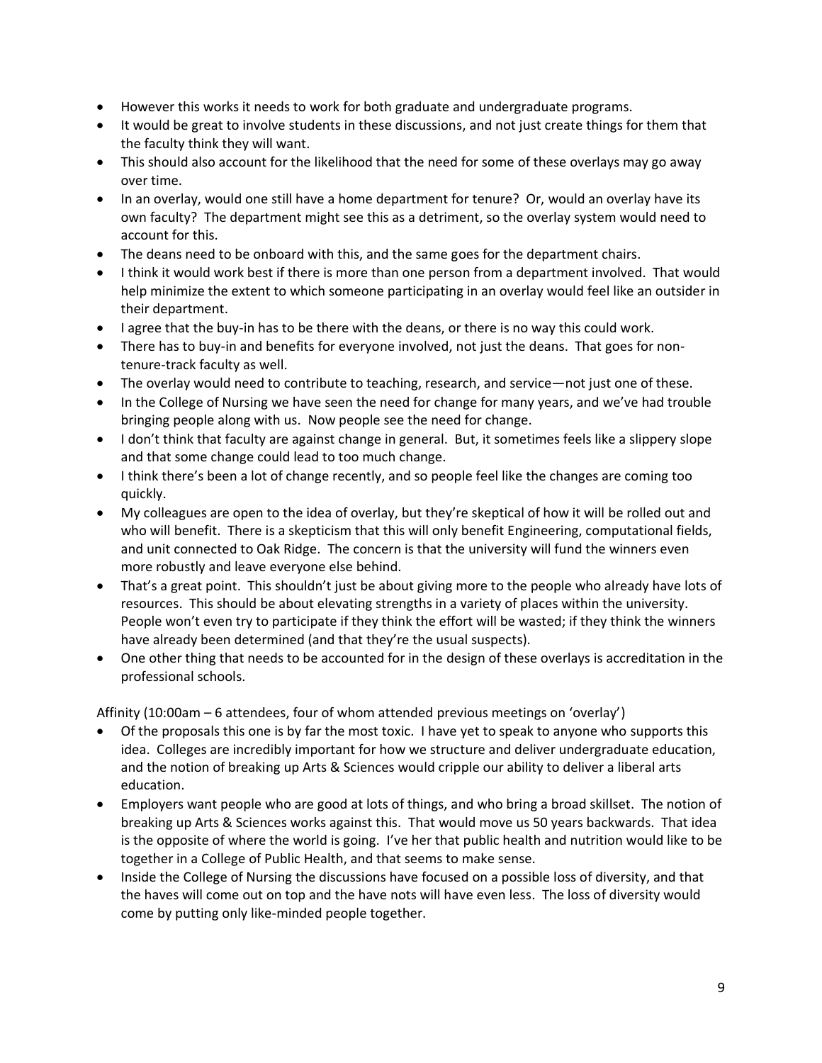- However this works it needs to work for both graduate and undergraduate programs.
- It would be great to involve students in these discussions, and not just create things for them that the faculty think they will want.
- This should also account for the likelihood that the need for some of these overlays may go away over time.
- In an overlay, would one still have a home department for tenure? Or, would an overlay have its own faculty? The department might see this as a detriment, so the overlay system would need to account for this.
- The deans need to be onboard with this, and the same goes for the department chairs.
- I think it would work best if there is more than one person from a department involved. That would help minimize the extent to which someone participating in an overlay would feel like an outsider in their department.
- I agree that the buy-in has to be there with the deans, or there is no way this could work.
- There has to buy-in and benefits for everyone involved, not just the deans. That goes for non-tenure-track faculty as well.
- The overlay would need to contribute to teaching, research, and service—not just one of these.
- In the College of Nursing we have seen the need for change for many years, and we've had trouble bringing people along with us. Now people see the need for change.
- I don't think that faculty are against change in general. But, it sometimes feels like a slippery slope and that some change could lead to too much change.
- I think there's been a lot of change recently, and so people feel like the changes are coming too quickly.
- My colleagues are open to the idea of overlay, but they're skeptical of how it will be rolled out and who will benefit. There is a skepticism that this will only benefit Engineering, computational fields, and unit connected to Oak Ridge. The concern is that the university will fund the winners even more robustly and leave everyone else behind.
- That's a great point. This shouldn't just be about giving more to the people who already have lots of resources. This should be about elevating strengths in a variety of places within the university. People won't even try to participate if they think the effort will be wasted; if they think the winners have already been determined (and that they're the usual suspects).
- One other thing that needs to be accounted for in the design of these overlays is accreditation in the professional schools.

Affinity (10:00am – 6 attendees, four of whom attended previous meetings on 'overlay')

- Of the proposals this one is by far the most toxic. I have yet to speak to anyone who supports this idea. Colleges are incredibly important for how we structure and deliver undergraduate education, and the notion of breaking up Arts & Sciences would cripple our ability to deliver a liberal arts education.
- Employers want people who are good at lots of things, and who bring a broad skillset. The notion of breaking up Arts & Sciences works against this. That would move us 50 years backwards. That idea is the opposite of where the world is going. I've her that public health and nutrition would like to be together in a College of Public Health, and that seems to make sense.
- Inside the College of Nursing the discussions have focused on a possible loss of diversity, and that the haves will come out on top and the have nots will have even less. The loss of diversity would come by putting only like-minded people together.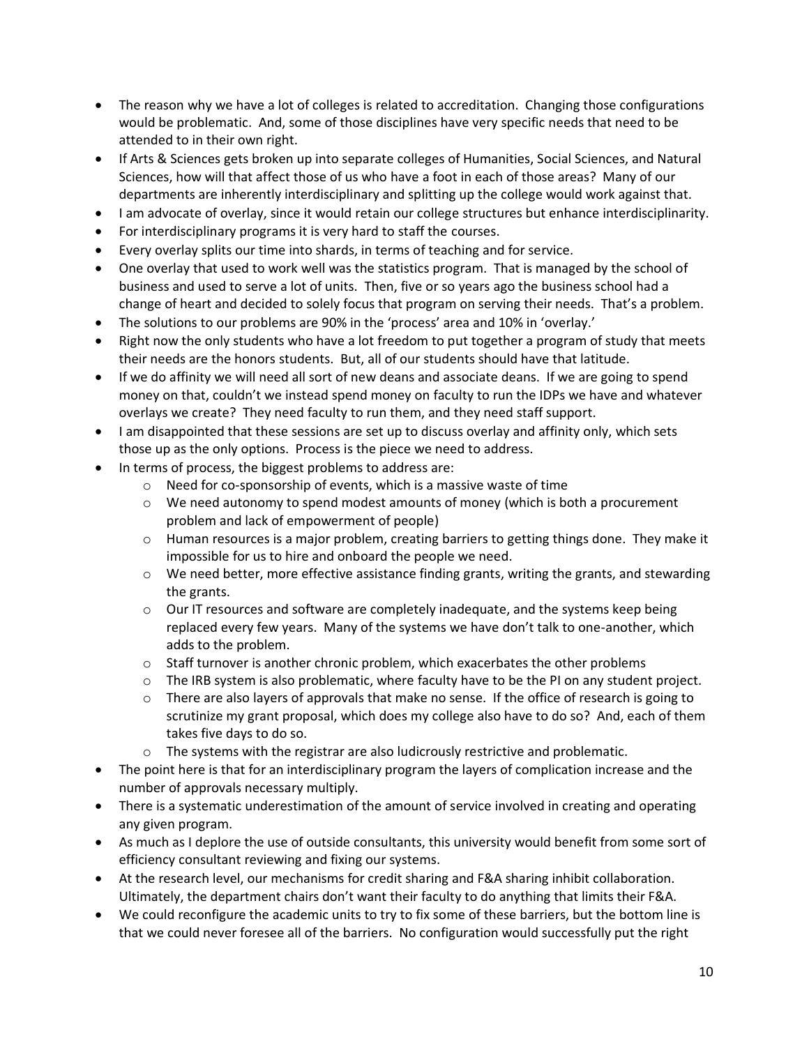- The reason why we have a lot of colleges is related to accreditation. Changing those configurations would be problematic. And, some of those disciplines have very specific needs that need to be attended to in their own right.
- If Arts & Sciences gets broken up into separate colleges of Humanities, Social Sciences, and Natural Sciences, how will that affect those of us who have a foot in each of those areas? Many of our departments are inherently interdisciplinary and splitting up the college would work against that.
- I am advocate of overlay, since it would retain our college structures but enhance interdisciplinarity.
- For interdisciplinary programs it is very hard to staff the courses.
- Every overlay splits our time into shards, in terms of teaching and for service.
- One overlay that used to work well was the statistics program. That is managed by the school of business and used to serve a lot of units. Then, five or so years ago the business school had a change of heart and decided to solely focus that program on serving their needs. That's a problem.
- The solutions to our problems are 90% in the 'process' area and 10% in 'overlay.'
- Right now the only students who have a lot freedom to put together a program of study that meets their needs are the honors students. But, all of our students should have that latitude.
- If we do affinity we will need all sort of new deans and associate deans. If we are going to spend money on that, couldn't we instead spend money on faculty to run the IDPs we have and whatever overlays we create? They need faculty to run them, and they need staff support.
- I am disappointed that these sessions are set up to discuss overlay and affinity only, which sets those up as the only options. Process is the piece we need to address.
- In terms of process, the biggest problems to address are:
    - Need for co-sponsorship of events, which is a massive waste of time
    - We need autonomy to spend modest amounts of money (which is both a procurement problem and lack of empowerment of people)
    - Human resources is a major problem, creating barriers to getting things done. They make it impossible for us to hire and onboard the people we need.
    - We need better, more effective assistance finding grants, writing the grants, and stewarding the grants.
    - Our IT resources and software are completely inadequate, and the systems keep being replaced every few years. Many of the systems we have don't talk to one-another, which adds to the problem.
    - Staff turnover is another chronic problem, which exacerbates the other problems
    - The IRB system is also problematic, where faculty have to be the PI on any student project.
    - There are also layers of approvals that make no sense. If the office of research is going to scrutinize my grant proposal, which does my college also have to do so? And, each of them takes five days to do so.
    - The systems with the registrar are also ludicrously restrictive and problematic.
- The point here is that for an interdisciplinary program the layers of complication increase and the number of approvals necessary multiply.
- There is a systematic underestimation of the amount of service involved in creating and operating any given program.
- As much as I deplore the use of outside consultants, this university would benefit from some sort of efficiency consultant reviewing and fixing our systems.
- At the research level, our mechanisms for credit sharing and F&A sharing inhibit collaboration. Ultimately, the department chairs don't want their faculty to do anything that limits their F&A.
- We could reconfigure the academic units to try to fix some of these barriers, but the bottom line is that we could never foresee all of the barriers. No configuration would successfully put the right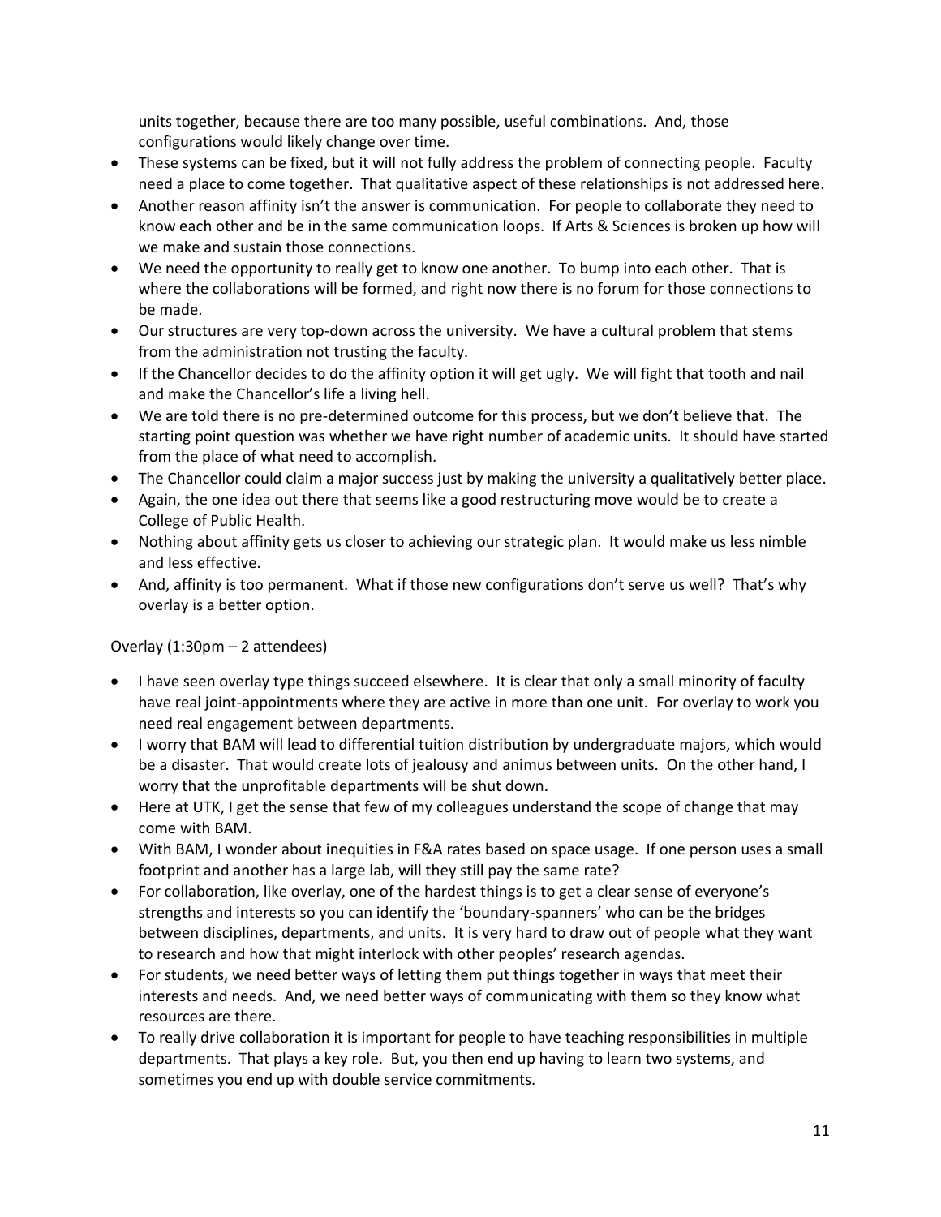units together, because there are too many possible, useful combinations. And, those configurations would likely change over time.

- These systems can be fixed, but it will not fully address the problem of connecting people. Faculty need a place to come together. That qualitative aspect of these relationships is not addressed here.
- Another reason affinity isn't the answer is communication. For people to collaborate they need to know each other and be in the same communication loops. If Arts & Sciences is broken up how will we make and sustain those connections.
- We need the opportunity to really get to know one another. To bump into each other. That is where the collaborations will be formed, and right now there is no forum for those connections to be made.
- Our structures are very top-down across the university. We have a cultural problem that stems from the administration not trusting the faculty.
- If the Chancellor decides to do the affinity option it will get ugly. We will fight that tooth and nail and make the Chancellor's life a living hell.
- We are told there is no pre-determined outcome for this process, but we don't believe that. The starting point question was whether we have right number of academic units. It should have started from the place of what need to accomplish.
- The Chancellor could claim a major success just by making the university a qualitatively better place.
- Again, the one idea out there that seems like a good restructuring move would be to create a College of Public Health.
- Nothing about affinity gets us closer to achieving our strategic plan. It would make us less nimble and less effective.
- And, affinity is too permanent. What if those new configurations don't serve us well? That's why overlay is a better option.

Overlay (1:30pm – 2 attendees)

- I have seen overlay type things succeed elsewhere. It is clear that only a small minority of faculty have real joint-appointments where they are active in more than one unit. For overlay to work you need real engagement between departments.
- I worry that BAM will lead to differential tuition distribution by undergraduate majors, which would be a disaster. That would create lots of jealousy and animus between units. On the other hand, I worry that the unprofitable departments will be shut down.
- Here at UTK, I get the sense that few of my colleagues understand the scope of change that may come with BAM.
- With BAM, I wonder about inequities in F&A rates based on space usage. If one person uses a small footprint and another has a large lab, will they still pay the same rate?
- For collaboration, like overlay, one of the hardest things is to get a clear sense of everyone's strengths and interests so you can identify the 'boundary-spanners' who can be the bridges between disciplines, departments, and units. It is very hard to draw out of people what they want to research and how that might interlock with other peoples' research agendas.
- For students, we need better ways of letting them put things together in ways that meet their interests and needs. And, we need better ways of communicating with them so they know what resources are there.
- To really drive collaboration it is important for people to have teaching responsibilities in multiple departments. That plays a key role. But, you then end up having to learn two systems, and sometimes you end up with double service commitments.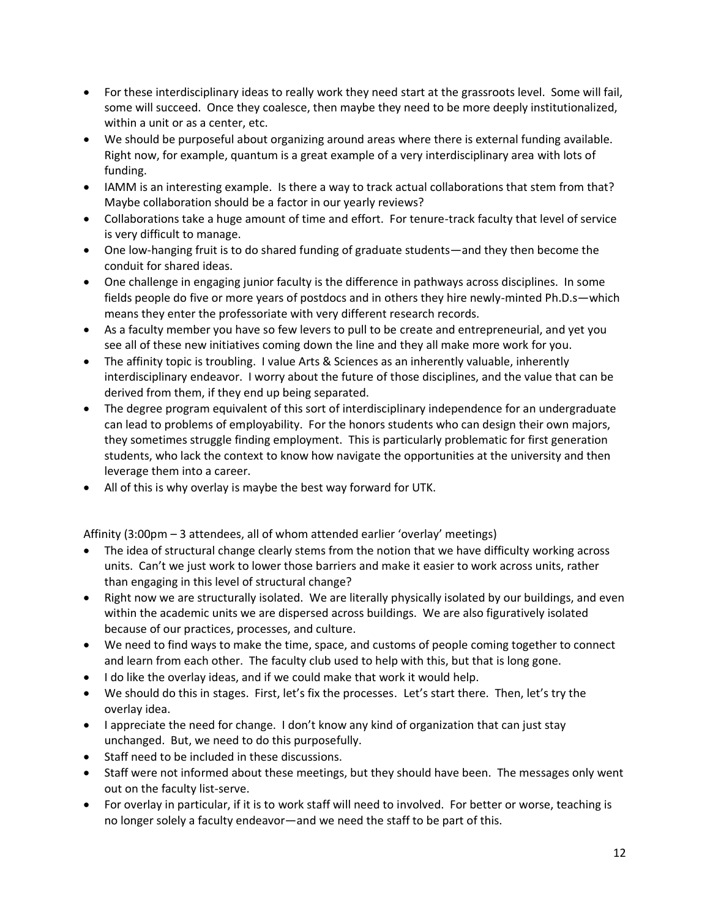- For these interdisciplinary ideas to really work they need start at the grassroots level. Some will fail, some will succeed. Once they coalesce, then maybe they need to be more deeply institutionalized, within a unit or as a center, etc.
- We should be purposeful about organizing around areas where there is external funding available. Right now, for example, quantum is a great example of a very interdisciplinary area with lots of funding.
- IAMM is an interesting example. Is there a way to track actual collaborations that stem from that? Maybe collaboration should be a factor in our yearly reviews?
- Collaborations take a huge amount of time and effort. For tenure-track faculty that level of service is very difficult to manage.
- One low-hanging fruit is to do shared funding of graduate students—and they then become the conduit for shared ideas.
- One challenge in engaging junior faculty is the difference in pathways across disciplines. In some fields people do five or more years of postdocs and in others they hire newly-minted Ph.D.s—which means they enter the professoriate with very different research records.
- As a faculty member you have so few levers to pull to be create and entrepreneurial, and yet you see all of these new initiatives coming down the line and they all make more work for you.
- The affinity topic is troubling. I value Arts & Sciences as an inherently valuable, inherently interdisciplinary endeavor. I worry about the future of those disciplines, and the value that can be derived from them, if they end up being separated.
- The degree program equivalent of this sort of interdisciplinary independence for an undergraduate can lead to problems of employability. For the honors students who can design their own majors, they sometimes struggle finding employment. This is particularly problematic for first generation students, who lack the context to know how navigate the opportunities at the university and then leverage them into a career.
- All of this is why overlay is maybe the best way forward for UTK.

Affinity (3:00pm – 3 attendees, all of whom attended earlier 'overlay' meetings)

- The idea of structural change clearly stems from the notion that we have difficulty working across units. Can't we just work to lower those barriers and make it easier to work across units, rather than engaging in this level of structural change?
- Right now we are structurally isolated. We are literally physically isolated by our buildings, and even within the academic units we are dispersed across buildings. We are also figuratively isolated because of our practices, processes, and culture.
- We need to find ways to make the time, space, and customs of people coming together to connect and learn from each other. The faculty club used to help with this, but that is long gone.
- I do like the overlay ideas, and if we could make that work it would help.
- We should do this in stages. First, let's fix the processes. Let's start there. Then, let's try the overlay idea.
- I appreciate the need for change. I don't know any kind of organization that can just stay unchanged. But, we need to do this purposefully.
- Staff need to be included in these discussions.
- Staff were not informed about these meetings, but they should have been. The messages only went out on the faculty list-serve.
- For overlay in particular, if it is to work staff will need to involved. For better or worse, teaching is no longer solely a faculty endeavor—and we need the staff to be part of this.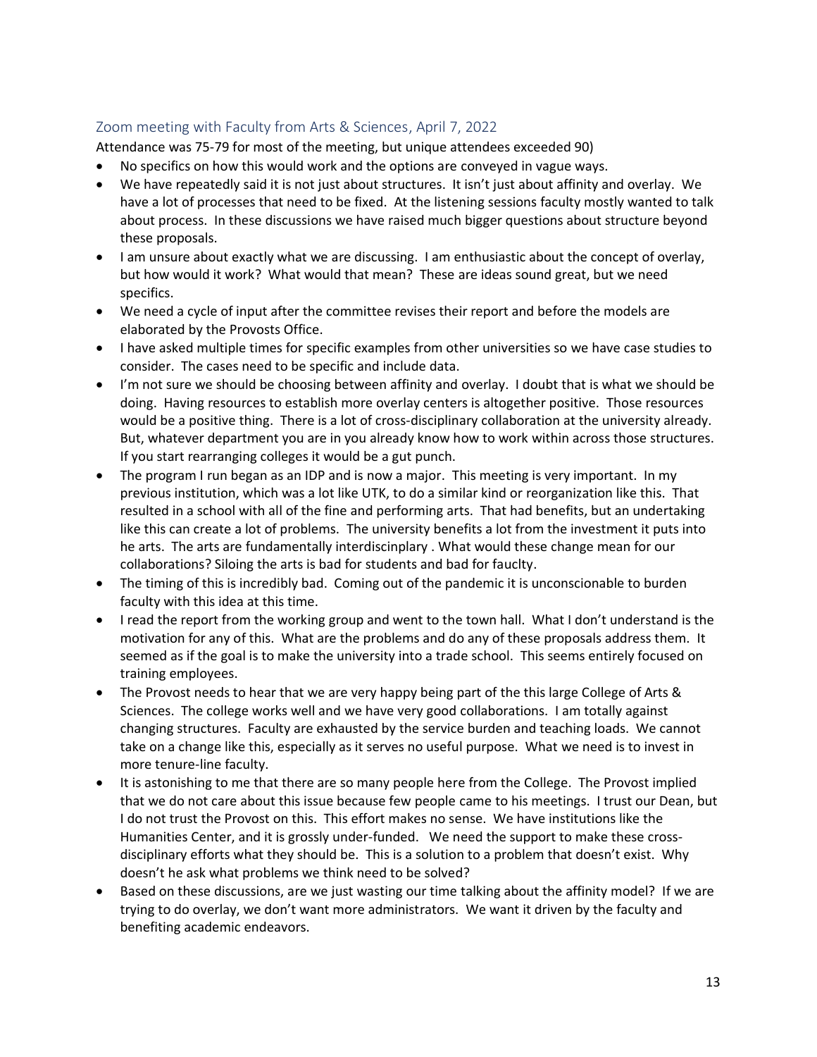## Zoom meeting with Faculty from Arts & Sciences, April 7, 2022

Attendance was 75-79 for most of the meeting, but unique attendees exceeded 90)

- No specifics on how this would work and the options are conveyed in vague ways.
- We have repeatedly said it is not just about structures. It isn't just about affinity and overlay. We have a lot of processes that need to be fixed. At the listening sessions faculty mostly wanted to talk about process. In these discussions we have raised much bigger questions about structure beyond these proposals.
- I am unsure about exactly what we are discussing. I am enthusiastic about the concept of overlay, but how would it work? What would that mean? These are ideas sound great, but we need specifics.
- We need a cycle of input after the committee revises their report and before the models are elaborated by the Provosts Office.
- I have asked multiple times for specific examples from other universities so we have case studies to consider. The cases need to be specific and include data.
- I'm not sure we should be choosing between affinity and overlay. I doubt that is what we should be doing. Having resources to establish more overlay centers is altogether positive. Those resources would be a positive thing. There is a lot of cross-disciplinary collaboration at the university already. But, whatever department you are in you already know how to work within across those structures. If you start rearranging colleges it would be a gut punch.
- The program I run began as an IDP and is now a major. This meeting is very important. In my previous institution, which was a lot like UTK, to do a similar kind or reorganization like this. That resulted in a school with all of the fine and performing arts. That had benefits, but an undertaking like this can create a lot of problems. The university benefits a lot from the investment it puts into he arts. The arts are fundamentally interdiscinplary . What would these change mean for our collaborations? Siloing the arts is bad for students and bad for fauclty.
- The timing of this is incredibly bad. Coming out of the pandemic it is unconscionable to burden faculty with this idea at this time.
- I read the report from the working group and went to the town hall. What I don't understand is the motivation for any of this. What are the problems and do any of these proposals address them. It seemed as if the goal is to make the university into a trade school. This seems entirely focused on training employees.
- The Provost needs to hear that we are very happy being part of the this large College of Arts & Sciences. The college works well and we have very good collaborations. I am totally against changing structures. Faculty are exhausted by the service burden and teaching loads. We cannot take on a change like this, especially as it serves no useful purpose. What we need is to invest in more tenure-line faculty.
- It is astonishing to me that there are so many people here from the College. The Provost implied that we do not care about this issue because few people came to his meetings. I trust our Dean, but I do not trust the Provost on this. This effort makes no sense. We have institutions like the Humanities Center, and it is grossly under-funded. We need the support to make these cross-disciplinary efforts what they should be. This is a solution to a problem that doesn't exist. Why doesn't he ask what problems we think need to be solved?
- Based on these discussions, are we just wasting our time talking about the affinity model? If we are trying to do overlay, we don't want more administrators. We want it driven by the faculty and benefiting academic endeavors.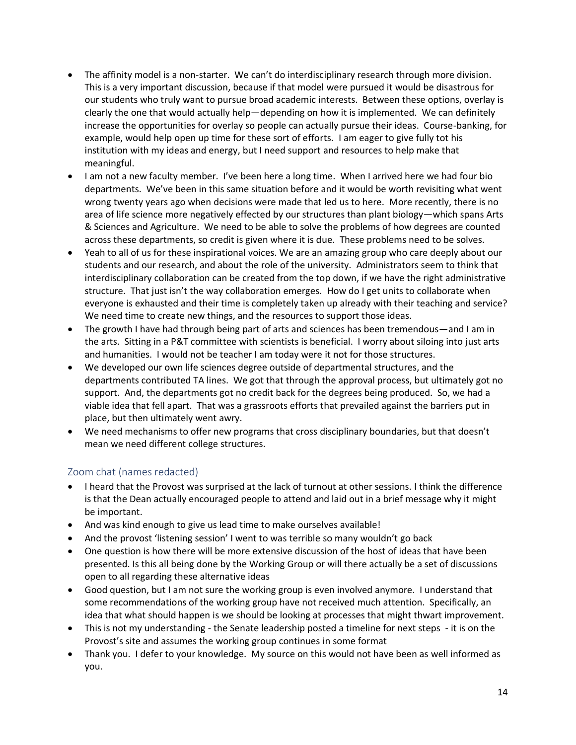- The affinity model is a non-starter. We can't do interdisciplinary research through more division. This is a very important discussion, because if that model were pursued it would be disastrous for our students who truly want to pursue broad academic interests. Between these options, overlay is clearly the one that would actually help—depending on how it is implemented. We can definitely increase the opportunities for overlay so people can actually pursue their ideas. Course-banking, for example, would help open up time for these sort of efforts. I am eager to give fully tot his institution with my ideas and energy, but I need support and resources to help make that meaningful.
- I am not a new faculty member. I've been here a long time. When I arrived here we had four bio departments. We've been in this same situation before and it would be worth revisiting what went wrong twenty years ago when decisions were made that led us to here. More recently, there is no area of life science more negatively effected by our structures than plant biology—which spans Arts & Sciences and Agriculture. We need to be able to solve the problems of how degrees are counted across these departments, so credit is given where it is due. These problems need to be solves.
- Yeah to all of us for these inspirational voices. We are an amazing group who care deeply about our students and our research, and about the role of the university. Administrators seem to think that interdisciplinary collaboration can be created from the top down, if we have the right administrative structure. That just isn't the way collaboration emerges. How do I get units to collaborate when everyone is exhausted and their time is completely taken up already with their teaching and service? We need time to create new things, and the resources to support those ideas.
- The growth I have had through being part of arts and sciences has been tremendous—and I am in the arts. Sitting in a P&T committee with scientists is beneficial. I worry about siloing into just arts and humanities. I would not be teacher I am today were it not for those structures.
- We developed our own life sciences degree outside of departmental structures, and the departments contributed TA lines. We got that through the approval process, but ultimately got no support. And, the departments got no credit back for the degrees being produced. So, we had a viable idea that fell apart. That was a grassroots efforts that prevailed against the barriers put in place, but then ultimately went awry.
- We need mechanisms to offer new programs that cross disciplinary boundaries, but that doesn't mean we need different college structures.

## Zoom chat (names redacted)

- I heard that the Provost was surprised at the lack of turnout at other sessions. I think the difference is that the Dean actually encouraged people to attend and laid out in a brief message why it might be important.
- And was kind enough to give us lead time to make ourselves available!
- And the provost 'listening session' I went to was terrible so many wouldn't go back
- One question is how there will be more extensive discussion of the host of ideas that have been presented. Is this all being done by the Working Group or will there actually be a set of discussions open to all regarding these alternative ideas
- Good question, but I am not sure the working group is even involved anymore. I understand that some recommendations of the working group have not received much attention. Specifically, an idea that what should happen is we should be looking at processes that might thwart improvement.
- This is not my understanding - the Senate leadership posted a timeline for next steps - it is on the Provost's site and assumes the working group continues in some format
- Thank you. I defer to your knowledge. My source on this would not have been as well informed as you.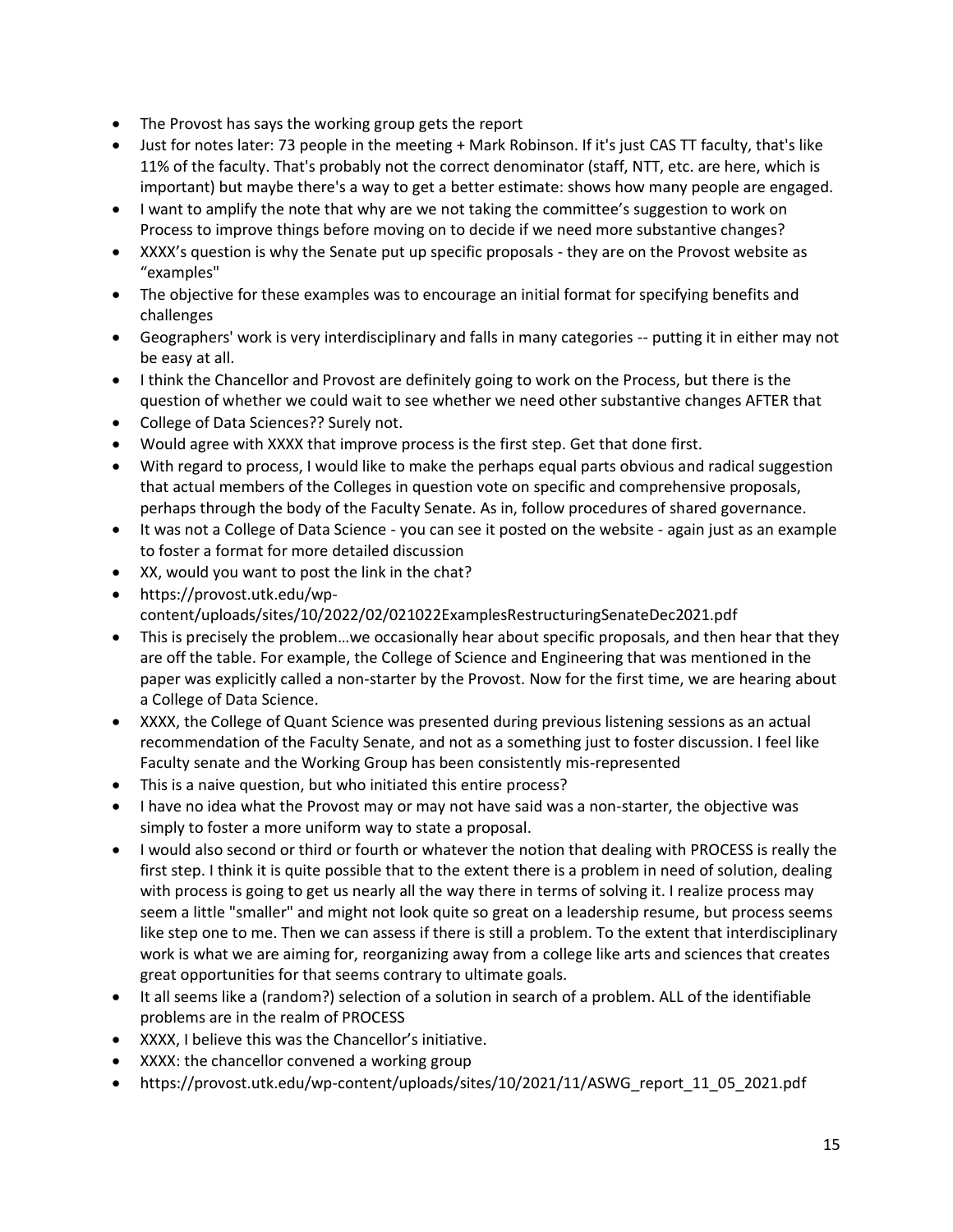- The Provost has says the working group gets the report
- Just for notes later: 73 people in the meeting + Mark Robinson. If it's just CAS TT faculty, that's like 11% of the faculty. That's probably not the correct denominator (staff, NTT, etc. are here, which is important) but maybe there's a way to get a better estimate: shows how many people are engaged.
- I want to amplify the note that why are we not taking the committee's suggestion to work on Process to improve things before moving on to decide if we need more substantive changes?
- XXXX's question is why the Senate put up specific proposals - they are on the Provost website as "examples"
- The objective for these examples was to encourage an initial format for specifying benefits and challenges
- Geographers' work is very interdisciplinary and falls in many categories -- putting it in either may not be easy at all.
- I think the Chancellor and Provost are definitely going to work on the Process, but there is the question of whether we could wait to see whether we need other substantive changes AFTER that
- College of Data Sciences?? Surely not.
- Would agree with XXXX that improve process is the first step. Get that done first.
- With regard to process, I would like to make the perhaps equal parts obvious and radical suggestion that actual members of the Colleges in question vote on specific and comprehensive proposals, perhaps through the body of the Faculty Senate. As in, follow procedures of shared governance.
- It was not a College of Data Science - you can see it posted on the website - again just as an example to foster a format for more detailed discussion
- XX, would you want to post the link in the chat?
- https://provost.utk.edu/wp-content/uploads/sites/10/2022/02/021022ExamplesRestructuringSenateDec2021.pdf
- This is precisely the problem…we occasionally hear about specific proposals, and then hear that they are off the table. For example, the College of Science and Engineering that was mentioned in the paper was explicitly called a non-starter by the Provost. Now for the first time, we are hearing about a College of Data Science.
- XXXX, the College of Quant Science was presented during previous listening sessions as an actual recommendation of the Faculty Senate, and not as a something just to foster discussion. I feel like Faculty senate and the Working Group has been consistently mis-represented
- This is a naive question, but who initiated this entire process?
- I have no idea what the Provost may or may not have said was a non-starter, the objective was simply to foster a more uniform way to state a proposal.
- I would also second or third or fourth or whatever the notion that dealing with PROCESS is really the first step. I think it is quite possible that to the extent there is a problem in need of solution, dealing with process is going to get us nearly all the way there in terms of solving it. I realize process may seem a little "smaller" and might not look quite so great on a leadership resume, but process seems like step one to me. Then we can assess if there is still a problem. To the extent that interdisciplinary work is what we are aiming for, reorganizing away from a college like arts and sciences that creates great opportunities for that seems contrary to ultimate goals.
- It all seems like a (random?) selection of a solution in search of a problem. ALL of the identifiable problems are in the realm of PROCESS
- XXXX, I believe this was the Chancellor's initiative.
- XXXX: the chancellor convened a working group
- https://provost.utk.edu/wp-content/uploads/sites/10/2021/11/ASWG_report_11_05_2021.pdf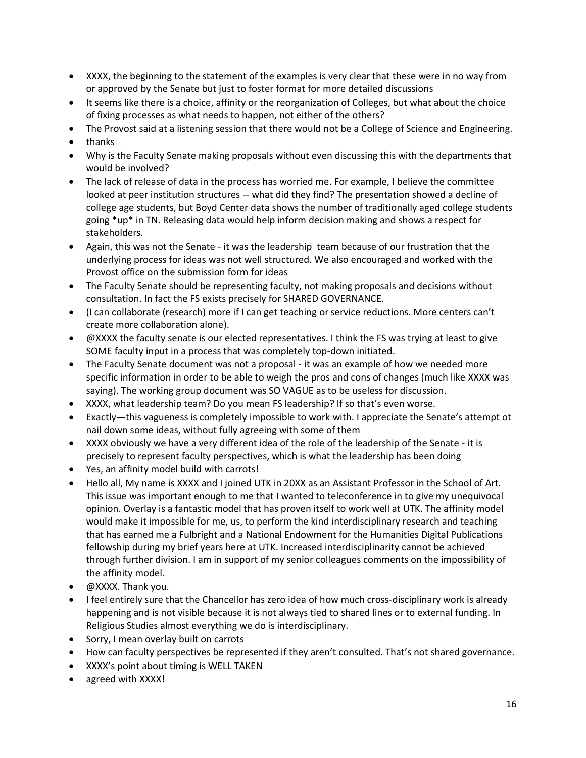- XXXX, the beginning to the statement of the examples is very clear that these were in no way from or approved by the Senate but just to foster format for more detailed discussions
- It seems like there is a choice, affinity or the reorganization of Colleges, but what about the choice of fixing processes as what needs to happen, not either of the others?
- The Provost said at a listening session that there would not be a College of Science and Engineering.
- thanks
- Why is the Faculty Senate making proposals without even discussing this with the departments that would be involved?
- The lack of release of data in the process has worried me. For example, I believe the committee looked at peer institution structures -- what did they find? The presentation showed a decline of college age students, but Boyd Center data shows the number of traditionally aged college students going *up* in TN. Releasing data would help inform decision making and shows a respect for stakeholders.
- Again, this was not the Senate - it was the leadership team because of our frustration that the underlying process for ideas was not well structured. We also encouraged and worked with the Provost office on the submission form for ideas
- The Faculty Senate should be representing faculty, not making proposals and decisions without consultation. In fact the FS exists precisely for SHARED GOVERNANCE.
- (I can collaborate (research) more if I can get teaching or service reductions. More centers can't create more collaboration alone).
- @XXXX the faculty senate is our elected representatives. I think the FS was trying at least to give SOME faculty input in a process that was completely top-down initiated.
- The Faculty Senate document was not a proposal - it was an example of how we needed more specific information in order to be able to weigh the pros and cons of changes (much like XXXX was saying). The working group document was SO VAGUE as to be useless for discussion.
- XXXX, what leadership team? Do you mean FS leadership? If so that's even worse.
- Exactly—this vagueness is completely impossible to work with. I appreciate the Senate's attempt ot nail down some ideas, without fully agreeing with some of them
- XXXX obviously we have a very different idea of the role of the leadership of the Senate - it is precisely to represent faculty perspectives, which is what the leadership has been doing
- Yes, an affinity model build with carrots!
- Hello all, My name is XXXX and I joined UTK in 20XX as an Assistant Professor in the School of Art. This issue was important enough to me that I wanted to teleconference in to give my unequivocal opinion. Overlay is a fantastic model that has proven itself to work well at UTK. The affinity model would make it impossible for me, us, to perform the kind interdisciplinary research and teaching that has earned me a Fulbright and a National Endowment for the Humanities Digital Publications fellowship during my brief years here at UTK. Increased interdisciplinarity cannot be achieved through further division. I am in support of my senior colleagues comments on the impossibility of the affinity model.
- @XXXX. Thank you.
- I feel entirely sure that the Chancellor has zero idea of how much cross-disciplinary work is already happening and is not visible because it is not always tied to shared lines or to external funding. In Religious Studies almost everything we do is interdisciplinary.
- Sorry, I mean overlay built on carrots
- How can faculty perspectives be represented if they aren't consulted. That's not shared governance.
- XXXX's point about timing is WELL TAKEN
- agreed with XXXX!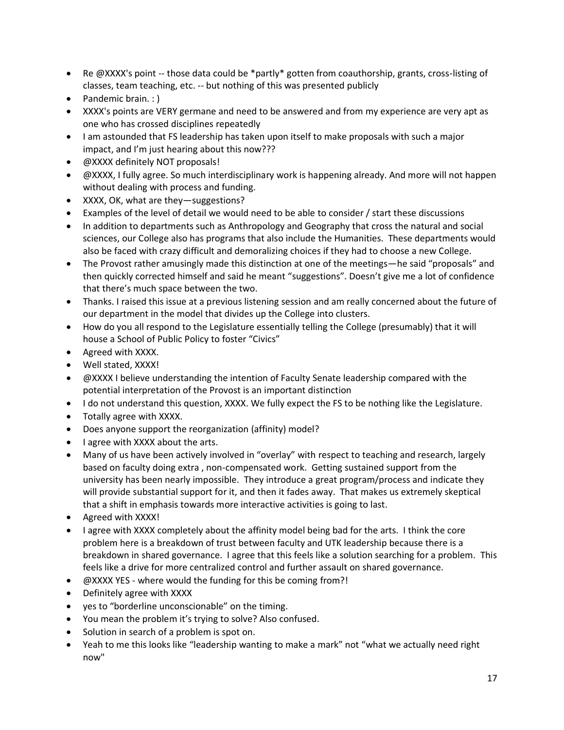- Re @XXXX's point -- those data could be *partly* gotten from coauthorship, grants, cross-listing of classes, team teaching, etc. -- but nothing of this was presented publicly
- Pandemic brain. : )
- XXXX's points are VERY germane and need to be answered and from my experience are very apt as one who has crossed disciplines repeatedly
- I am astounded that FS leadership has taken upon itself to make proposals with such a major impact, and I'm just hearing about this now???
- @XXXX definitely NOT proposals!
- @XXXX, I fully agree. So much interdisciplinary work is happening already. And more will not happen without dealing with process and funding.
- XXXX, OK, what are they—suggestions?
- Examples of the level of detail we would need to be able to consider / start these discussions
- In addition to departments such as Anthropology and Geography that cross the natural and social sciences, our College also has programs that also include the Humanities. These departments would also be faced with crazy difficult and demoralizing choices if they had to choose a new College.
- The Provost rather amusingly made this distinction at one of the meetings—he said "proposals" and then quickly corrected himself and said he meant "suggestions". Doesn't give me a lot of confidence that there's much space between the two.
- Thanks. I raised this issue at a previous listening session and am really concerned about the future of our department in the model that divides up the College into clusters.
- How do you all respond to the Legislature essentially telling the College (presumably) that it will house a School of Public Policy to foster "Civics"
- Agreed with XXXX.
- Well stated, XXXX!
- @XXXX I believe understanding the intention of Faculty Senate leadership compared with the potential interpretation of the Provost is an important distinction
- I do not understand this question, XXXX. We fully expect the FS to be nothing like the Legislature.
- Totally agree with XXXX.
- Does anyone support the reorganization (affinity) model?
- I agree with XXXX about the arts.
- Many of us have been actively involved in "overlay" with respect to teaching and research, largely based on faculty doing extra , non-compensated work. Getting sustained support from the university has been nearly impossible. They introduce a great program/process and indicate they will provide substantial support for it, and then it fades away. That makes us extremely skeptical that a shift in emphasis towards more interactive activities is going to last.
- Agreed with XXXX!
- I agree with XXXX completely about the affinity model being bad for the arts. I think the core problem here is a breakdown of trust between faculty and UTK leadership because there is a breakdown in shared governance. I agree that this feels like a solution searching for a problem. This feels like a drive for more centralized control and further assault on shared governance.
- @XXXX YES - where would the funding for this be coming from?!
- Definitely agree with XXXX
- yes to "borderline unconscionable" on the timing.
- You mean the problem it's trying to solve? Also confused.
- Solution in search of a problem is spot on.
- Yeah to me this looks like "leadership wanting to make a mark" not "what we actually need right now"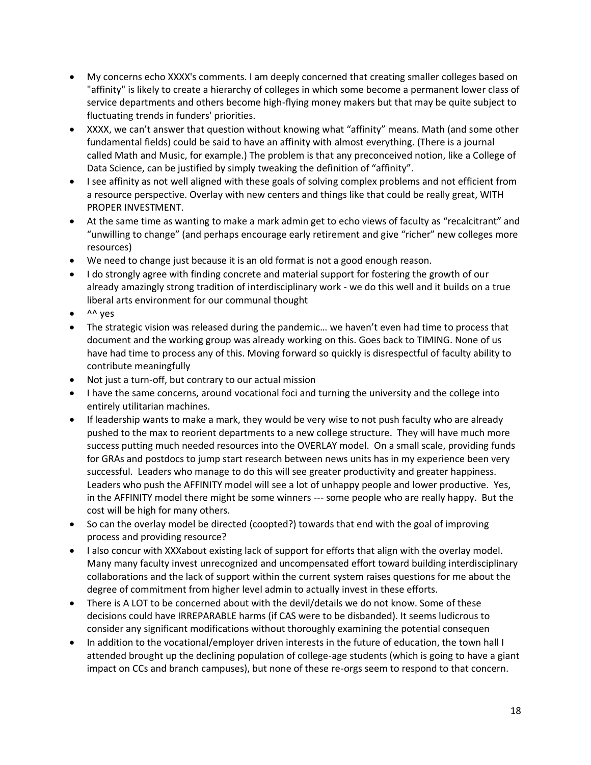- My concerns echo XXXX's comments. I am deeply concerned that creating smaller colleges based on "affinity" is likely to create a hierarchy of colleges in which some become a permanent lower class of service departments and others become high-flying money makers but that may be quite subject to fluctuating trends in funders' priorities.
- XXXX, we can't answer that question without knowing what "affinity" means. Math (and some other fundamental fields) could be said to have an affinity with almost everything. (There is a journal called Math and Music, for example.) The problem is that any preconceived notion, like a College of Data Science, can be justified by simply tweaking the definition of "affinity".
- I see affinity as not well aligned with these goals of solving complex problems and not efficient from a resource perspective. Overlay with new centers and things like that could be really great, WITH PROPER INVESTMENT.
- At the same time as wanting to make a mark admin get to echo views of faculty as "recalcitrant" and "unwilling to change" (and perhaps encourage early retirement and give "richer" new colleges more resources)
- We need to change just because it is an old format is not a good enough reason.
- I do strongly agree with finding concrete and material support for fostering the growth of our already amazingly strong tradition of interdisciplinary work - we do this well and it builds on a true liberal arts environment for our communal thought
- ^^ yes
- The strategic vision was released during the pandemic… we haven't even had time to process that document and the working group was already working on this. Goes back to TIMING. None of us have had time to process any of this. Moving forward so quickly is disrespectful of faculty ability to contribute meaningfully
- Not just a turn-off, but contrary to our actual mission
- I have the same concerns, around vocational foci and turning the university and the college into entirely utilitarian machines.
- If leadership wants to make a mark, they would be very wise to not push faculty who are already pushed to the max to reorient departments to a new college structure. They will have much more success putting much needed resources into the OVERLAY model. On a small scale, providing funds for GRAs and postdocs to jump start research between news units has in my experience been very successful. Leaders who manage to do this will see greater productivity and greater happiness. Leaders who push the AFFINITY model will see a lot of unhappy people and lower productive. Yes, in the AFFINITY model there might be some winners --- some people who are really happy. But the cost will be high for many others.
- So can the overlay model be directed (coopted?) towards that end with the goal of improving process and providing resource?
- I also concur with XXXabout existing lack of support for efforts that align with the overlay model. Many many faculty invest unrecognized and uncompensated effort toward building interdisciplinary collaborations and the lack of support within the current system raises questions for me about the degree of commitment from higher level admin to actually invest in these efforts.
- There is A LOT to be concerned about with the devil/details we do not know. Some of these decisions could have IRREPARABLE harms (if CAS were to be disbanded). It seems ludicrous to consider any significant modifications without thoroughly examining the potential consequen
- In addition to the vocational/employer driven interests in the future of education, the town hall I attended brought up the declining population of college-age students (which is going to have a giant impact on CCs and branch campuses), but none of these re-orgs seem to respond to that concern.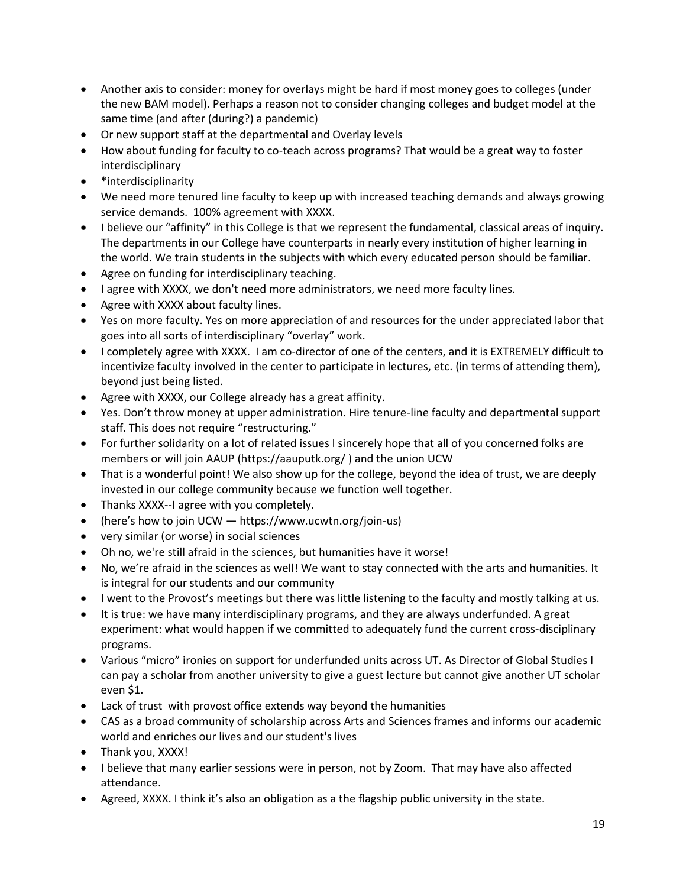- Another axis to consider: money for overlays might be hard if most money goes to colleges (under the new BAM model). Perhaps a reason not to consider changing colleges and budget model at the same time (and after (during?) a pandemic)
- Or new support staff at the departmental and Overlay levels
- How about funding for faculty to co-teach across programs? That would be a great way to foster interdisciplinary
- *interdisciplinarity
- We need more tenured line faculty to keep up with increased teaching demands and always growing service demands.  100% agreement with XXXX.
- I believe our "affinity" in this College is that we represent the fundamental, classical areas of inquiry. The departments in our College have counterparts in nearly every institution of higher learning in the world. We train students in the subjects with which every educated person should be familiar.
- Agree on funding for interdisciplinary teaching.
- I agree with XXXX, we don't need more administrators, we need more faculty lines.
- Agree with XXXX about faculty lines.
- Yes on more faculty. Yes on more appreciation of and resources for the under appreciated labor that goes into all sorts of interdisciplinary "overlay" work.
- I completely agree with XXXX.  I am co-director of one of the centers, and it is EXTREMELY difficult to incentivize faculty involved in the center to participate in lectures, etc. (in terms of attending them), beyond just being listed.
- Agree with XXXX, our College already has a great affinity.
- Yes. Don't throw money at upper administration. Hire tenure-line faculty and departmental support staff. This does not require "restructuring."
- For further solidarity on a lot of related issues I sincerely hope that all of you concerned folks are members or will join AAUP (https://aauputk.org/ ) and the union UCW
- That is a wonderful point! We also show up for the college, beyond the idea of trust, we are deeply invested in our college community because we function well together.
- Thanks XXXX--I agree with you completely.
- (here's how to join UCW — https://www.ucwtn.org/join-us)
- very similar (or worse) in social sciences
- Oh no, we're still afraid in the sciences, but humanities have it worse!
- No, we're afraid in the sciences as well! We want to stay connected with the arts and humanities. It is integral for our students and our community
- I went to the Provost's meetings but there was little listening to the faculty and mostly talking at us.
- It is true: we have many interdisciplinary programs, and they are always underfunded. A great experiment: what would happen if we committed to adequately fund the current cross-disciplinary programs.
- Various "micro" ironies on support for underfunded units across UT. As Director of Global Studies I can pay a scholar from another university to give a guest lecture but cannot give another UT scholar even $1.
- Lack of trust  with provost office extends way beyond the humanities
- CAS as a broad community of scholarship across Arts and Sciences frames and informs our academic world and enriches our lives and our student's lives
- Thank you, XXXX!
- I believe that many earlier sessions were in person, not by Zoom.  That may have also affected attendance.
- Agreed, XXXX. I think it's also an obligation as a the flagship public university in the state.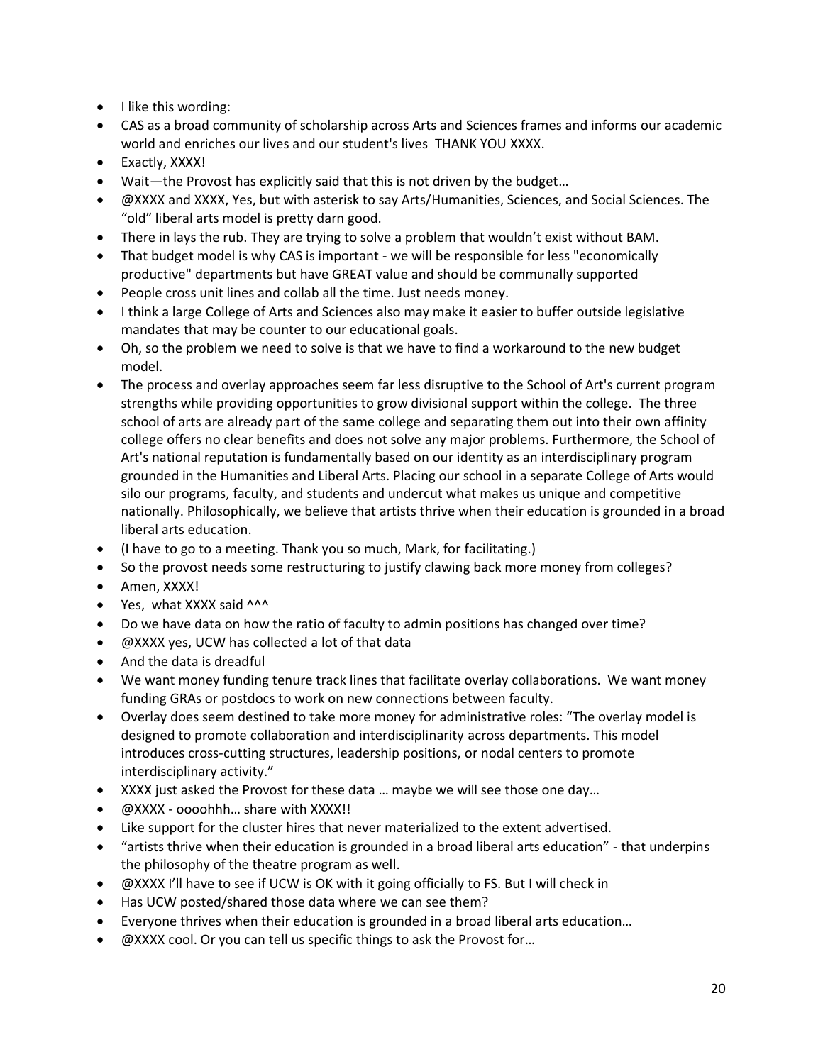- I like this wording:
- CAS as a broad community of scholarship across Arts and Sciences frames and informs our academic world and enriches our lives and our student's lives  THANK YOU XXXX.
- Exactly, XXXX!
- Wait—the Provost has explicitly said that this is not driven by the budget…
- @XXXX and XXXX, Yes, but with asterisk to say Arts/Humanities, Sciences, and Social Sciences. The "old" liberal arts model is pretty darn good.
- There in lays the rub. They are trying to solve a problem that wouldn't exist without BAM.
- That budget model is why CAS is important - we will be responsible for less "economically productive" departments but have GREAT value and should be communally supported
- People cross unit lines and collab all the time. Just needs money.
- I think a large College of Arts and Sciences also may make it easier to buffer outside legislative mandates that may be counter to our educational goals.
- Oh, so the problem we need to solve is that we have to find a workaround to the new budget model.
- The process and overlay approaches seem far less disruptive to the School of Art's current program strengths while providing opportunities to grow divisional support within the college.  The three school of arts are already part of the same college and separating them out into their own affinity college offers no clear benefits and does not solve any major problems. Furthermore, the School of Art's national reputation is fundamentally based on our identity as an interdisciplinary program grounded in the Humanities and Liberal Arts. Placing our school in a separate College of Arts would silo our programs, faculty, and students and undercut what makes us unique and competitive nationally. Philosophically, we believe that artists thrive when their education is grounded in a broad liberal arts education.
- (I have to go to a meeting. Thank you so much, Mark, for facilitating.)
- So the provost needs some restructuring to justify clawing back more money from colleges?
- Amen, XXXX!
- Yes,  what XXXX said ^^^
- Do we have data on how the ratio of faculty to admin positions has changed over time?
- @XXXX yes, UCW has collected a lot of that data
- And the data is dreadful
- We want money funding tenure track lines that facilitate overlay collaborations.  We want money funding GRAs or postdocs to work on new connections between faculty.
- Overlay does seem destined to take more money for administrative roles: "The overlay model is designed to promote collaboration and interdisciplinarity across departments. This model introduces cross-cutting structures, leadership positions, or nodal centers to promote interdisciplinary activity."
- XXXX just asked the Provost for these data … maybe we will see those one day…
- @XXXX - oooohhh… share with XXXX!!
- Like support for the cluster hires that never materialized to the extent advertised.
- "artists thrive when their education is grounded in a broad liberal arts education" - that underpins the philosophy of the theatre program as well.
- @XXXX I'll have to see if UCW is OK with it going officially to FS. But I will check in
- Has UCW posted/shared those data where we can see them?
- Everyone thrives when their education is grounded in a broad liberal arts education…
- @XXXX cool. Or you can tell us specific things to ask the Provost for…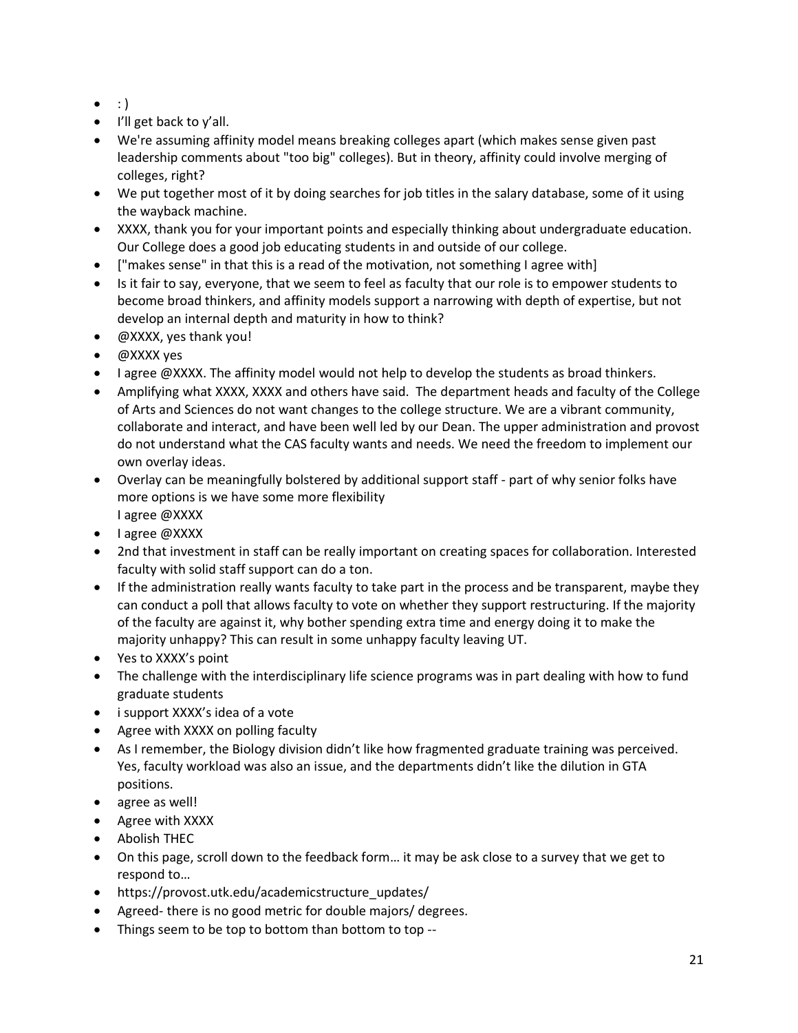- : )
- I'll get back to y'all.
- We're assuming affinity model means breaking colleges apart (which makes sense given past leadership comments about "too big" colleges). But in theory, affinity could involve merging of colleges, right?
- We put together most of it by doing searches for job titles in the salary database, some of it using the wayback machine.
- XXXX, thank you for your important points and especially thinking about undergraduate education. Our College does a good job educating students in and outside of our college.
- ["makes sense" in that this is a read of the motivation, not something I agree with]
- Is it fair to say, everyone, that we seem to feel as faculty that our role is to empower students to become broad thinkers, and affinity models support a narrowing with depth of expertise, but not develop an internal depth and maturity in how to think?
- @XXXX, yes thank you!
- @XXXX yes
- I agree @XXXX. The affinity model would not help to develop the students as broad thinkers.
- Amplifying what XXXX, XXXX and others have said. The department heads and faculty of the College of Arts and Sciences do not want changes to the college structure. We are a vibrant community, collaborate and interact, and have been well led by our Dean. The upper administration and provost do not understand what the CAS faculty wants and needs. We need the freedom to implement our own overlay ideas.
- Overlay can be meaningfully bolstered by additional support staff - part of why senior folks have more options is we have some more flexibility
  I agree @XXXX
- I agree @XXXX
- 2nd that investment in staff can be really important on creating spaces for collaboration. Interested faculty with solid staff support can do a ton.
- If the administration really wants faculty to take part in the process and be transparent, maybe they can conduct a poll that allows faculty to vote on whether they support restructuring. If the majority of the faculty are against it, why bother spending extra time and energy doing it to make the majority unhappy? This can result in some unhappy faculty leaving UT.
- Yes to XXXX's point
- The challenge with the interdisciplinary life science programs was in part dealing with how to fund graduate students
- i support XXXX's idea of a vote
- Agree with XXXX on polling faculty
- As I remember, the Biology division didn't like how fragmented graduate training was perceived. Yes, faculty workload was also an issue, and the departments didn't like the dilution in GTA positions.
- agree as well!
- Agree with XXXX
- Abolish THEC
- On this page, scroll down to the feedback form… it may be ask close to a survey that we get to respond to…
- https://provost.utk.edu/academicstructure_updates/
- Agreed- there is no good metric for double majors/ degrees.
- Things seem to be top to bottom than bottom to top --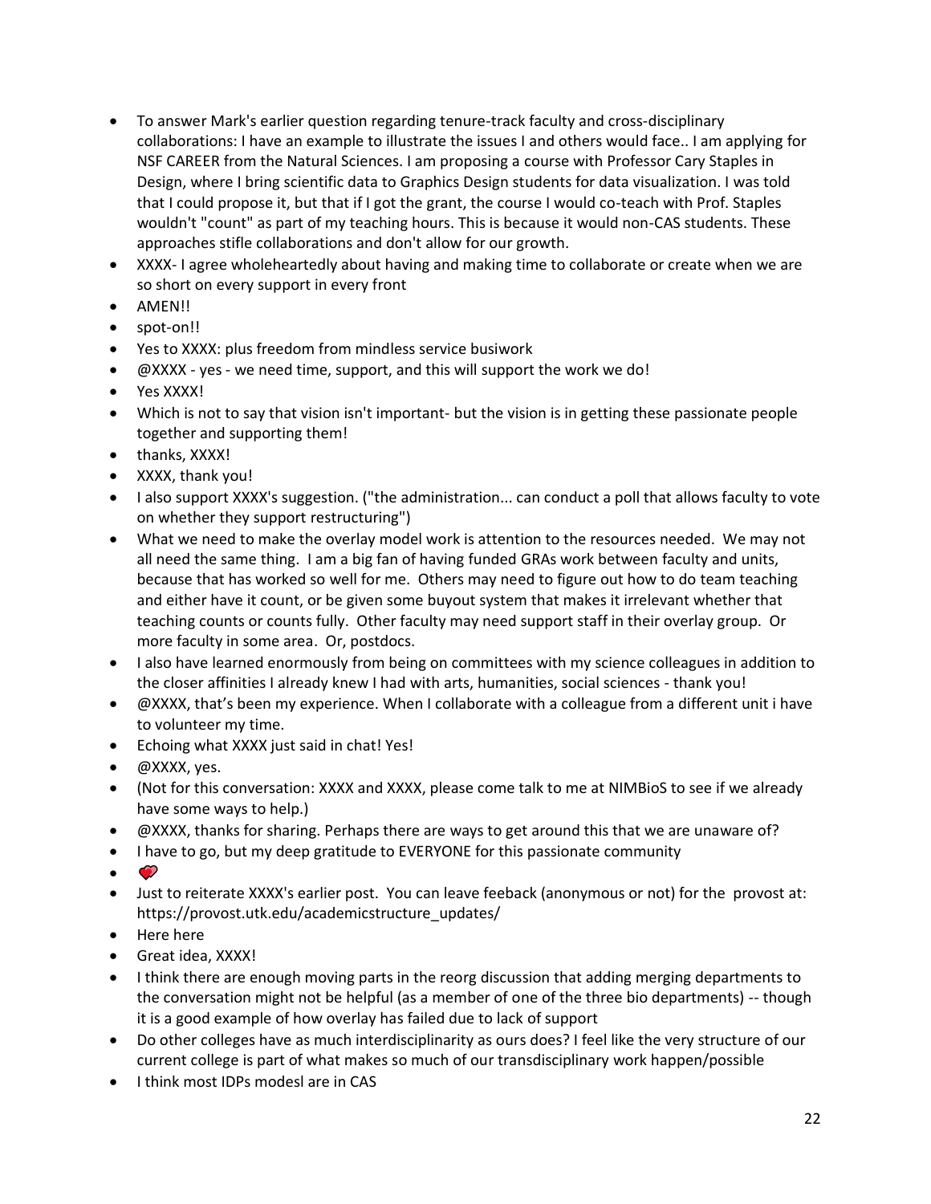- To answer Mark's earlier question regarding tenure-track faculty and cross-disciplinary collaborations: I have an example to illustrate the issues I and others would face.. I am applying for NSF CAREER from the Natural Sciences. I am proposing a course with Professor Cary Staples in Design, where I bring scientific data to Graphics Design students for data visualization. I was told that I could propose it, but that if I got the grant, the course I would co-teach with Prof. Staples wouldn't "count" as part of my teaching hours. This is because it would non-CAS students. These approaches stifle collaborations and don't allow for our growth.
- XXXX- I agree wholeheartedly about having and making time to collaborate or create when we are so short on every support in every front
- AMEN!!
- spot-on!!
- Yes to XXXX: plus freedom from mindless service busiwork
- @XXXX - yes - we need time, support, and this will support the work we do!
- Yes XXXX!
- Which is not to say that vision isn't important- but the vision is in getting these passionate people together and supporting them!
- thanks, XXXX!
- XXXX, thank you!
- I also support XXXX's suggestion. ("the administration... can conduct a poll that allows faculty to vote on whether they support restructuring")
- What we need to make the overlay model work is attention to the resources needed. We may not all need the same thing. I am a big fan of having funded GRAs work between faculty and units, because that has worked so well for me. Others may need to figure out how to do team teaching and either have it count, or be given some buyout system that makes it irrelevant whether that teaching counts or counts fully. Other faculty may need support staff in their overlay group. Or more faculty in some area. Or, postdocs.
- I also have learned enormously from being on committees with my science colleagues in addition to the closer affinities I already knew I had with arts, humanities, social sciences - thank you!
- @XXXX, that's been my experience. When I collaborate with a colleague from a different unit i have to volunteer my time.
- Echoing what XXXX just said in chat! Yes!
- @XXXX, yes.
- (Not for this conversation: XXXX and XXXX, please come talk to me at NIMBioS to see if we already have some ways to help.)
- @XXXX, thanks for sharing. Perhaps there are ways to get around this that we are unaware of?
- I have to go, but my deep gratitude to EVERYONE for this passionate community
- ❤
- Just to reiterate XXXX's earlier post. You can leave feeback (anonymous or not) for the provost at: https://provost.utk.edu/academicstructure_updates/
- Here here
- Great idea, XXXX!
- I think there are enough moving parts in the reorg discussion that adding merging departments to the conversation might not be helpful (as a member of one of the three bio departments) -- though it is a good example of how overlay has failed due to lack of support
- Do other colleges have as much interdisciplinarity as ours does? I feel like the very structure of our current college is part of what makes so much of our transdisciplinary work happen/possible
- I think most IDPs modesl are in CAS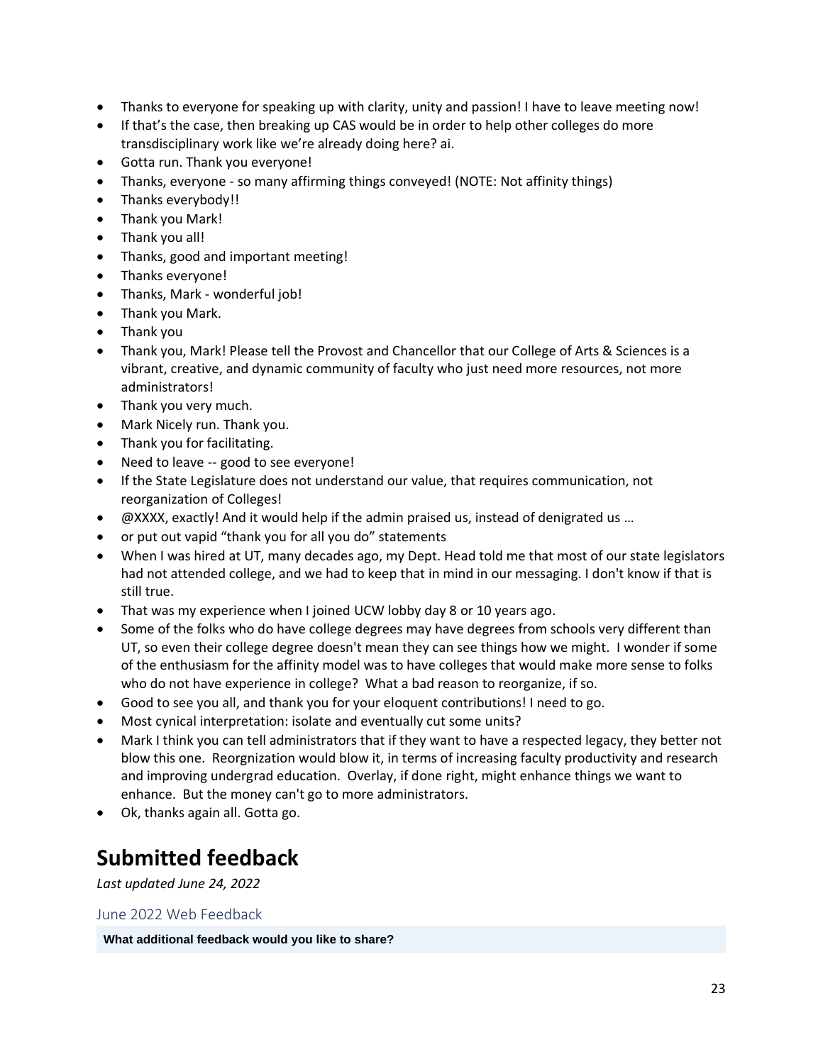- Thanks to everyone for speaking up with clarity, unity and passion! I have to leave meeting now!
- If that's the case, then breaking up CAS would be in order to help other colleges do more transdisciplinary work like we're already doing here? ai.
- Gotta run. Thank you everyone!
- Thanks, everyone - so many affirming things conveyed! (NOTE: Not affinity things)
- Thanks everybody!!
- Thank you Mark!
- Thank you all!
- Thanks, good and important meeting!
- Thanks everyone!
- Thanks, Mark - wonderful job!
- Thank you Mark.
- Thank you
- Thank you, Mark! Please tell the Provost and Chancellor that our College of Arts & Sciences is a vibrant, creative, and dynamic community of faculty who just need more resources, not more administrators!
- Thank you very much.
- Mark Nicely run. Thank you.
- Thank you for facilitating.
- Need to leave -- good to see everyone!
- If the State Legislature does not understand our value, that requires communication, not reorganization of Colleges!
- @XXXX, exactly! And it would help if the admin praised us, instead of denigrated us …
- or put out vapid "thank you for all you do" statements
- When I was hired at UT, many decades ago, my Dept. Head told me that most of our state legislators had not attended college, and we had to keep that in mind in our messaging. I don't know if that is still true.
- That was my experience when I joined UCW lobby day 8 or 10 years ago.
- Some of the folks who do have college degrees may have degrees from schools very different than UT, so even their college degree doesn't mean they can see things how we might. I wonder if some of the enthusiasm for the affinity model was to have colleges that would make more sense to folks who do not have experience in college? What a bad reason to reorganize, if so.
- Good to see you all, and thank you for your eloquent contributions! I need to go.
- Most cynical interpretation: isolate and eventually cut some units?
- Mark I think you can tell administrators that if they want to have a respected legacy, they better not blow this one. Reorgnization would blow it, in terms of increasing faculty productivity and research and improving undergrad education. Overlay, if done right, might enhance things we want to enhance. But the money can't go to more administrators.
- Ok, thanks again all. Gotta go.

# Submitted feedback

*Last updated June 24, 2022*

## June 2022 Web Feedback

| What additional feedback would you like to share? |
|---|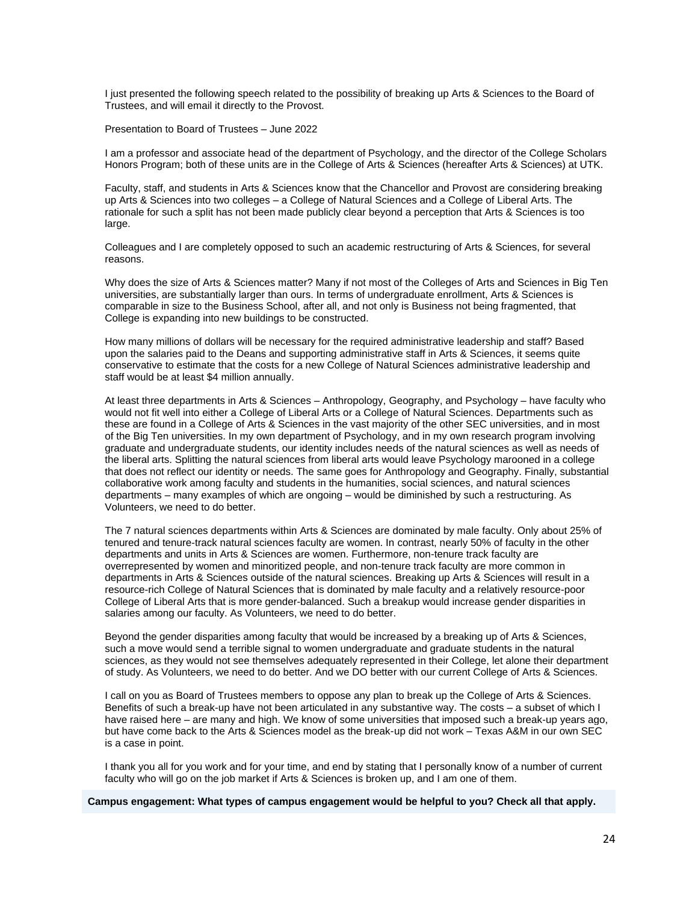I just presented the following speech related to the possibility of breaking up Arts & Sciences to the Board of Trustees, and will email it directly to the Provost.

Presentation to Board of Trustees – June 2022

I am a professor and associate head of the department of Psychology, and the director of the College Scholars Honors Program; both of these units are in the College of Arts & Sciences (hereafter Arts & Sciences) at UTK.

Faculty, staff, and students in Arts & Sciences know that the Chancellor and Provost are considering breaking up Arts & Sciences into two colleges – a College of Natural Sciences and a College of Liberal Arts. The rationale for such a split has not been made publicly clear beyond a perception that Arts & Sciences is too large.

Colleagues and I are completely opposed to such an academic restructuring of Arts & Sciences, for several reasons.

Why does the size of Arts & Sciences matter? Many if not most of the Colleges of Arts and Sciences in Big Ten universities, are substantially larger than ours. In terms of undergraduate enrollment, Arts & Sciences is comparable in size to the Business School, after all, and not only is Business not being fragmented, that College is expanding into new buildings to be constructed.

How many millions of dollars will be necessary for the required administrative leadership and staff? Based upon the salaries paid to the Deans and supporting administrative staff in Arts & Sciences, it seems quite conservative to estimate that the costs for a new College of Natural Sciences administrative leadership and staff would be at least $4 million annually.

At least three departments in Arts & Sciences – Anthropology, Geography, and Psychology – have faculty who would not fit well into either a College of Liberal Arts or a College of Natural Sciences. Departments such as these are found in a College of Arts & Sciences in the vast majority of the other SEC universities, and in most of the Big Ten universities. In my own department of Psychology, and in my own research program involving graduate and undergraduate students, our identity includes needs of the natural sciences as well as needs of the liberal arts. Splitting the natural sciences from liberal arts would leave Psychology marooned in a college that does not reflect our identity or needs. The same goes for Anthropology and Geography. Finally, substantial collaborative work among faculty and students in the humanities, social sciences, and natural sciences departments – many examples of which are ongoing – would be diminished by such a restructuring. As Volunteers, we need to do better.

The 7 natural sciences departments within Arts & Sciences are dominated by male faculty. Only about 25% of tenured and tenure-track natural sciences faculty are women. In contrast, nearly 50% of faculty in the other departments and units in Arts & Sciences are women. Furthermore, non-tenure track faculty are overrepresented by women and minoritized people, and non-tenure track faculty are more common in departments in Arts & Sciences outside of the natural sciences. Breaking up Arts & Sciences will result in a resource-rich College of Natural Sciences that is dominated by male faculty and a relatively resource-poor College of Liberal Arts that is more gender-balanced. Such a breakup would increase gender disparities in salaries among our faculty. As Volunteers, we need to do better.

Beyond the gender disparities among faculty that would be increased by a breaking up of Arts & Sciences, such a move would send a terrible signal to women undergraduate and graduate students in the natural sciences, as they would not see themselves adequately represented in their College, let alone their department of study. As Volunteers, we need to do better. And we DO better with our current College of Arts & Sciences.

I call on you as Board of Trustees members to oppose any plan to break up the College of Arts & Sciences. Benefits of such a break-up have not been articulated in any substantive way. The costs – a subset of which I have raised here – are many and high. We know of some universities that imposed such a break-up years ago, but have come back to the Arts & Sciences model as the break-up did not work – Texas A&M in our own SEC is a case in point.

I thank you all for you work and for your time, and end by stating that I personally know of a number of current faculty who will go on the job market if Arts & Sciences is broken up, and I am one of them.

**Campus engagement: What types of campus engagement would be helpful to you? Check all that apply.**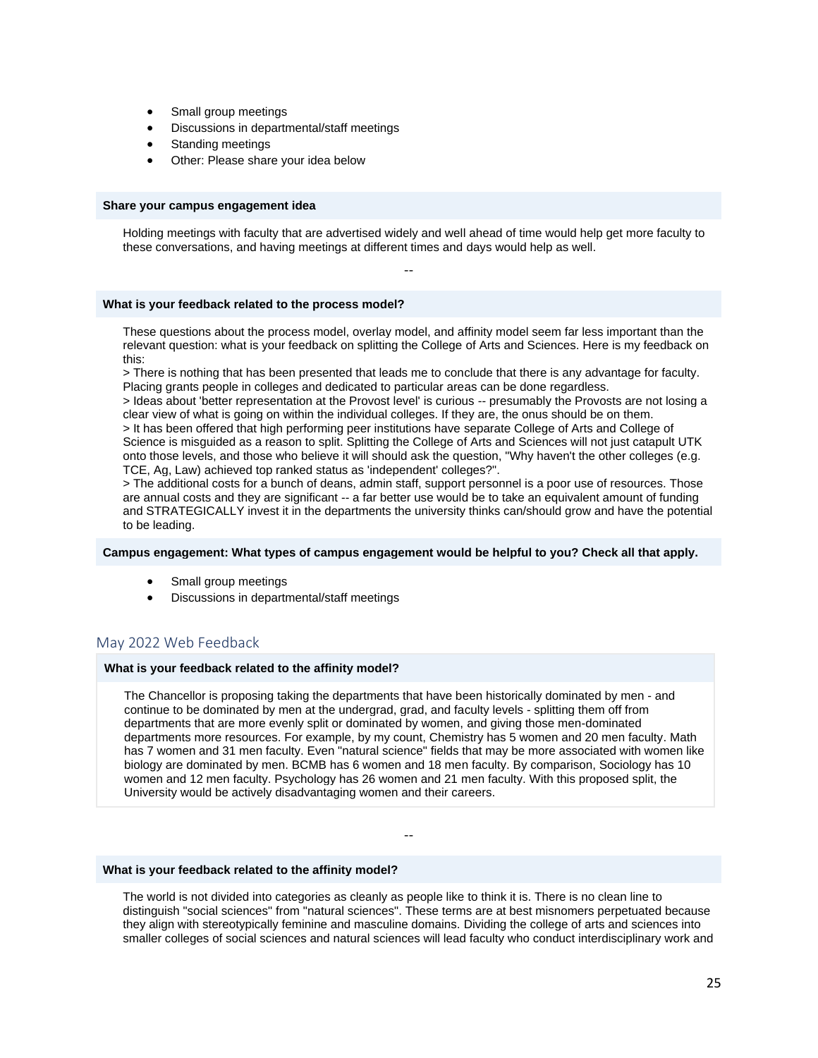- Small group meetings
- Discussions in departmental/staff meetings
- Standing meetings
- Other: Please share your idea below

**Share your campus engagement idea**

Holding meetings with faculty that are advertised widely and well ahead of time would help get more faculty to these conversations, and having meetings at different times and days would help as well.

--

**What is your feedback related to the process model?**

These questions about the process model, overlay model, and affinity model seem far less important than the relevant question: what is your feedback on splitting the College of Arts and Sciences. Here is my feedback on this:

> There is nothing that has been presented that leads me to conclude that there is any advantage for faculty. Placing grants people in colleges and dedicated to particular areas can be done regardless.

> Ideas about 'better representation at the Provost level' is curious -- presumably the Provosts are not losing a clear view of what is going on within the individual colleges. If they are, the onus should be on them.

> It has been offered that high performing peer institutions have separate College of Arts and College of Science is misguided as a reason to split. Splitting the College of Arts and Sciences will not just catapult UTK onto those levels, and those who believe it will should ask the question, "Why haven't the other colleges (e.g. TCE, Ag, Law) achieved top ranked status as 'independent' colleges?".

> The additional costs for a bunch of deans, admin staff, support personnel is a poor use of resources. Those are annual costs and they are significant -- a far better use would be to take an equivalent amount of funding and STRATEGICALLY invest it in the departments the university thinks can/should grow and have the potential to be leading.

**Campus engagement: What types of campus engagement would be helpful to you? Check all that apply.**

- Small group meetings
- Discussions in departmental/staff meetings

## May 2022 Web Feedback

**What is your feedback related to the affinity model?**

The Chancellor is proposing taking the departments that have been historically dominated by men - and continue to be dominated by men at the undergrad, grad, and faculty levels - splitting them off from departments that are more evenly split or dominated by women, and giving those men-dominated departments more resources. For example, by my count, Chemistry has 5 women and 20 men faculty. Math has 7 women and 31 men faculty. Even "natural science" fields that may be more associated with women like biology are dominated by men. BCMB has 6 women and 18 men faculty. By comparison, Sociology has 10 women and 12 men faculty. Psychology has 26 women and 21 men faculty. With this proposed split, the University would be actively disadvantaging women and their careers.

--

**What is your feedback related to the affinity model?**

The world is not divided into categories as cleanly as people like to think it is. There is no clean line to distinguish "social sciences" from "natural sciences". These terms are at best misnomers perpetuated because they align with stereotypically feminine and masculine domains. Dividing the college of arts and sciences into smaller colleges of social sciences and natural sciences will lead faculty who conduct interdisciplinary work and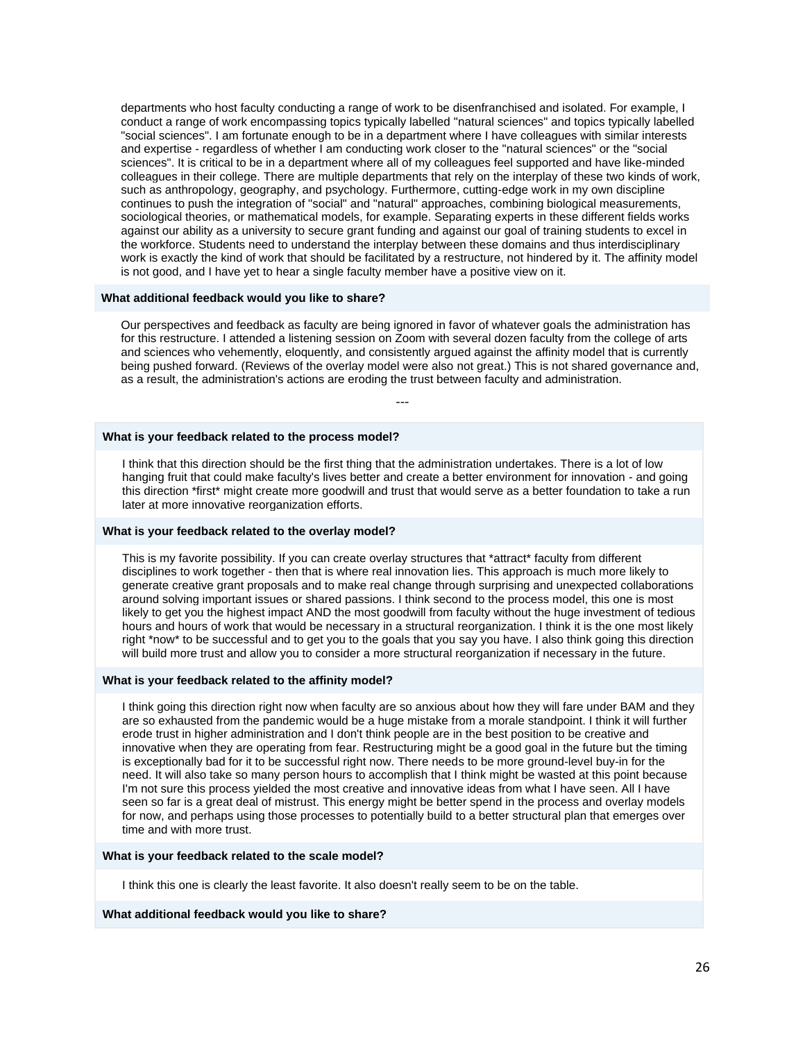departments who host faculty conducting a range of work to be disenfranchised and isolated. For example, I conduct a range of work encompassing topics typically labelled "natural sciences" and topics typically labelled "social sciences". I am fortunate enough to be in a department where I have colleagues with similar interests and expertise - regardless of whether I am conducting work closer to the "natural sciences" or the "social sciences". It is critical to be in a department where all of my colleagues feel supported and have like-minded colleagues in their college. There are multiple departments that rely on the interplay of these two kinds of work, such as anthropology, geography, and psychology. Furthermore, cutting-edge work in my own discipline continues to push the integration of "social" and "natural" approaches, combining biological measurements, sociological theories, or mathematical models, for example. Separating experts in these different fields works against our ability as a university to secure grant funding and against our goal of training students to excel in the workforce. Students need to understand the interplay between these domains and thus interdisciplinary work is exactly the kind of work that should be facilitated by a restructure, not hindered by it. The affinity model is not good, and I have yet to hear a single faculty member have a positive view on it.

**What additional feedback would you like to share?**

Our perspectives and feedback as faculty are being ignored in favor of whatever goals the administration has for this restructure. I attended a listening session on Zoom with several dozen faculty from the college of arts and sciences who vehemently, eloquently, and consistently argued against the affinity model that is currently being pushed forward. (Reviews of the overlay model were also not great.) This is not shared governance and, as a result, the administration's actions are eroding the trust between faculty and administration.

---

**What is your feedback related to the process model?**

I think that this direction should be the first thing that the administration undertakes. There is a lot of low hanging fruit that could make faculty's lives better and create a better environment for innovation - and going this direction *first* might create more goodwill and trust that would serve as a better foundation to take a run later at more innovative reorganization efforts.

**What is your feedback related to the overlay model?**

This is my favorite possibility. If you can create overlay structures that *attract* faculty from different disciplines to work together - then that is where real innovation lies. This approach is much more likely to generate creative grant proposals and to make real change through surprising and unexpected collaborations around solving important issues or shared passions. I think second to the process model, this one is most likely to get you the highest impact AND the most goodwill from faculty without the huge investment of tedious hours and hours of work that would be necessary in a structural reorganization. I think it is the one most likely right *now* to be successful and to get you to the goals that you say you have. I also think going this direction will build more trust and allow you to consider a more structural reorganization if necessary in the future.

**What is your feedback related to the affinity model?**

I think going this direction right now when faculty are so anxious about how they will fare under BAM and they are so exhausted from the pandemic would be a huge mistake from a morale standpoint. I think it will further erode trust in higher administration and I don't think people are in the best position to be creative and innovative when they are operating from fear. Restructuring might be a good goal in the future but the timing is exceptionally bad for it to be successful right now. There needs to be more ground-level buy-in for the need. It will also take so many person hours to accomplish that I think might be wasted at this point because I'm not sure this process yielded the most creative and innovative ideas from what I have seen. All I have seen so far is a great deal of mistrust. This energy might be better spend in the process and overlay models for now, and perhaps using those processes to potentially build to a better structural plan that emerges over time and with more trust.

**What is your feedback related to the scale model?**

I think this one is clearly the least favorite. It also doesn't really seem to be on the table.

**What additional feedback would you like to share?**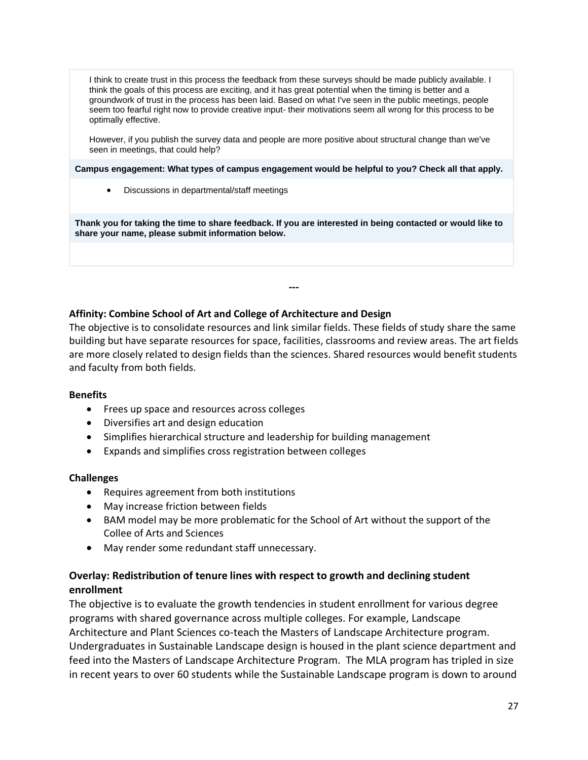I think to create trust in this process the feedback from these surveys should be made publicly available. I think the goals of this process are exciting, and it has great potential when the timing is better and a groundwork of trust in the process has been laid. Based on what I've seen in the public meetings, people seem too fearful right now to provide creative input- their motivations seem all wrong for this process to be optimally effective.

However, if you publish the survey data and people are more positive about structural change than we've seen in meetings, that could help?

**Campus engagement: What types of campus engagement would be helpful to you? Check all that apply.**

- Discussions in departmental/staff meetings

**Thank you for taking the time to share feedback. If you are interested in being contacted or would like to share your name, please submit information below.**

---

**Affinity: Combine School of Art and College of Architecture and Design**

The objective is to consolidate resources and link similar fields. These fields of study share the same building but have separate resources for space, facilities, classrooms and review areas. The art fields are more closely related to design fields than the sciences. Shared resources would benefit students and faculty from both fields.

**Benefits**

- Frees up space and resources across colleges
- Diversifies art and design education
- Simplifies hierarchical structure and leadership for building management
- Expands and simplifies cross registration between colleges

**Challenges**

- Requires agreement from both institutions
- May increase friction between fields
- BAM model may be more problematic for the School of Art without the support of the Collee of Arts and Sciences
- May render some redundant staff unnecessary.

**Overlay: Redistribution of tenure lines with respect to growth and declining student enrollment**

The objective is to evaluate the growth tendencies in student enrollment for various degree programs with shared governance across multiple colleges. For example, Landscape Architecture and Plant Sciences co-teach the Masters of Landscape Architecture program. Undergraduates in Sustainable Landscape design is housed in the plant science department and feed into the Masters of Landscape Architecture Program. The MLA program has tripled in size in recent years to over 60 students while the Sustainable Landscape program is down to around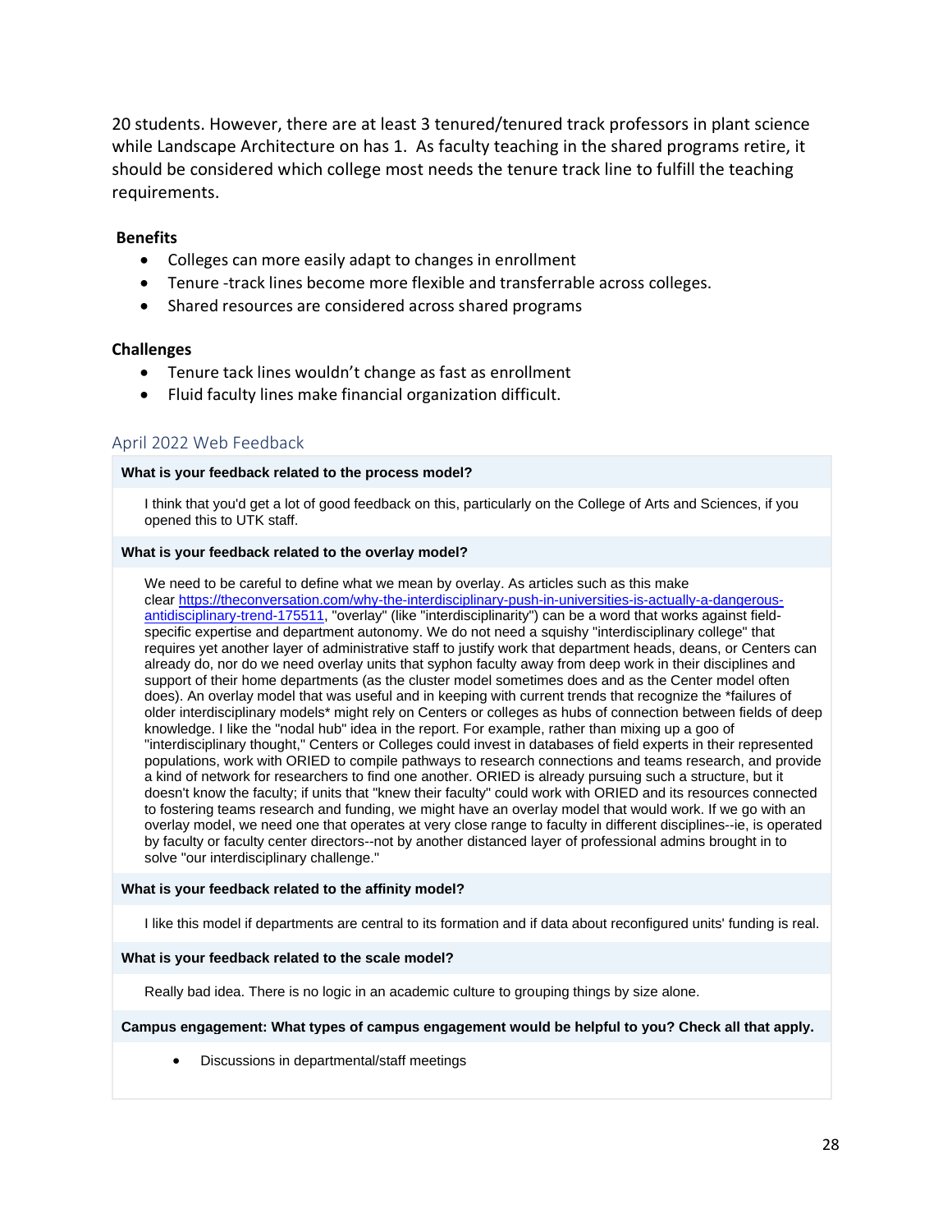20 students. However, there are at least 3 tenured/tenured track professors in plant science while Landscape Architecture on has 1. As faculty teaching in the shared programs retire, it should be considered which college most needs the tenure track line to fulfill the teaching requirements.

**Benefits**

- Colleges can more easily adapt to changes in enrollment
- Tenure -track lines become more flexible and transferrable across colleges.
- Shared resources are considered across shared programs

**Challenges**

- Tenure tack lines wouldn't change as fast as enrollment
- Fluid faculty lines make financial organization difficult.

## April 2022 Web Feedback

**What is your feedback related to the process model?**

I think that you'd get a lot of good feedback on this, particularly on the College of Arts and Sciences, if you opened this to UTK staff.

**What is your feedback related to the overlay model?**

We need to be careful to define what we mean by overlay. As articles such as this make clear https://theconversation.com/why-the-interdisciplinary-push-in-universities-is-actually-a-dangerous-antidisciplinary-trend-175511, "overlay" (like "interdisciplinarity") can be a word that works against field-specific expertise and department autonomy. We do not need a squishy "interdisciplinary college" that requires yet another layer of administrative staff to justify work that department heads, deans, or Centers can already do, nor do we need overlay units that syphon faculty away from deep work in their disciplines and support of their home departments (as the cluster model sometimes does and as the Center model often does). An overlay model that was useful and in keeping with current trends that recognize the *failures of older interdisciplinary models* might rely on Centers or colleges as hubs of connection between fields of deep knowledge. I like the "nodal hub" idea in the report. For example, rather than mixing up a goo of "interdisciplinary thought," Centers or Colleges could invest in databases of field experts in their represented populations, work with ORIED to compile pathways to research connections and teams research, and provide a kind of network for researchers to find one another. ORIED is already pursuing such a structure, but it doesn't know the faculty; if units that "knew their faculty" could work with ORIED and its resources connected to fostering teams research and funding, we might have an overlay model that would work. If we go with an overlay model, we need one that operates at very close range to faculty in different disciplines--ie, is operated by faculty or faculty center directors--not by another distanced layer of professional admins brought in to solve "our interdisciplinary challenge."

**What is your feedback related to the affinity model?**

I like this model if departments are central to its formation and if data about reconfigured units' funding is real.

**What is your feedback related to the scale model?**

Really bad idea. There is no logic in an academic culture to grouping things by size alone.

**Campus engagement: What types of campus engagement would be helpful to you? Check all that apply.**

- Discussions in departmental/staff meetings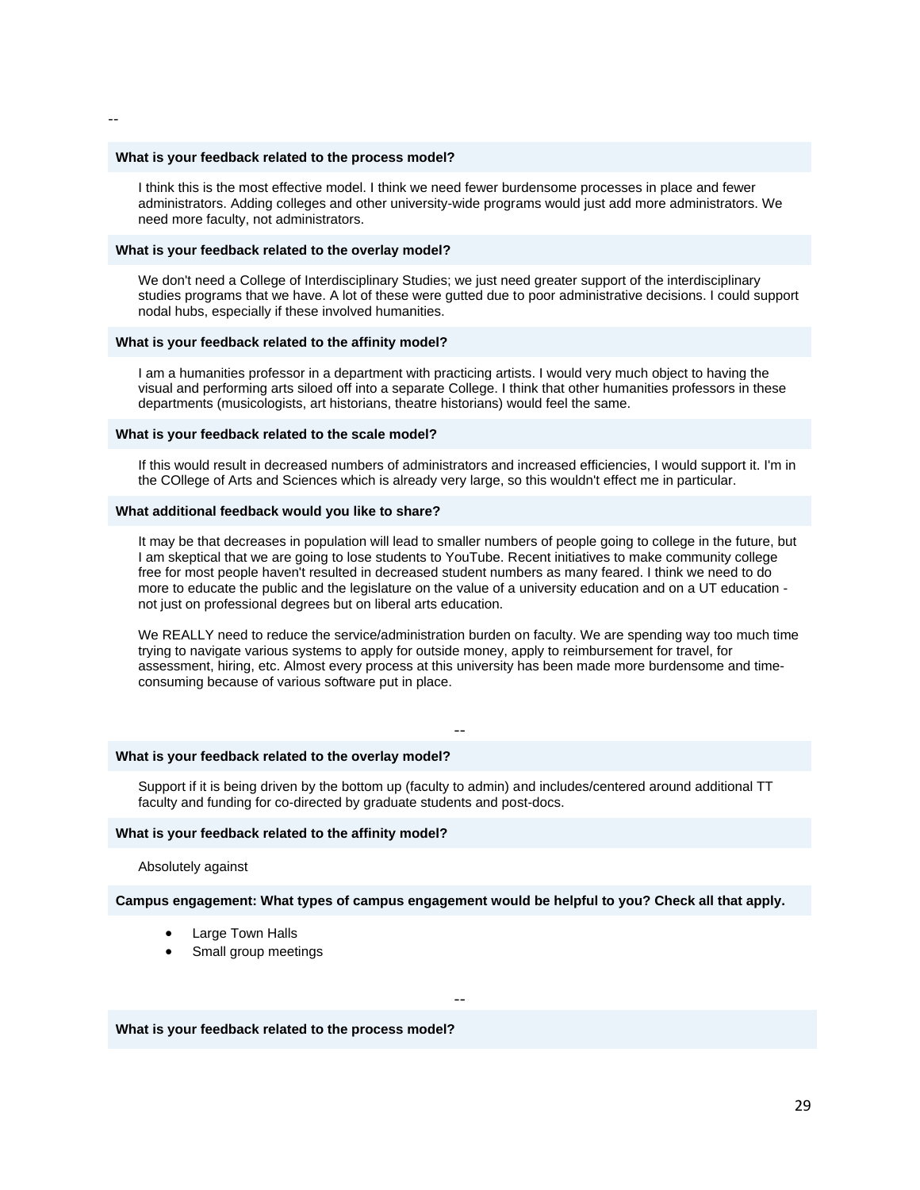--

**What is your feedback related to the process model?**

I think this is the most effective model. I think we need fewer burdensome processes in place and fewer administrators. Adding colleges and other university-wide programs would just add more administrators. We need more faculty, not administrators.

**What is your feedback related to the overlay model?**

We don't need a College of Interdisciplinary Studies; we just need greater support of the interdisciplinary studies programs that we have. A lot of these were gutted due to poor administrative decisions. I could support nodal hubs, especially if these involved humanities.

**What is your feedback related to the affinity model?**

I am a humanities professor in a department with practicing artists. I would very much object to having the visual and performing arts siloed off into a separate College. I think that other humanities professors in these departments (musicologists, art historians, theatre historians) would feel the same.

**What is your feedback related to the scale model?**

If this would result in decreased numbers of administrators and increased efficiencies, I would support it. I'm in the COllege of Arts and Sciences which is already very large, so this wouldn't effect me in particular.

**What additional feedback would you like to share?**

It may be that decreases in population will lead to smaller numbers of people going to college in the future, but I am skeptical that we are going to lose students to YouTube. Recent initiatives to make community college free for most people haven't resulted in decreased student numbers as many feared. I think we need to do more to educate the public and the legislature on the value of a university education and on a UT education - not just on professional degrees but on liberal arts education.

We REALLY need to reduce the service/administration burden on faculty. We are spending way too much time trying to navigate various systems to apply for outside money, apply to reimbursement for travel, for assessment, hiring, etc. Almost every process at this university has been made more burdensome and time-consuming because of various software put in place.

--

**What is your feedback related to the overlay model?**

Support if it is being driven by the bottom up (faculty to admin) and includes/centered around additional TT faculty and funding for co-directed by graduate students and post-docs.

**What is your feedback related to the affinity model?**

Absolutely against

**Campus engagement: What types of campus engagement would be helpful to you? Check all that apply.**

- Large Town Halls
- Small group meetings

--

**What is your feedback related to the process model?**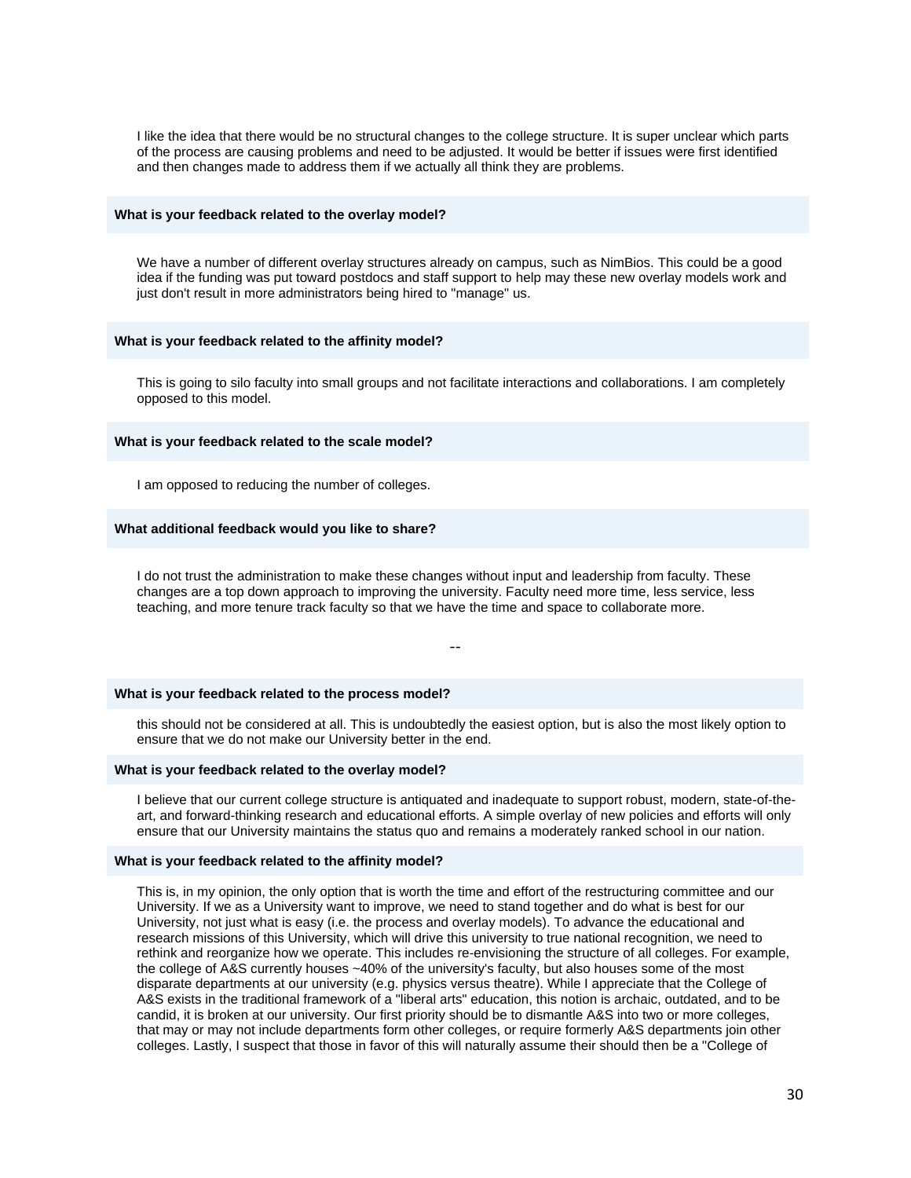I like the idea that there would be no structural changes to the college structure. It is super unclear which parts of the process are causing problems and need to be adjusted. It would be better if issues were first identified and then changes made to address them if we actually all think they are problems.

**What is your feedback related to the overlay model?**

We have a number of different overlay structures already on campus, such as NimBios. This could be a good idea if the funding was put toward postdocs and staff support to help may these new overlay models work and just don't result in more administrators being hired to "manage" us.

**What is your feedback related to the affinity model?**

This is going to silo faculty into small groups and not facilitate interactions and collaborations. I am completely opposed to this model.

**What is your feedback related to the scale model?**

I am opposed to reducing the number of colleges.

**What additional feedback would you like to share?**

I do not trust the administration to make these changes without input and leadership from faculty. These changes are a top down approach to improving the university. Faculty need more time, less service, less teaching, and more tenure track faculty so that we have the time and space to collaborate more.

--

**What is your feedback related to the process model?**

this should not be considered at all. This is undoubtedly the easiest option, but is also the most likely option to ensure that we do not make our University better in the end.

**What is your feedback related to the overlay model?**

I believe that our current college structure is antiquated and inadequate to support robust, modern, state-of-the-art, and forward-thinking research and educational efforts. A simple overlay of new policies and efforts will only ensure that our University maintains the status quo and remains a moderately ranked school in our nation.

**What is your feedback related to the affinity model?**

This is, in my opinion, the only option that is worth the time and effort of the restructuring committee and our University. If we as a University want to improve, we need to stand together and do what is best for our University, not just what is easy (i.e. the process and overlay models). To advance the educational and research missions of this University, which will drive this university to true national recognition, we need to rethink and reorganize how we operate. This includes re-envisioning the structure of all colleges. For example, the college of A&S currently houses ~40% of the university's faculty, but also houses some of the most disparate departments at our university (e.g. physics versus theatre). While I appreciate that the College of A&S exists in the traditional framework of a "liberal arts" education, this notion is archaic, outdated, and to be candid, it is broken at our university. Our first priority should be to dismantle A&S into two or more colleges, that may or may not include departments form other colleges, or require formerly A&S departments join other colleges. Lastly, I suspect that those in favor of this will naturally assume their should then be a "College of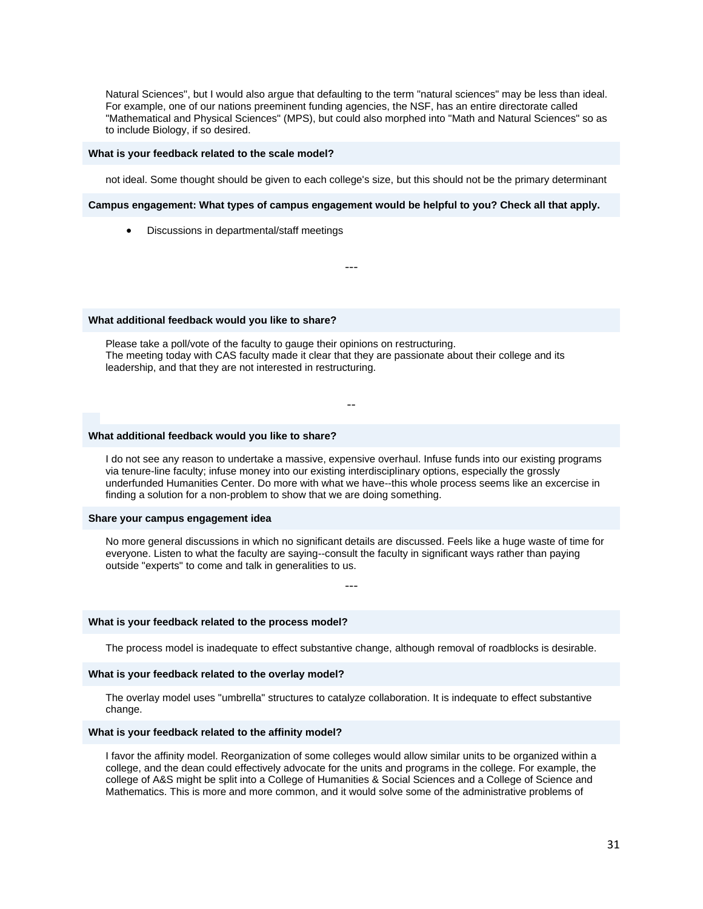Natural Sciences", but I would also argue that defaulting to the term "natural sciences" may be less than ideal. For example, one of our nations preeminent funding agencies, the NSF, has an entire directorate called "Mathematical and Physical Sciences" (MPS), but could also morphed into "Math and Natural Sciences" so as to include Biology, if so desired.

**What is your feedback related to the scale model?**

not ideal. Some thought should be given to each college's size, but this should not be the primary determinant

**Campus engagement: What types of campus engagement would be helpful to you? Check all that apply.**

- Discussions in departmental/staff meetings

---

**What additional feedback would you like to share?**

Please take a poll/vote of the faculty to gauge their opinions on restructuring.
The meeting today with CAS faculty made it clear that they are passionate about their college and its leadership, and that they are not interested in restructuring.

--

**What additional feedback would you like to share?**

I do not see any reason to undertake a massive, expensive overhaul. Infuse funds into our existing programs via tenure-line faculty; infuse money into our existing interdisciplinary options, especially the grossly underfunded Humanities Center. Do more with what we have--this whole process seems like an excercise in finding a solution for a non-problem to show that we are doing something.

**Share your campus engagement idea**

No more general discussions in which no significant details are discussed. Feels like a huge waste of time for everyone. Listen to what the faculty are saying--consult the faculty in significant ways rather than paying outside "experts" to come and talk in generalities to us.

---

**What is your feedback related to the process model?**

The process model is inadequate to effect substantive change, although removal of roadblocks is desirable.

**What is your feedback related to the overlay model?**

The overlay model uses "umbrella" structures to catalyze collaboration. It is indequate to effect substantive change.

**What is your feedback related to the affinity model?**

I favor the affinity model. Reorganization of some colleges would allow similar units to be organized within a college, and the dean could effectively advocate for the units and programs in the college. For example, the college of A&S might be split into a College of Humanities & Social Sciences and a College of Science and Mathematics. This is more and more common, and it would solve some of the administrative problems of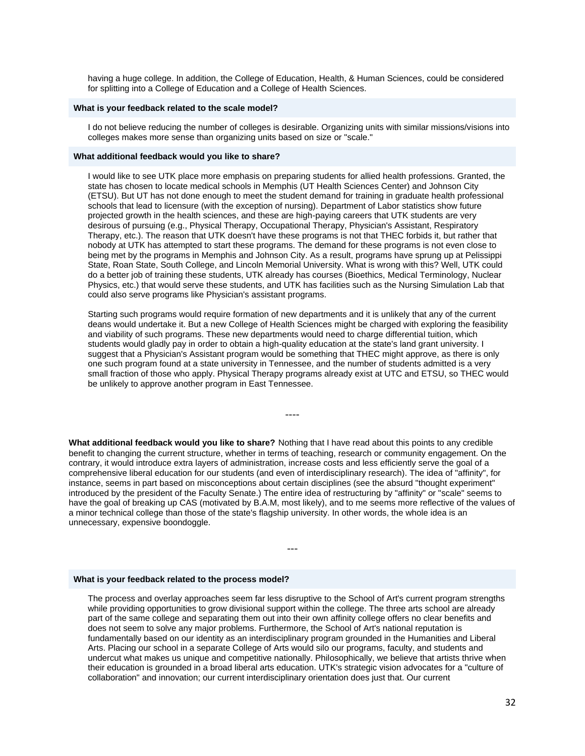having a huge college. In addition, the College of Education, Health, & Human Sciences, could be considered for splitting into a College of Education and a College of Health Sciences.

**What is your feedback related to the scale model?**

I do not believe reducing the number of colleges is desirable. Organizing units with similar missions/visions into colleges makes more sense than organizing units based on size or "scale."

**What additional feedback would you like to share?**

I would like to see UTK place more emphasis on preparing students for allied health professions. Granted, the state has chosen to locate medical schools in Memphis (UT Health Sciences Center) and Johnson City (ETSU). But UT has not done enough to meet the student demand for training in graduate health professional schools that lead to licensure (with the exception of nursing). Department of Labor statistics show future projected growth in the health sciences, and these are high-paying careers that UTK students are very desirous of pursuing (e.g., Physical Therapy, Occupational Therapy, Physician's Assistant, Respiratory Therapy, etc.). The reason that UTK doesn't have these programs is not that THEC forbids it, but rather that nobody at UTK has attempted to start these programs. The demand for these programs is not even close to being met by the programs in Memphis and Johnson City. As a result, programs have sprung up at Pelissippi State, Roan State, South College, and Lincoln Memorial University. What is wrong with this? Well, UTK could do a better job of training these students, UTK already has courses (Bioethics, Medical Terminology, Nuclear Physics, etc.) that would serve these students, and UTK has facilities such as the Nursing Simulation Lab that could also serve programs like Physician's assistant programs.

Starting such programs would require formation of new departments and it is unlikely that any of the current deans would undertake it. But a new College of Health Sciences might be charged with exploring the feasibility and viability of such programs. These new departments would need to charge differential tuition, which students would gladly pay in order to obtain a high-quality education at the state's land grant university. I suggest that a Physician's Assistant program would be something that THEC might approve, as there is only one such program found at a state university in Tennessee, and the number of students admitted is a very small fraction of those who apply. Physical Therapy programs already exist at UTC and ETSU, so THEC would be unlikely to approve another program in East Tennessee.

----

**What additional feedback would you like to share?** Nothing that I have read about this points to any credible benefit to changing the current structure, whether in terms of teaching, research or community engagement. On the contrary, it would introduce extra layers of administration, increase costs and less efficiently serve the goal of a comprehensive liberal education for our students (and even of interdisciplinary research). The idea of "affinity", for instance, seems in part based on misconceptions about certain disciplines (see the absurd "thought experiment" introduced by the president of the Faculty Senate.) The entire idea of restructuring by "affinity" or "scale" seems to have the goal of breaking up CAS (motivated by B.A.M, most likely), and to me seems more reflective of the values of a minor technical college than those of the state's flagship university. In other words, the whole idea is an unnecessary, expensive boondoggle.

---

**What is your feedback related to the process model?**

The process and overlay approaches seem far less disruptive to the School of Art's current program strengths while providing opportunities to grow divisional support within the college. The three arts school are already part of the same college and separating them out into their own affinity college offers no clear benefits and does not seem to solve any major problems. Furthermore, the School of Art's national reputation is fundamentally based on our identity as an interdisciplinary program grounded in the Humanities and Liberal Arts. Placing our school in a separate College of Arts would silo our programs, faculty, and students and undercut what makes us unique and competitive nationally. Philosophically, we believe that artists thrive when their education is grounded in a broad liberal arts education. UTK's strategic vision advocates for a "culture of collaboration" and innovation; our current interdisciplinary orientation does just that. Our current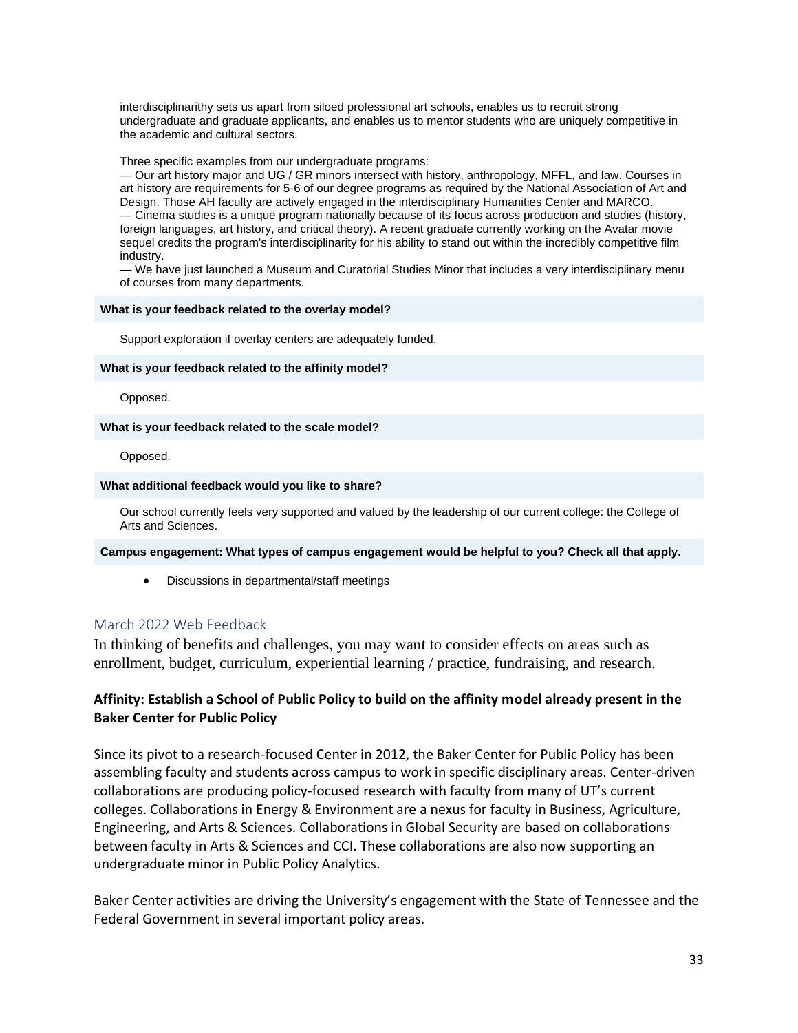interdisciplinarithy sets us apart from siloed professional art schools, enables us to recruit strong undergraduate and graduate applicants, and enables us to mentor students who are uniquely competitive in the academic and cultural sectors.

Three specific examples from our undergraduate programs:
— Our art history major and UG / GR minors intersect with history, anthropology, MFFL, and law. Courses in art history are requirements for 5-6 of our degree programs as required by the National Association of Art and Design. Those AH faculty are actively engaged in the interdisciplinary Humanities Center and MARCO.
— Cinema studies is a unique program nationally because of its focus across production and studies (history, foreign languages, art history, and critical theory). A recent graduate currently working on the Avatar movie sequel credits the program's interdisciplinarity for his ability to stand out within the incredibly competitive film industry.
— We have just launched a Museum and Curatorial Studies Minor that includes a very interdisciplinary menu of courses from many departments.

**What is your feedback related to the overlay model?**

Support exploration if overlay centers are adequately funded.

**What is your feedback related to the affinity model?**

Opposed.

**What is your feedback related to the scale model?**

Opposed.

**What additional feedback would you like to share?**

Our school currently feels very supported and valued by the leadership of our current college: the College of Arts and Sciences.

**Campus engagement: What types of campus engagement would be helpful to you? Check all that apply.**

- Discussions in departmental/staff meetings

## March 2022 Web Feedback

In thinking of benefits and challenges, you may want to consider effects on areas such as enrollment, budget, curriculum, experiential learning / practice, fundraising, and research.

### Affinity: Establish a School of Public Policy to build on the affinity model already present in the Baker Center for Public Policy

Since its pivot to a research-focused Center in 2012, the Baker Center for Public Policy has been assembling faculty and students across campus to work in specific disciplinary areas. Center-driven collaborations are producing policy-focused research with faculty from many of UT's current colleges. Collaborations in Energy & Environment are a nexus for faculty in Business, Agriculture, Engineering, and Arts & Sciences. Collaborations in Global Security are based on collaborations between faculty in Arts & Sciences and CCI. These collaborations are also now supporting an undergraduate minor in Public Policy Analytics.

Baker Center activities are driving the University's engagement with the State of Tennessee and the Federal Government in several important policy areas.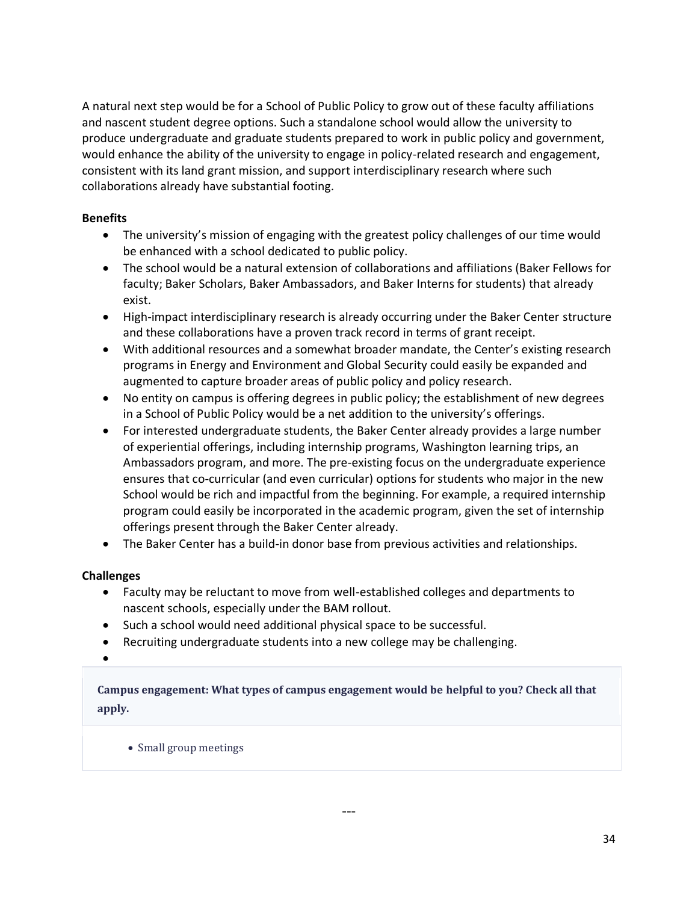A natural next step would be for a School of Public Policy to grow out of these faculty affiliations and nascent student degree options. Such a standalone school would allow the university to produce undergraduate and graduate students prepared to work in public policy and government, would enhance the ability of the university to engage in policy-related research and engagement, consistent with its land grant mission, and support interdisciplinary research where such collaborations already have substantial footing.

**Benefits**

- The university's mission of engaging with the greatest policy challenges of our time would be enhanced with a school dedicated to public policy.
- The school would be a natural extension of collaborations and affiliations (Baker Fellows for faculty; Baker Scholars, Baker Ambassadors, and Baker Interns for students) that already exist.
- High-impact interdisciplinary research is already occurring under the Baker Center structure and these collaborations have a proven track record in terms of grant receipt.
- With additional resources and a somewhat broader mandate, the Center's existing research programs in Energy and Environment and Global Security could easily be expanded and augmented to capture broader areas of public policy and policy research.
- No entity on campus is offering degrees in public policy; the establishment of new degrees in a School of Public Policy would be a net addition to the university's offerings.
- For interested undergraduate students, the Baker Center already provides a large number of experiential offerings, including internship programs, Washington learning trips, an Ambassadors program, and more. The pre-existing focus on the undergraduate experience ensures that co-curricular (and even curricular) options for students who major in the new School would be rich and impactful from the beginning. For example, a required internship program could easily be incorporated in the academic program, given the set of internship offerings present through the Baker Center already.
- The Baker Center has a build-in donor base from previous activities and relationships.

**Challenges**

- Faculty may be reluctant to move from well-established colleges and departments to nascent schools, especially under the BAM rollout.
- Such a school would need additional physical space to be successful.
- Recruiting undergraduate students into a new college may be challenging.

**Campus engagement: What types of campus engagement would be helpful to you? Check all that apply.**

- Small group meetings

---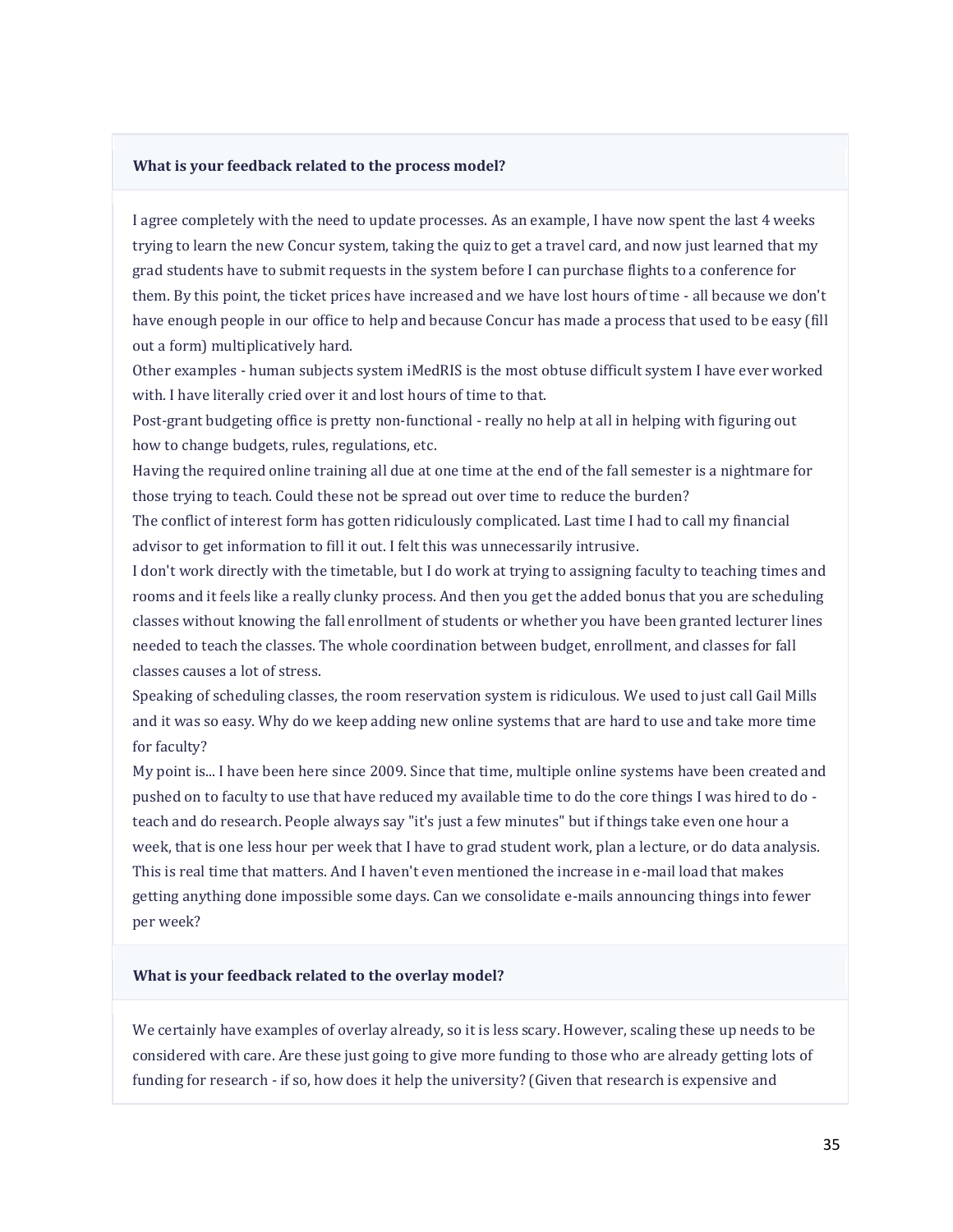**What is your feedback related to the process model?**

I agree completely with the need to update processes. As an example, I have now spent the last 4 weeks trying to learn the new Concur system, taking the quiz to get a travel card, and now just learned that my grad students have to submit requests in the system before I can purchase flights to a conference for them. By this point, the ticket prices have increased and we have lost hours of time - all because we don't have enough people in our office to help and because Concur has made a process that used to be easy (fill out a form) multiplicatively hard.

Other examples - human subjects system iMedRIS is the most obtuse difficult system I have ever worked with. I have literally cried over it and lost hours of time to that.

Post-grant budgeting office is pretty non-functional - really no help at all in helping with figuring out how to change budgets, rules, regulations, etc.

Having the required online training all due at one time at the end of the fall semester is a nightmare for those trying to teach. Could these not be spread out over time to reduce the burden?

The conflict of interest form has gotten ridiculously complicated. Last time I had to call my financial advisor to get information to fill it out. I felt this was unnecessarily intrusive.

I don't work directly with the timetable, but I do work at trying to assigning faculty to teaching times and rooms and it feels like a really clunky process. And then you get the added bonus that you are scheduling classes without knowing the fall enrollment of students or whether you have been granted lecturer lines needed to teach the classes. The whole coordination between budget, enrollment, and classes for fall classes causes a lot of stress.

Speaking of scheduling classes, the room reservation system is ridiculous. We used to just call Gail Mills and it was so easy. Why do we keep adding new online systems that are hard to use and take more time for faculty?

My point is... I have been here since 2009. Since that time, multiple online systems have been created and pushed on to faculty to use that have reduced my available time to do the core things I was hired to do - teach and do research. People always say "it's just a few minutes" but if things take even one hour a week, that is one less hour per week that I have to grad student work, plan a lecture, or do data analysis. This is real time that matters. And I haven't even mentioned the increase in e-mail load that makes getting anything done impossible some days. Can we consolidate e-mails announcing things into fewer per week?

**What is your feedback related to the overlay model?**

We certainly have examples of overlay already, so it is less scary. However, scaling these up needs to be considered with care. Are these just going to give more funding to those who are already getting lots of funding for research - if so, how does it help the university? (Given that research is expensive and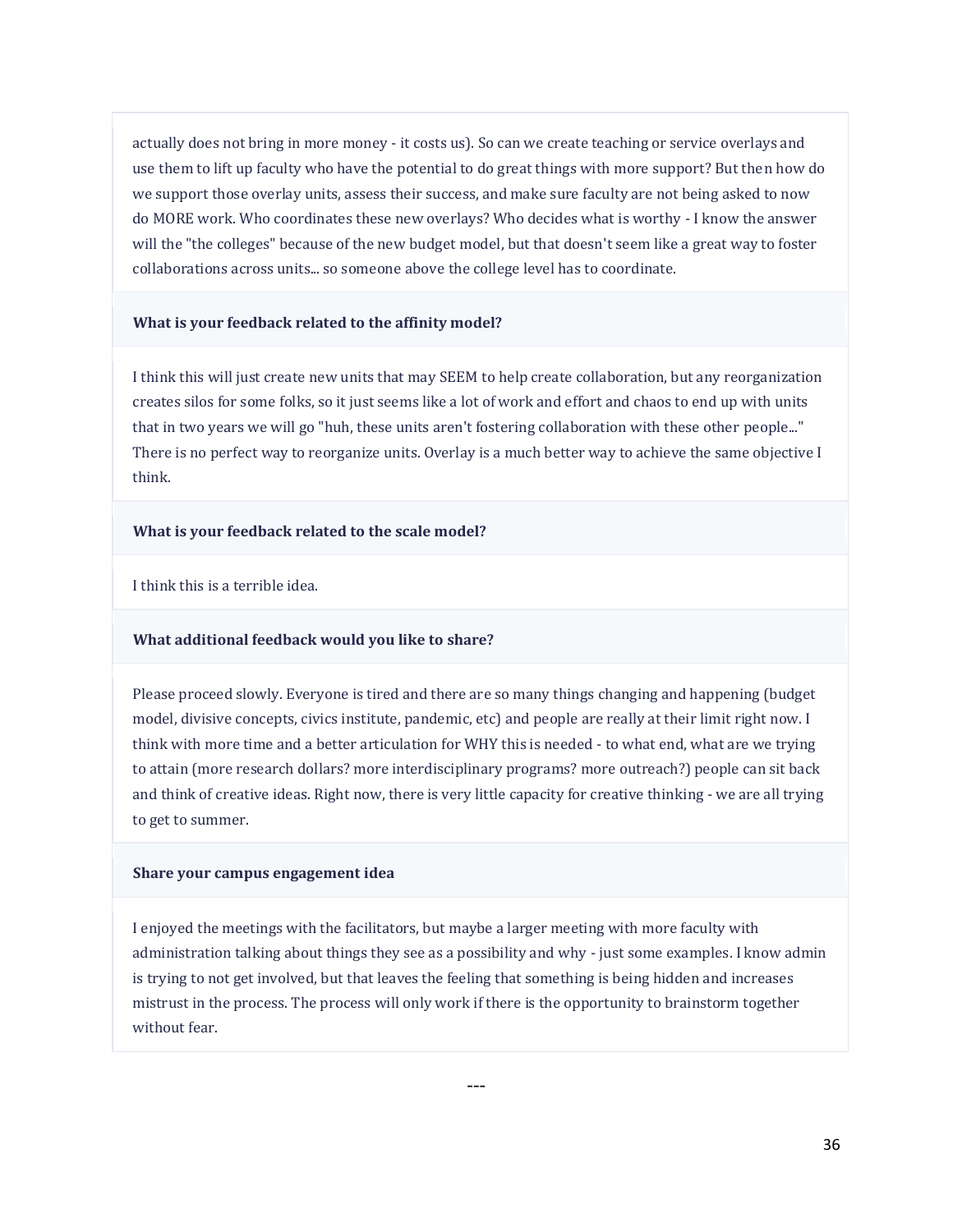actually does not bring in more money - it costs us). So can we create teaching or service overlays and use them to lift up faculty who have the potential to do great things with more support? But then how do we support those overlay units, assess their success, and make sure faculty are not being asked to now do MORE work. Who coordinates these new overlays? Who decides what is worthy - I know the answer will the "the colleges" because of the new budget model, but that doesn't seem like a great way to foster collaborations across units... so someone above the college level has to coordinate.

**What is your feedback related to the affinity model?**

I think this will just create new units that may SEEM to help create collaboration, but any reorganization creates silos for some folks, so it just seems like a lot of work and effort and chaos to end up with units that in two years we will go "huh, these units aren't fostering collaboration with these other people..." There is no perfect way to reorganize units. Overlay is a much better way to achieve the same objective I think.

**What is your feedback related to the scale model?**

I think this is a terrible idea.

**What additional feedback would you like to share?**

Please proceed slowly. Everyone is tired and there are so many things changing and happening (budget model, divisive concepts, civics institute, pandemic, etc) and people are really at their limit right now. I think with more time and a better articulation for WHY this is needed - to what end, what are we trying to attain (more research dollars? more interdisciplinary programs? more outreach?) people can sit back and think of creative ideas. Right now, there is very little capacity for creative thinking - we are all trying to get to summer.

**Share your campus engagement idea**

I enjoyed the meetings with the facilitators, but maybe a larger meeting with more faculty with administration talking about things they see as a possibility and why - just some examples. I know admin is trying to not get involved, but that leaves the feeling that something is being hidden and increases mistrust in the process. The process will only work if there is the opportunity to brainstorm together without fear.

---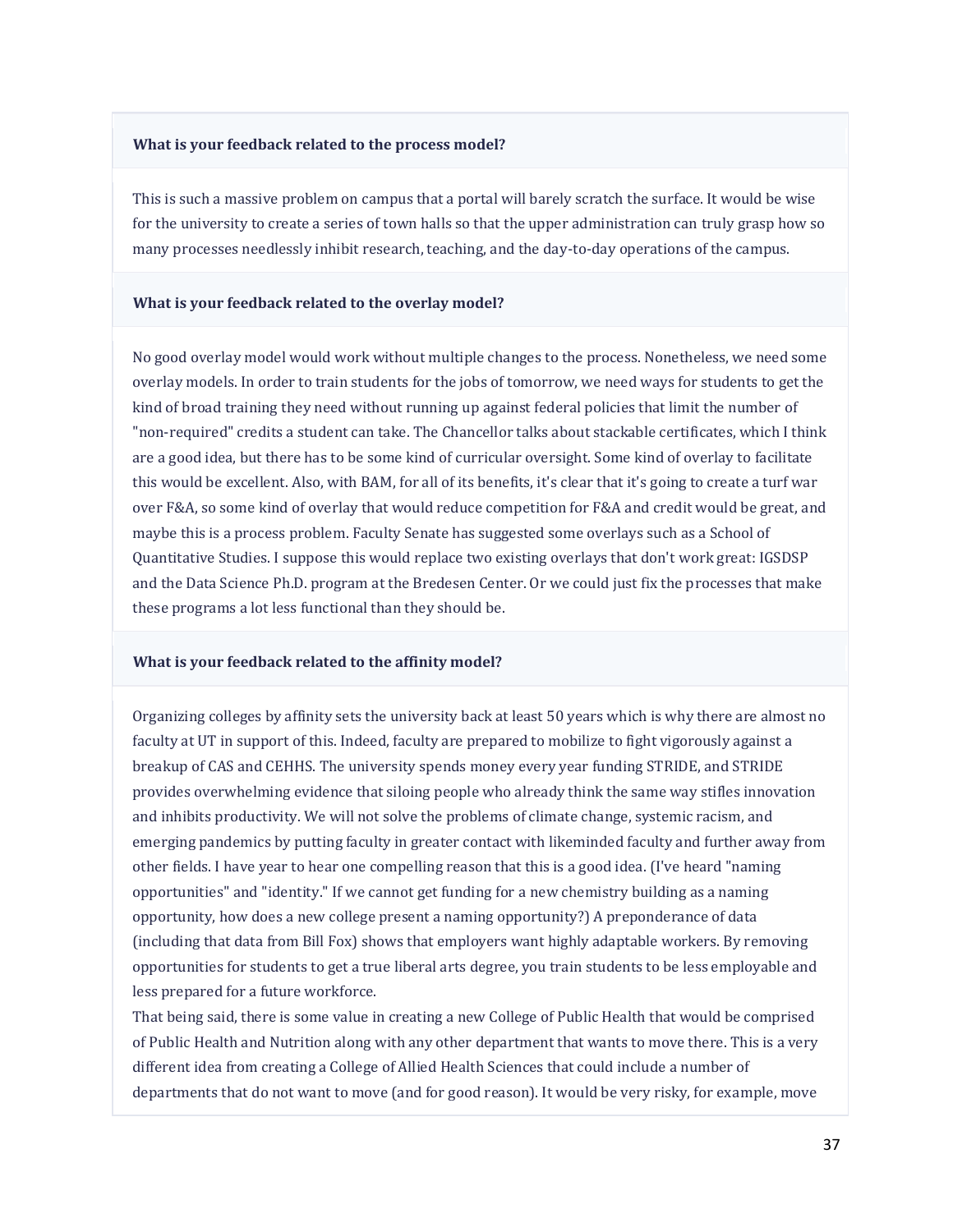**What is your feedback related to the process model?**

This is such a massive problem on campus that a portal will barely scratch the surface. It would be wise for the university to create a series of town halls so that the upper administration can truly grasp how so many processes needlessly inhibit research, teaching, and the day-to-day operations of the campus.

**What is your feedback related to the overlay model?**

No good overlay model would work without multiple changes to the process. Nonetheless, we need some overlay models. In order to train students for the jobs of tomorrow, we need ways for students to get the kind of broad training they need without running up against federal policies that limit the number of "non-required" credits a student can take. The Chancellor talks about stackable certificates, which I think are a good idea, but there has to be some kind of curricular oversight. Some kind of overlay to facilitate this would be excellent. Also, with BAM, for all of its benefits, it's clear that it's going to create a turf war over F&A, so some kind of overlay that would reduce competition for F&A and credit would be great, and maybe this is a process problem. Faculty Senate has suggested some overlays such as a School of Quantitative Studies. I suppose this would replace two existing overlays that don't work great: IGSDSP and the Data Science Ph.D. program at the Bredesen Center. Or we could just fix the processes that make these programs a lot less functional than they should be.

**What is your feedback related to the affinity model?**

Organizing colleges by affinity sets the university back at least 50 years which is why there are almost no faculty at UT in support of this. Indeed, faculty are prepared to mobilize to fight vigorously against a breakup of CAS and CEHHS. The university spends money every year funding STRIDE, and STRIDE provides overwhelming evidence that siloing people who already think the same way stifles innovation and inhibits productivity. We will not solve the problems of climate change, systemic racism, and emerging pandemics by putting faculty in greater contact with likeminded faculty and further away from other fields. I have year to hear one compelling reason that this is a good idea. (I've heard "naming opportunities" and "identity." If we cannot get funding for a new chemistry building as a naming opportunity, how does a new college present a naming opportunity?) A preponderance of data (including that data from Bill Fox) shows that employers want highly adaptable workers. By removing opportunities for students to get a true liberal arts degree, you train students to be less employable and less prepared for a future workforce.
That being said, there is some value in creating a new College of Public Health that would be comprised of Public Health and Nutrition along with any other department that wants to move there. This is a very different idea from creating a College of Allied Health Sciences that could include a number of departments that do not want to move (and for good reason). It would be very risky, for example, move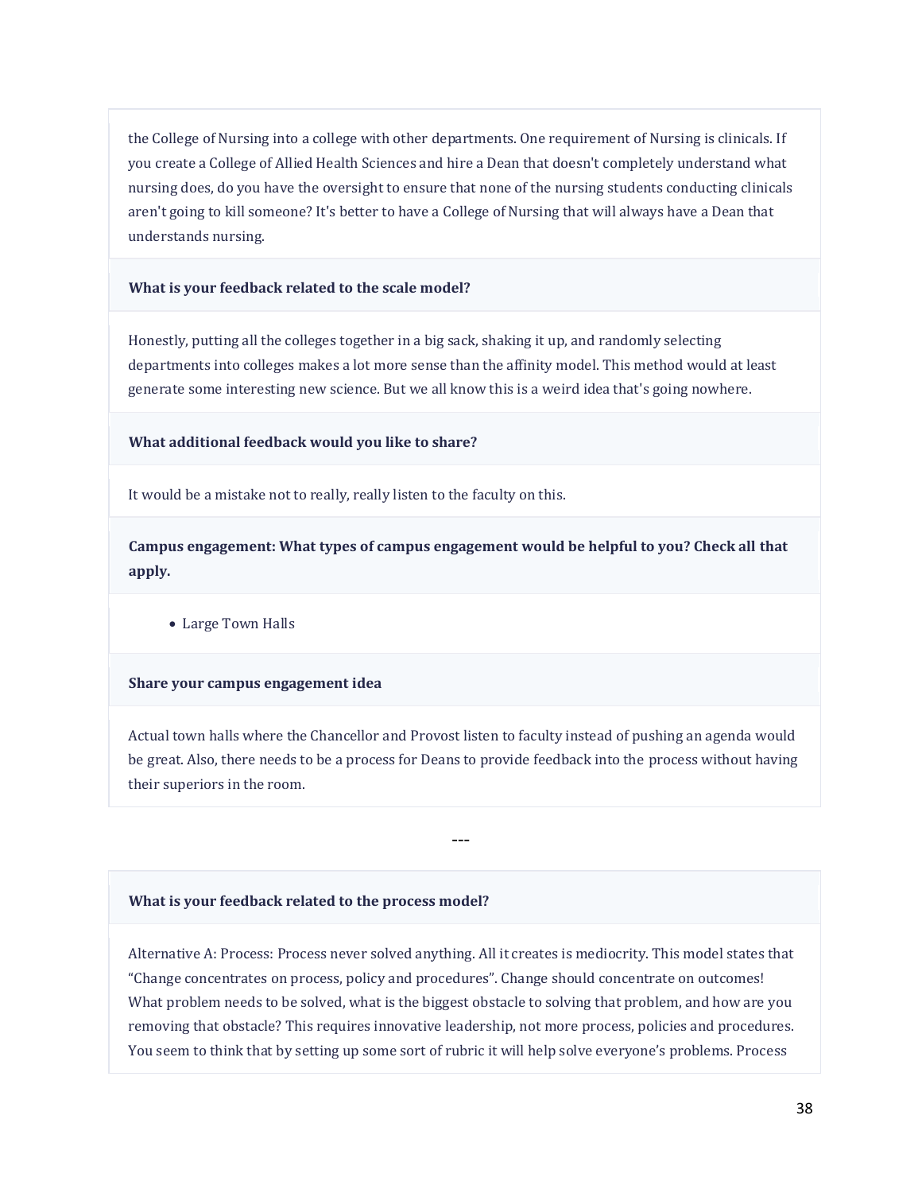the College of Nursing into a college with other departments. One requirement of Nursing is clinicals. If you create a College of Allied Health Sciences and hire a Dean that doesn't completely understand what nursing does, do you have the oversight to ensure that none of the nursing students conducting clinicals aren't going to kill someone? It's better to have a College of Nursing that will always have a Dean that understands nursing.

**What is your feedback related to the scale model?**

Honestly, putting all the colleges together in a big sack, shaking it up, and randomly selecting departments into colleges makes a lot more sense than the affinity model. This method would at least generate some interesting new science. But we all know this is a weird idea that's going nowhere.

**What additional feedback would you like to share?**

It would be a mistake not to really, really listen to the faculty on this.

**Campus engagement: What types of campus engagement would be helpful to you? Check all that apply.**

- Large Town Halls

**Share your campus engagement idea**

Actual town halls where the Chancellor and Provost listen to faculty instead of pushing an agenda would be great. Also, there needs to be a process for Deans to provide feedback into the process without having their superiors in the room.

---

**What is your feedback related to the process model?**

Alternative A: Process: Process never solved anything. All it creates is mediocrity. This model states that "Change concentrates on process, policy and procedures". Change should concentrate on outcomes! What problem needs to be solved, what is the biggest obstacle to solving that problem, and how are you removing that obstacle? This requires innovative leadership, not more process, policies and procedures. You seem to think that by setting up some sort of rubric it will help solve everyone's problems. Process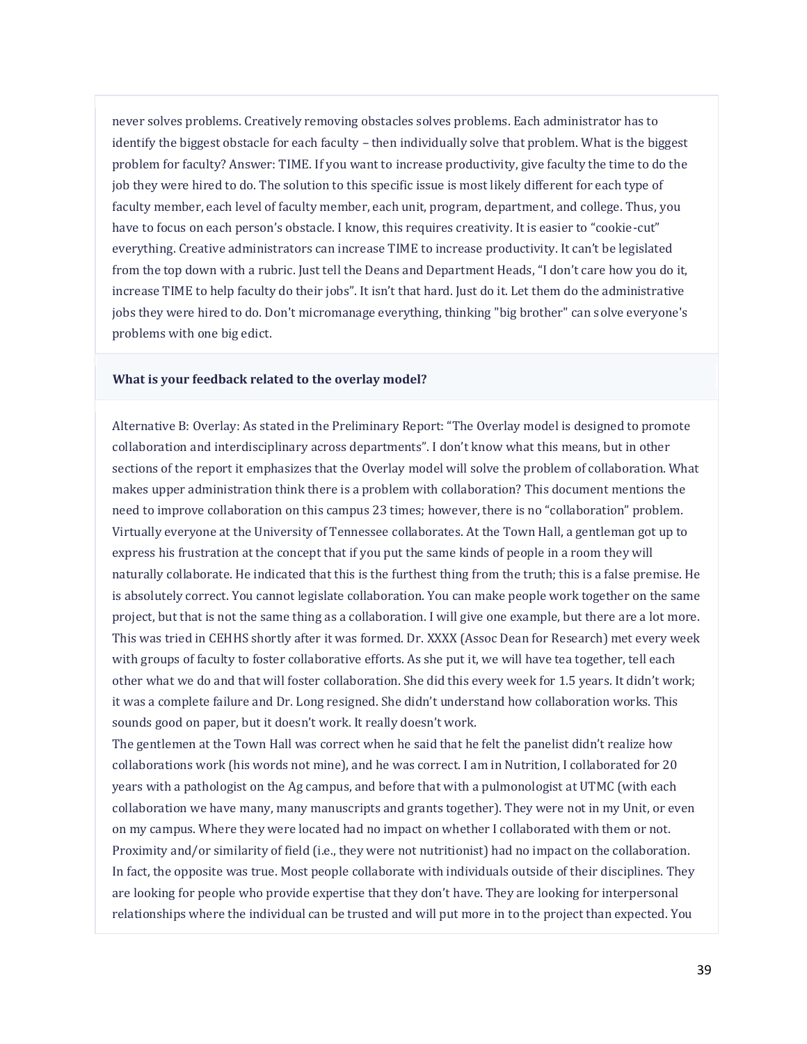never solves problems. Creatively removing obstacles solves problems. Each administrator has to identify the biggest obstacle for each faculty – then individually solve that problem. What is the biggest problem for faculty? Answer: TIME. If you want to increase productivity, give faculty the time to do the job they were hired to do. The solution to this specific issue is most likely different for each type of faculty member, each level of faculty member, each unit, program, department, and college. Thus, you have to focus on each person's obstacle. I know, this requires creativity. It is easier to "cookie-cut" everything. Creative administrators can increase TIME to increase productivity. It can't be legislated from the top down with a rubric. Just tell the Deans and Department Heads, "I don't care how you do it, increase TIME to help faculty do their jobs". It isn't that hard. Just do it. Let them do the administrative jobs they were hired to do. Don't micromanage everything, thinking "big brother" can solve everyone's problems with one big edict.

**What is your feedback related to the overlay model?**

Alternative B: Overlay: As stated in the Preliminary Report: "The Overlay model is designed to promote collaboration and interdisciplinary across departments". I don't know what this means, but in other sections of the report it emphasizes that the Overlay model will solve the problem of collaboration. What makes upper administration think there is a problem with collaboration? This document mentions the need to improve collaboration on this campus 23 times; however, there is no "collaboration" problem. Virtually everyone at the University of Tennessee collaborates. At the Town Hall, a gentleman got up to express his frustration at the concept that if you put the same kinds of people in a room they will naturally collaborate. He indicated that this is the furthest thing from the truth; this is a false premise. He is absolutely correct. You cannot legislate collaboration. You can make people work together on the same project, but that is not the same thing as a collaboration. I will give one example, but there are a lot more. This was tried in CEHHS shortly after it was formed. Dr. XXXX (Assoc Dean for Research) met every week with groups of faculty to foster collaborative efforts. As she put it, we will have tea together, tell each other what we do and that will foster collaboration. She did this every week for 1.5 years. It didn't work; it was a complete failure and Dr. Long resigned. She didn't understand how collaboration works. This sounds good on paper, but it doesn't work. It really doesn't work.
The gentlemen at the Town Hall was correct when he said that he felt the panelist didn't realize how collaborations work (his words not mine), and he was correct. I am in Nutrition, I collaborated for 20 years with a pathologist on the Ag campus, and before that with a pulmonologist at UTMC (with each collaboration we have many, many manuscripts and grants together). They were not in my Unit, or even on my campus. Where they were located had no impact on whether I collaborated with them or not. Proximity and/or similarity of field (i.e., they were not nutritionist) had no impact on the collaboration. In fact, the opposite was true. Most people collaborate with individuals outside of their disciplines. They are looking for people who provide expertise that they don't have. They are looking for interpersonal relationships where the individual can be trusted and will put more in to the project than expected. You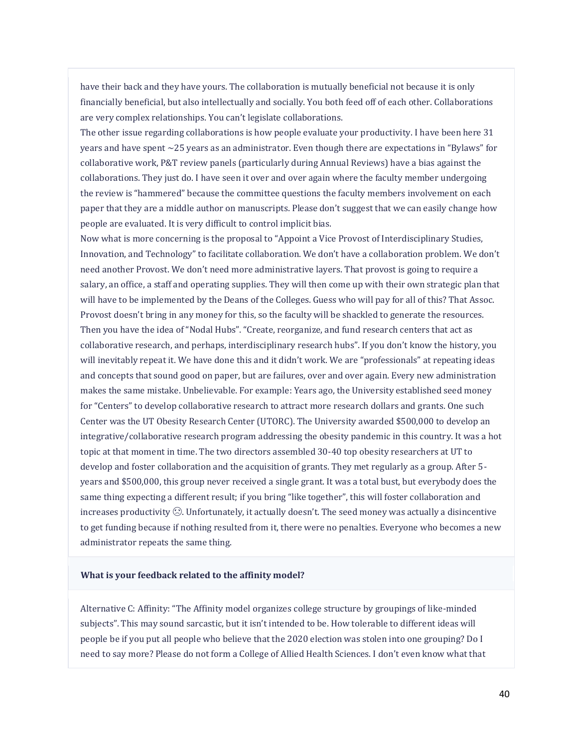have their back and they have yours. The collaboration is mutually beneficial not because it is only financially beneficial, but also intellectually and socially. You both feed off of each other. Collaborations are very complex relationships. You can't legislate collaborations.

The other issue regarding collaborations is how people evaluate your productivity. I have been here 31 years and have spent ~25 years as an administrator. Even though there are expectations in "Bylaws" for collaborative work, P&T review panels (particularly during Annual Reviews) have a bias against the collaborations. They just do. I have seen it over and over again where the faculty member undergoing the review is "hammered" because the committee questions the faculty members involvement on each paper that they are a middle author on manuscripts. Please don't suggest that we can easily change how people are evaluated. It is very difficult to control implicit bias.

Now what is more concerning is the proposal to "Appoint a Vice Provost of Interdisciplinary Studies, Innovation, and Technology" to facilitate collaboration. We don't have a collaboration problem. We don't need another Provost. We don't need more administrative layers. That provost is going to require a salary, an office, a staff and operating supplies. They will then come up with their own strategic plan that will have to be implemented by the Deans of the Colleges. Guess who will pay for all of this? That Assoc. Provost doesn't bring in any money for this, so the faculty will be shackled to generate the resources.

Then you have the idea of "Nodal Hubs". "Create, reorganize, and fund research centers that act as collaborative research, and perhaps, interdisciplinary research hubs". If you don't know the history, you will inevitably repeat it. We have done this and it didn't work. We are "professionals" at repeating ideas and concepts that sound good on paper, but are failures, over and over again. Every new administration makes the same mistake. Unbelievable. For example: Years ago, the University established seed money for "Centers" to develop collaborative research to attract more research dollars and grants. One such Center was the UT Obesity Research Center (UTORC). The University awarded $500,000 to develop an integrative/collaborative research program addressing the obesity pandemic in this country. It was a hot topic at that moment in time. The two directors assembled 30-40 top obesity researchers at UT to develop and foster collaboration and the acquisition of grants. They met regularly as a group. After 5-years and $500,000, this group never received a single grant. It was a total bust, but everybody does the same thing expecting a different result; if you bring "like together", this will foster collaboration and increases productivity ☹. Unfortunately, it actually doesn't. The seed money was actually a disincentive to get funding because if nothing resulted from it, there were no penalties. Everyone who becomes a new administrator repeats the same thing.

**What is your feedback related to the affinity model?**

Alternative C: Affinity: "The Affinity model organizes college structure by groupings of like-minded subjects". This may sound sarcastic, but it isn't intended to be. How tolerable to different ideas will people be if you put all people who believe that the 2020 election was stolen into one grouping? Do I need to say more? Please do not form a College of Allied Health Sciences. I don't even know what that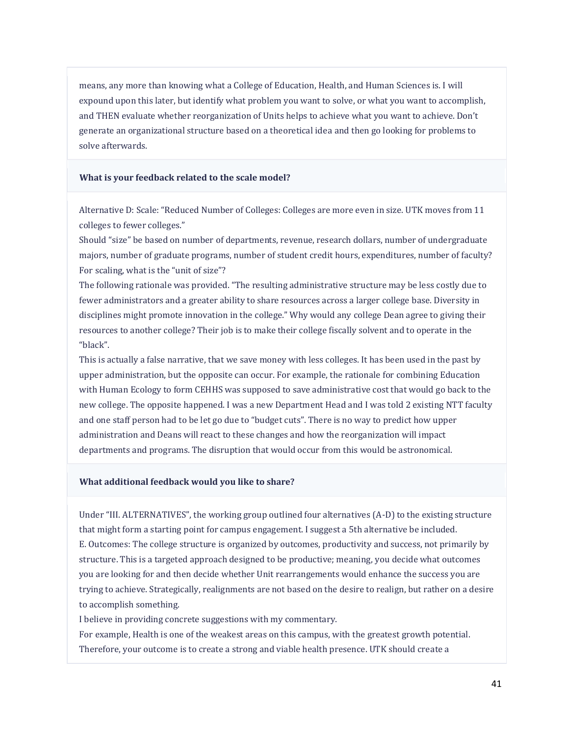means, any more than knowing what a College of Education, Health, and Human Sciences is. I will expound upon this later, but identify what problem you want to solve, or what you want to accomplish, and THEN evaluate whether reorganization of Units helps to achieve what you want to achieve. Don't generate an organizational structure based on a theoretical idea and then go looking for problems to solve afterwards.

**What is your feedback related to the scale model?**

Alternative D: Scale: "Reduced Number of Colleges: Colleges are more even in size. UTK moves from 11 colleges to fewer colleges."

Should "size" be based on number of departments, revenue, research dollars, number of undergraduate majors, number of graduate programs, number of student credit hours, expenditures, number of faculty? For scaling, what is the "unit of size"?

The following rationale was provided. "The resulting administrative structure may be less costly due to fewer administrators and a greater ability to share resources across a larger college base. Diversity in disciplines might promote innovation in the college." Why would any college Dean agree to giving their resources to another college? Their job is to make their college fiscally solvent and to operate in the "black".

This is actually a false narrative, that we save money with less colleges. It has been used in the past by upper administration, but the opposite can occur. For example, the rationale for combining Education with Human Ecology to form CEHHS was supposed to save administrative cost that would go back to the new college. The opposite happened. I was a new Department Head and I was told 2 existing NTT faculty and one staff person had to be let go due to "budget cuts". There is no way to predict how upper administration and Deans will react to these changes and how the reorganization will impact departments and programs. The disruption that would occur from this would be astronomical.

**What additional feedback would you like to share?**

Under "III. ALTERNATIVES", the working group outlined four alternatives (A-D) to the existing structure that might form a starting point for campus engagement. I suggest a 5th alternative be included.

E. Outcomes: The college structure is organized by outcomes, productivity and success, not primarily by structure. This is a targeted approach designed to be productive; meaning, you decide what outcomes you are looking for and then decide whether Unit rearrangements would enhance the success you are trying to achieve. Strategically, realignments are not based on the desire to realign, but rather on a desire to accomplish something.

I believe in providing concrete suggestions with my commentary.

For example, Health is one of the weakest areas on this campus, with the greatest growth potential. Therefore, your outcome is to create a strong and viable health presence. UTK should create a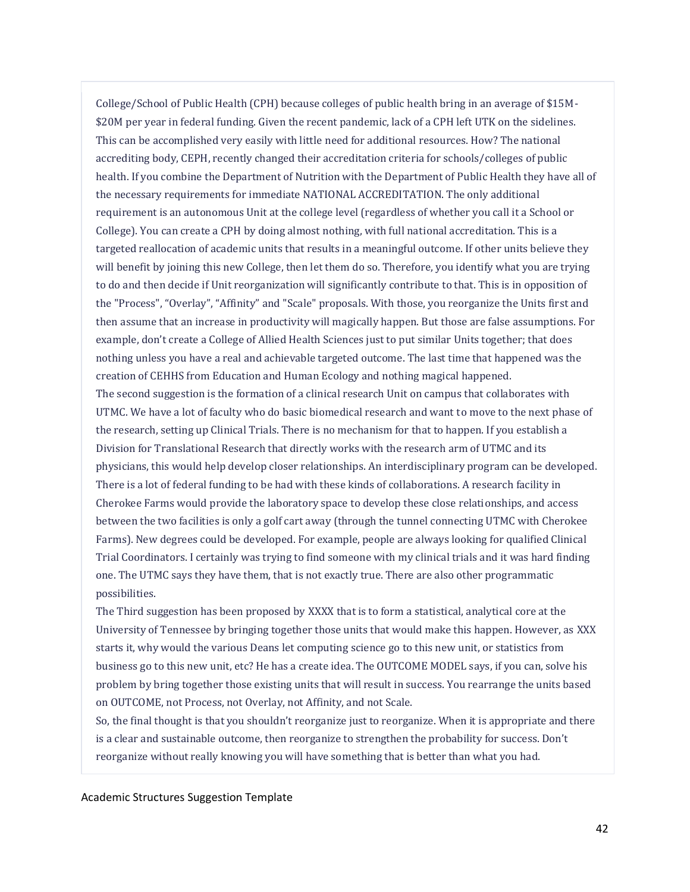College/School of Public Health (CPH) because colleges of public health bring in an average of $15M-$20M per year in federal funding. Given the recent pandemic, lack of a CPH left UTK on the sidelines. This can be accomplished very easily with little need for additional resources. How? The national accrediting body, CEPH, recently changed their accreditation criteria for schools/colleges of public health. If you combine the Department of Nutrition with the Department of Public Health they have all of the necessary requirements for immediate NATIONAL ACCREDITATION. The only additional requirement is an autonomous Unit at the college level (regardless of whether you call it a School or College). You can create a CPH by doing almost nothing, with full national accreditation. This is a targeted reallocation of academic units that results in a meaningful outcome. If other units believe they will benefit by joining this new College, then let them do so. Therefore, you identify what you are trying to do and then decide if Unit reorganization will significantly contribute to that. This is in opposition of the "Process", "Overlay", "Affinity" and "Scale" proposals. With those, you reorganize the Units first and then assume that an increase in productivity will magically happen. But those are false assumptions. For example, don't create a College of Allied Health Sciences just to put similar Units together; that does nothing unless you have a real and achievable targeted outcome. The last time that happened was the creation of CEHHS from Education and Human Ecology and nothing magical happened.

The second suggestion is the formation of a clinical research Unit on campus that collaborates with UTMC. We have a lot of faculty who do basic biomedical research and want to move to the next phase of the research, setting up Clinical Trials. There is no mechanism for that to happen. If you establish a Division for Translational Research that directly works with the research arm of UTMC and its physicians, this would help develop closer relationships. An interdisciplinary program can be developed. There is a lot of federal funding to be had with these kinds of collaborations. A research facility in Cherokee Farms would provide the laboratory space to develop these close relationships, and access between the two facilities is only a golf cart away (through the tunnel connecting UTMC with Cherokee Farms). New degrees could be developed. For example, people are always looking for qualified Clinical Trial Coordinators. I certainly was trying to find someone with my clinical trials and it was hard finding one. The UTMC says they have them, that is not exactly true. There are also other programmatic possibilities.

The Third suggestion has been proposed by XXXX that is to form a statistical, analytical core at the University of Tennessee by bringing together those units that would make this happen. However, as XXX starts it, why would the various Deans let computing science go to this new unit, or statistics from business go to this new unit, etc? He has a create idea. The OUTCOME MODEL says, if you can, solve his problem by bring together those existing units that will result in success. You rearrange the units based on OUTCOME, not Process, not Overlay, not Affinity, and not Scale.

So, the final thought is that you shouldn't reorganize just to reorganize. When it is appropriate and there is a clear and sustainable outcome, then reorganize to strengthen the probability for success. Don't reorganize without really knowing you will have something that is better than what you had.

Academic Structures Suggestion Template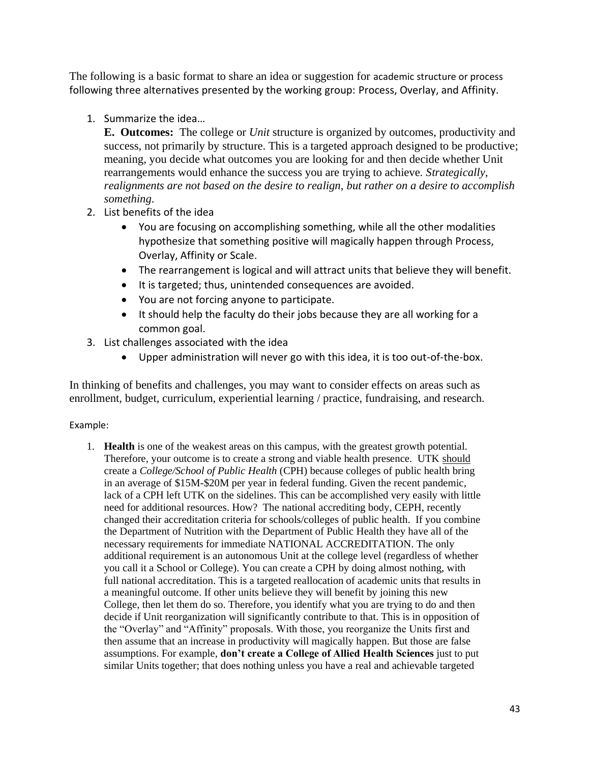The following is a basic format to share an idea or suggestion for academic structure or process following three alternatives presented by the working group: Process, Overlay, and Affinity.

1. Summarize the idea…

   **E. Outcomes:** The college or *Unit* structure is organized by outcomes, productivity and success, not primarily by structure. This is a targeted approach designed to be productive; meaning, you decide what outcomes you are looking for and then decide whether Unit rearrangements would enhance the success you are trying to achieve. *Strategically, realignments are not based on the desire to realign, but rather on a desire to accomplish something.*

2. List benefits of the idea
   - You are focusing on accomplishing something, while all the other modalities hypothesize that something positive will magically happen through Process, Overlay, Affinity or Scale.
   - The rearrangement is logical and will attract units that believe they will benefit.
   - It is targeted; thus, unintended consequences are avoided.
   - You are not forcing anyone to participate.
   - It should help the faculty do their jobs because they are all working for a common goal.

3. List challenges associated with the idea
   - Upper administration will never go with this idea, it is too out-of-the-box.

In thinking of benefits and challenges, you may want to consider effects on areas such as enrollment, budget, curriculum, experiential learning / practice, fundraising, and research.

Example:

1. **Health** is one of the weakest areas on this campus, with the greatest growth potential. Therefore, your outcome is to create a strong and viable health presence. UTK <u>should</u> create a *College/School of Public Health* (CPH) because colleges of public health bring in an average of \$15M-\$20M per year in federal funding. Given the recent pandemic, lack of a CPH left UTK on the sidelines. This can be accomplished very easily with little need for additional resources. How? The national accrediting body, CEPH, recently changed their accreditation criteria for schools/colleges of public health. If you combine the Department of Nutrition with the Department of Public Health they have all of the necessary requirements for immediate NATIONAL ACCREDITATION. The only additional requirement is an autonomous Unit at the college level (regardless of whether you call it a School or College). You can create a CPH by doing almost nothing, with full national accreditation. This is a targeted reallocation of academic units that results in a meaningful outcome. If other units believe they will benefit by joining this new College, then let them do so. Therefore, you identify what you are trying to do and then decide if Unit reorganization will significantly contribute to that. This is in opposition of the "Overlay" and "Affinity" proposals. With those, you reorganize the Units first and then assume that an increase in productivity will magically happen. But those are false assumptions. For example, **don't create a College of Allied Health Sciences** just to put similar Units together; that does nothing unless you have a real and achievable targeted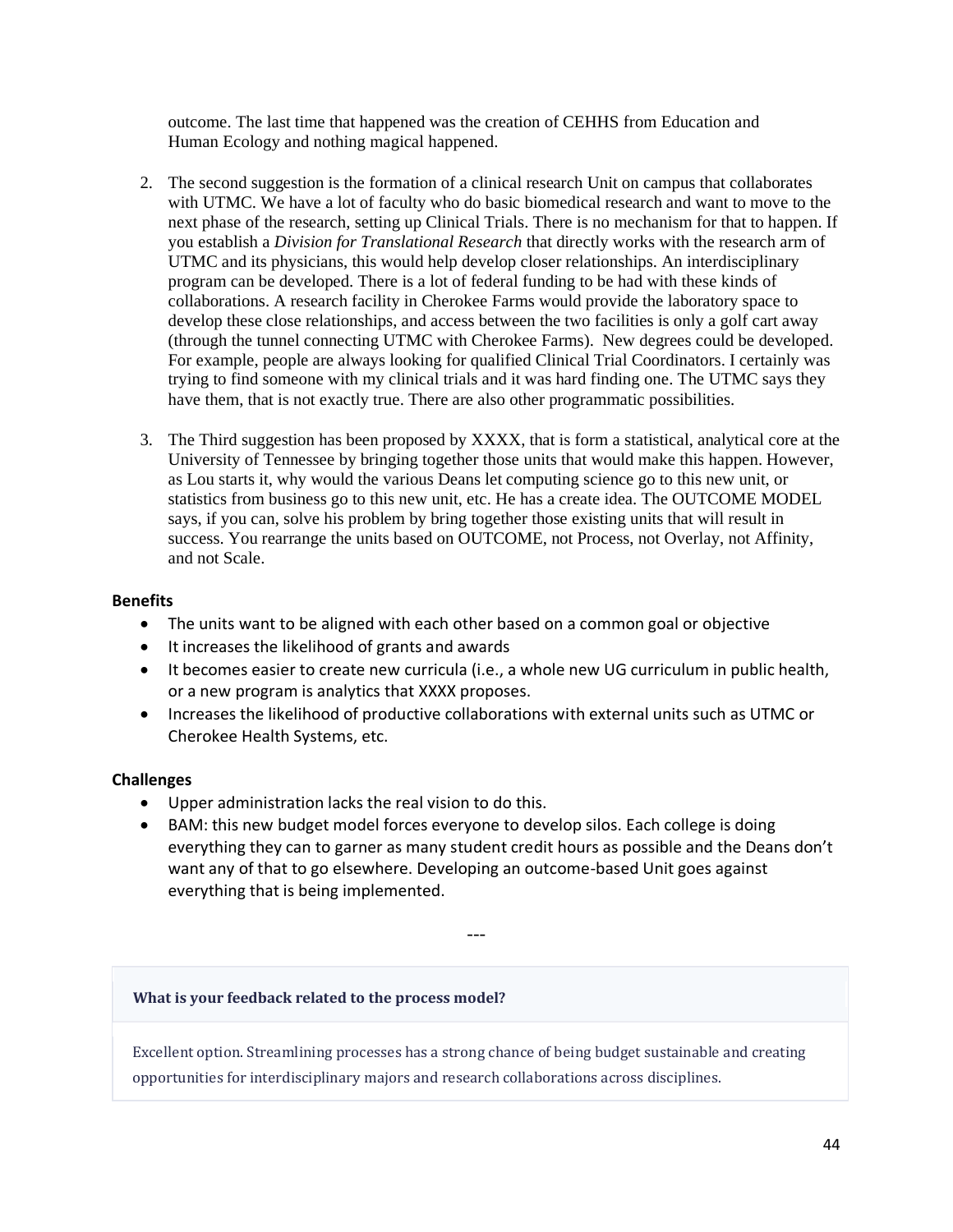outcome. The last time that happened was the creation of CEHHS from Education and Human Ecology and nothing magical happened.

2. The second suggestion is the formation of a clinical research Unit on campus that collaborates with UTMC. We have a lot of faculty who do basic biomedical research and want to move to the next phase of the research, setting up Clinical Trials. There is no mechanism for that to happen. If you establish a *Division for Translational Research* that directly works with the research arm of UTMC and its physicians, this would help develop closer relationships. An interdisciplinary program can be developed. There is a lot of federal funding to be had with these kinds of collaborations. A research facility in Cherokee Farms would provide the laboratory space to develop these close relationships, and access between the two facilities is only a golf cart away (through the tunnel connecting UTMC with Cherokee Farms). New degrees could be developed. For example, people are always looking for qualified Clinical Trial Coordinators. I certainly was trying to find someone with my clinical trials and it was hard finding one. The UTMC says they have them, that is not exactly true. There are also other programmatic possibilities.

3. The Third suggestion has been proposed by XXXX, that is form a statistical, analytical core at the University of Tennessee by bringing together those units that would make this happen. However, as Lou starts it, why would the various Deans let computing science go to this new unit, or statistics from business go to this new unit, etc. He has a create idea. The OUTCOME MODEL says, if you can, solve his problem by bring together those existing units that will result in success. You rearrange the units based on OUTCOME, not Process, not Overlay, not Affinity, and not Scale.

**Benefits**

- The units want to be aligned with each other based on a common goal or objective
- It increases the likelihood of grants and awards
- It becomes easier to create new curricula (i.e., a whole new UG curriculum in public health, or a new program is analytics that XXXX proposes.
- Increases the likelihood of productive collaborations with external units such as UTMC or Cherokee Health Systems, etc.

**Challenges**

- Upper administration lacks the real vision to do this.
- BAM: this new budget model forces everyone to develop silos. Each college is doing everything they can to garner as many student credit hours as possible and the Deans don't want any of that to go elsewhere. Developing an outcome-based Unit goes against everything that is being implemented.

---

**What is your feedback related to the process model?**

Excellent option. Streamlining processes has a strong chance of being budget sustainable and creating opportunities for interdisciplinary majors and research collaborations across disciplines.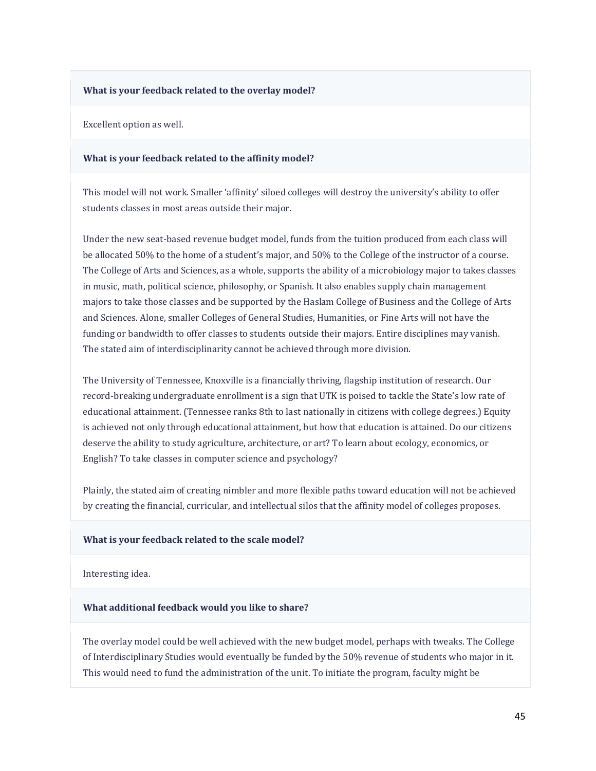**What is your feedback related to the overlay model?**

Excellent option as well.

**What is your feedback related to the affinity model?**

This model will not work. Smaller 'affinity' siloed colleges will destroy the university's ability to offer students classes in most areas outside their major.

Under the new seat-based revenue budget model, funds from the tuition produced from each class will be allocated 50% to the home of a student's major, and 50% to the College of the instructor of a course. The College of Arts and Sciences, as a whole, supports the ability of a microbiology major to takes classes in music, math, political science, philosophy, or Spanish. It also enables supply chain management majors to take those classes and be supported by the Haslam College of Business and the College of Arts and Sciences. Alone, smaller Colleges of General Studies, Humanities, or Fine Arts will not have the funding or bandwidth to offer classes to students outside their majors. Entire disciplines may vanish. The stated aim of interdisciplinarity cannot be achieved through more division.

The University of Tennessee, Knoxville is a financially thriving, flagship institution of research. Our record-breaking undergraduate enrollment is a sign that UTK is poised to tackle the State's low rate of educational attainment. (Tennessee ranks 8th to last nationally in citizens with college degrees.) Equity is achieved not only through educational attainment, but how that education is attained. Do our citizens deserve the ability to study agriculture, architecture, or art? To learn about ecology, economics, or English? To take classes in computer science and psychology?

Plainly, the stated aim of creating nimbler and more flexible paths toward education will not be achieved by creating the financial, curricular, and intellectual silos that the affinity model of colleges proposes.

**What is your feedback related to the scale model?**

Interesting idea.

**What additional feedback would you like to share?**

The overlay model could be well achieved with the new budget model, perhaps with tweaks. The College of Interdisciplinary Studies would eventually be funded by the 50% revenue of students who major in it. This would need to fund the administration of the unit. To initiate the program, faculty might be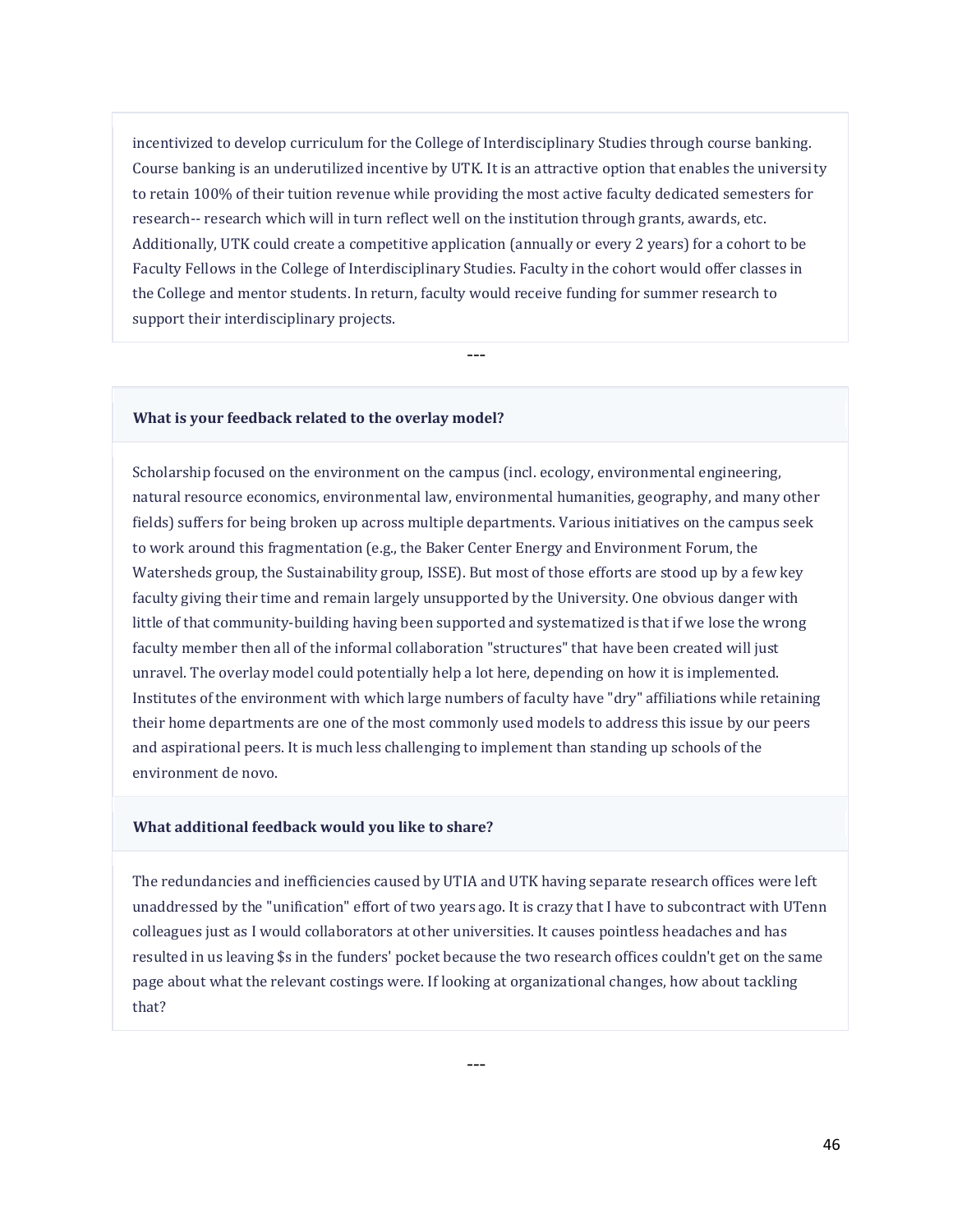incentivized to develop curriculum for the College of Interdisciplinary Studies through course banking. Course banking is an underutilized incentive by UTK. It is an attractive option that enables the university to retain 100% of their tuition revenue while providing the most active faculty dedicated semesters for research-- research which will in turn reflect well on the institution through grants, awards, etc. Additionally, UTK could create a competitive application (annually or every 2 years) for a cohort to be Faculty Fellows in the College of Interdisciplinary Studies. Faculty in the cohort would offer classes in the College and mentor students. In return, faculty would receive funding for summer research to support their interdisciplinary projects.

---

**What is your feedback related to the overlay model?**

Scholarship focused on the environment on the campus (incl. ecology, environmental engineering, natural resource economics, environmental law, environmental humanities, geography, and many other fields) suffers for being broken up across multiple departments. Various initiatives on the campus seek to work around this fragmentation (e.g., the Baker Center Energy and Environment Forum, the Watersheds group, the Sustainability group, ISSE). But most of those efforts are stood up by a few key faculty giving their time and remain largely unsupported by the University. One obvious danger with little of that community-building having been supported and systematized is that if we lose the wrong faculty member then all of the informal collaboration "structures" that have been created will just unravel. The overlay model could potentially help a lot here, depending on how it is implemented. Institutes of the environment with which large numbers of faculty have "dry" affiliations while retaining their home departments are one of the most commonly used models to address this issue by our peers and aspirational peers. It is much less challenging to implement than standing up schools of the environment de novo.

**What additional feedback would you like to share?**

The redundancies and inefficiencies caused by UTIA and UTK having separate research offices were left unaddressed by the "unification" effort of two years ago. It is crazy that I have to subcontract with UTenn colleagues just as I would collaborators at other universities. It causes pointless headaches and has resulted in us leaving $s in the funders' pocket because the two research offices couldn't get on the same page about what the relevant costings were. If looking at organizational changes, how about tackling that?

---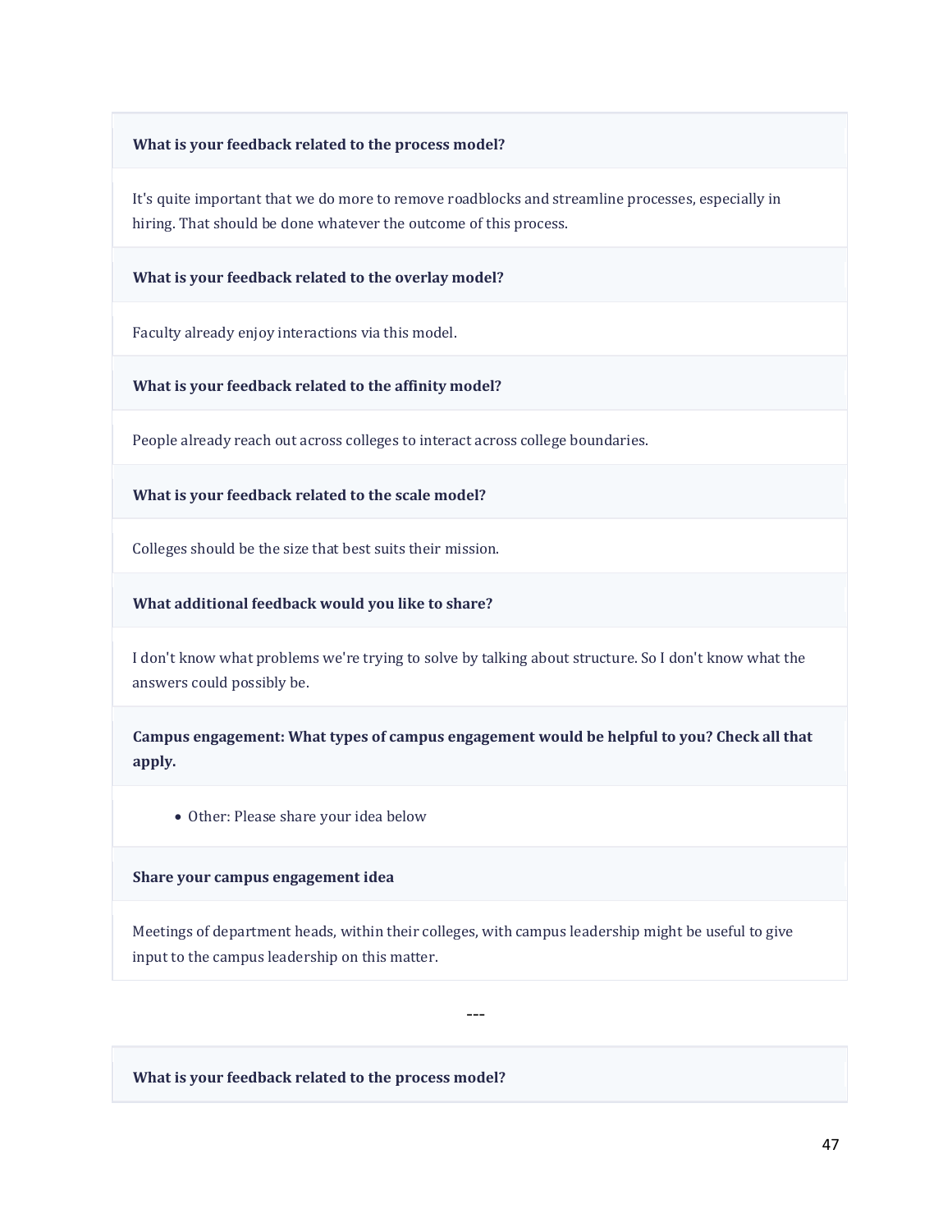**What is your feedback related to the process model?**

It's quite important that we do more to remove roadblocks and streamline processes, especially in hiring. That should be done whatever the outcome of this process.

**What is your feedback related to the overlay model?**

Faculty already enjoy interactions via this model.

**What is your feedback related to the affinity model?**

People already reach out across colleges to interact across college boundaries.

**What is your feedback related to the scale model?**

Colleges should be the size that best suits their mission.

**What additional feedback would you like to share?**

I don't know what problems we're trying to solve by talking about structure. So I don't know what the answers could possibly be.

**Campus engagement: What types of campus engagement would be helpful to you? Check all that apply.**

- Other: Please share your idea below

**Share your campus engagement idea**

Meetings of department heads, within their colleges, with campus leadership might be useful to give input to the campus leadership on this matter.

---

**What is your feedback related to the process model?**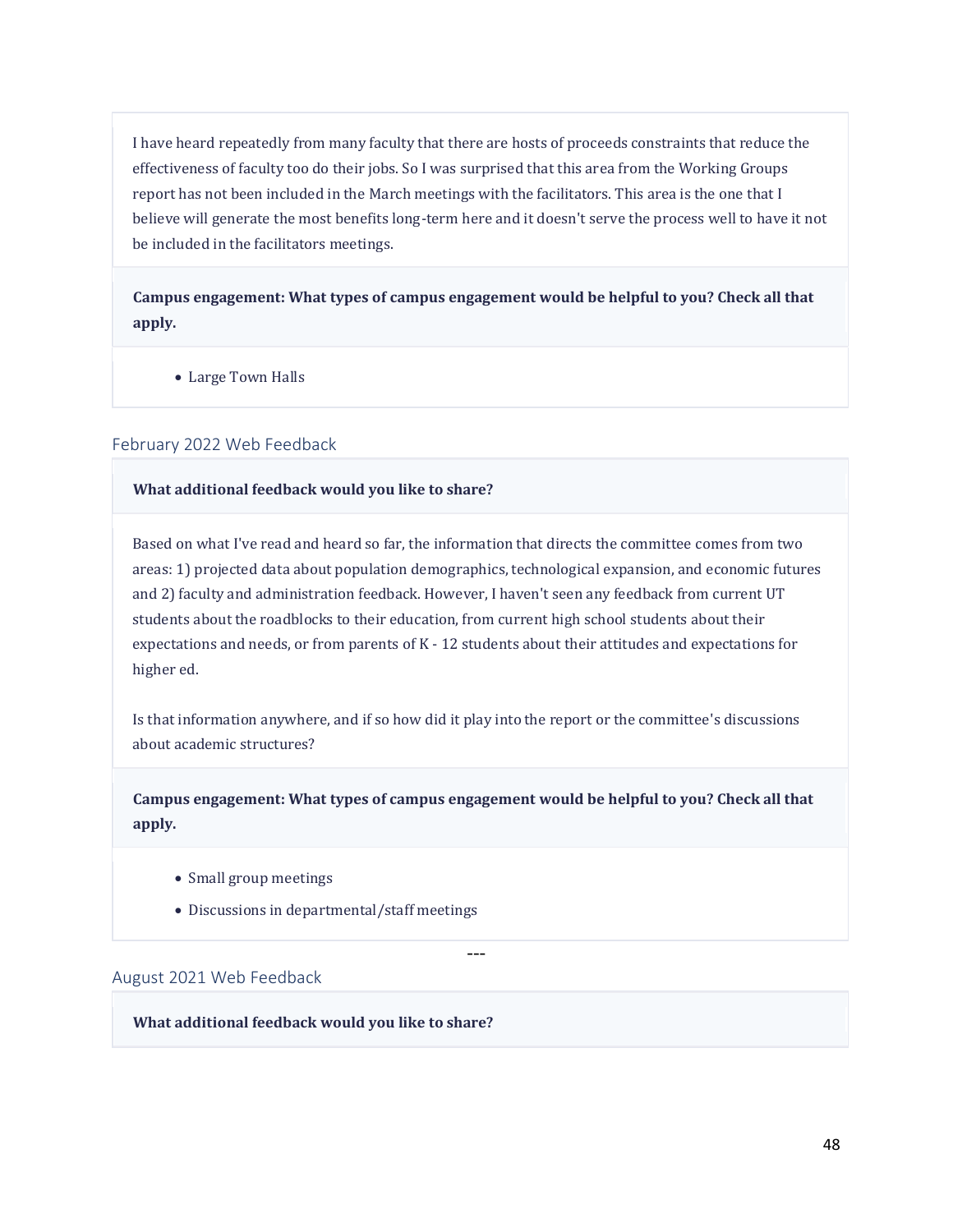I have heard repeatedly from many faculty that there are hosts of proceeds constraints that reduce the effectiveness of faculty too do their jobs. So I was surprised that this area from the Working Groups report has not been included in the March meetings with the facilitators. This area is the one that I believe will generate the most benefits long-term here and it doesn't serve the process well to have it not be included in the facilitators meetings.

**Campus engagement: What types of campus engagement would be helpful to you? Check all that apply.**

- Large Town Halls

### February 2022 Web Feedback

**What additional feedback would you like to share?**

Based on what I've read and heard so far, the information that directs the committee comes from two areas: 1) projected data about population demographics, technological expansion, and economic futures and 2) faculty and administration feedback. However, I haven't seen any feedback from current UT students about the roadblocks to their education, from current high school students about their expectations and needs, or from parents of K - 12 students about their attitudes and expectations for higher ed.

Is that information anywhere, and if so how did it play into the report or the committee's discussions about academic structures?

**Campus engagement: What types of campus engagement would be helpful to you? Check all that apply.**

- Small group meetings
- Discussions in departmental/staff meetings

---

### August 2021 Web Feedback

**What additional feedback would you like to share?**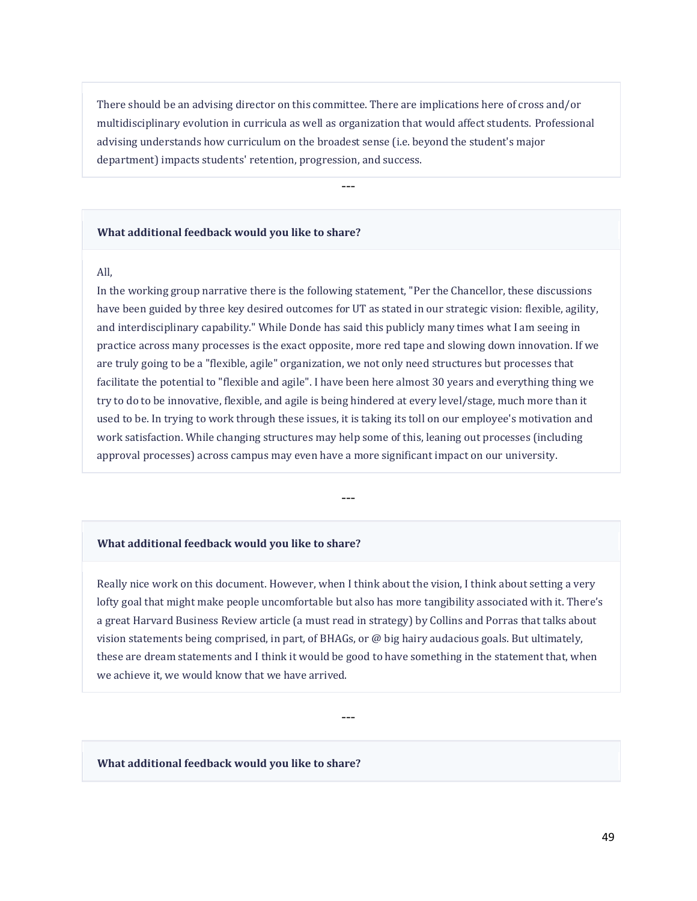There should be an advising director on this committee. There are implications here of cross and/or multidisciplinary evolution in curricula as well as organization that would affect students. Professional advising understands how curriculum on the broadest sense (i.e. beyond the student's major department) impacts students' retention, progression, and success.

---

**What additional feedback would you like to share?**

All,

In the working group narrative there is the following statement, "Per the Chancellor, these discussions have been guided by three key desired outcomes for UT as stated in our strategic vision: flexible, agility, and interdisciplinary capability." While Donde has said this publicly many times what I am seeing in practice across many processes is the exact opposite, more red tape and slowing down innovation. If we are truly going to be a "flexible, agile" organization, we not only need structures but processes that facilitate the potential to "flexible and agile". I have been here almost 30 years and everything thing we try to do to be innovative, flexible, and agile is being hindered at every level/stage, much more than it used to be. In trying to work through these issues, it is taking its toll on our employee's motivation and work satisfaction. While changing structures may help some of this, leaning out processes (including approval processes) across campus may even have a more significant impact on our university.

---

**What additional feedback would you like to share?**

Really nice work on this document. However, when I think about the vision, I think about setting a very lofty goal that might make people uncomfortable but also has more tangibility associated with it. There's a great Harvard Business Review article (a must read in strategy) by Collins and Porras that talks about vision statements being comprised, in part, of BHAGs, or @ big hairy audacious goals. But ultimately, these are dream statements and I think it would be good to have something in the statement that, when we achieve it, we would know that we have arrived.

---

**What additional feedback would you like to share?**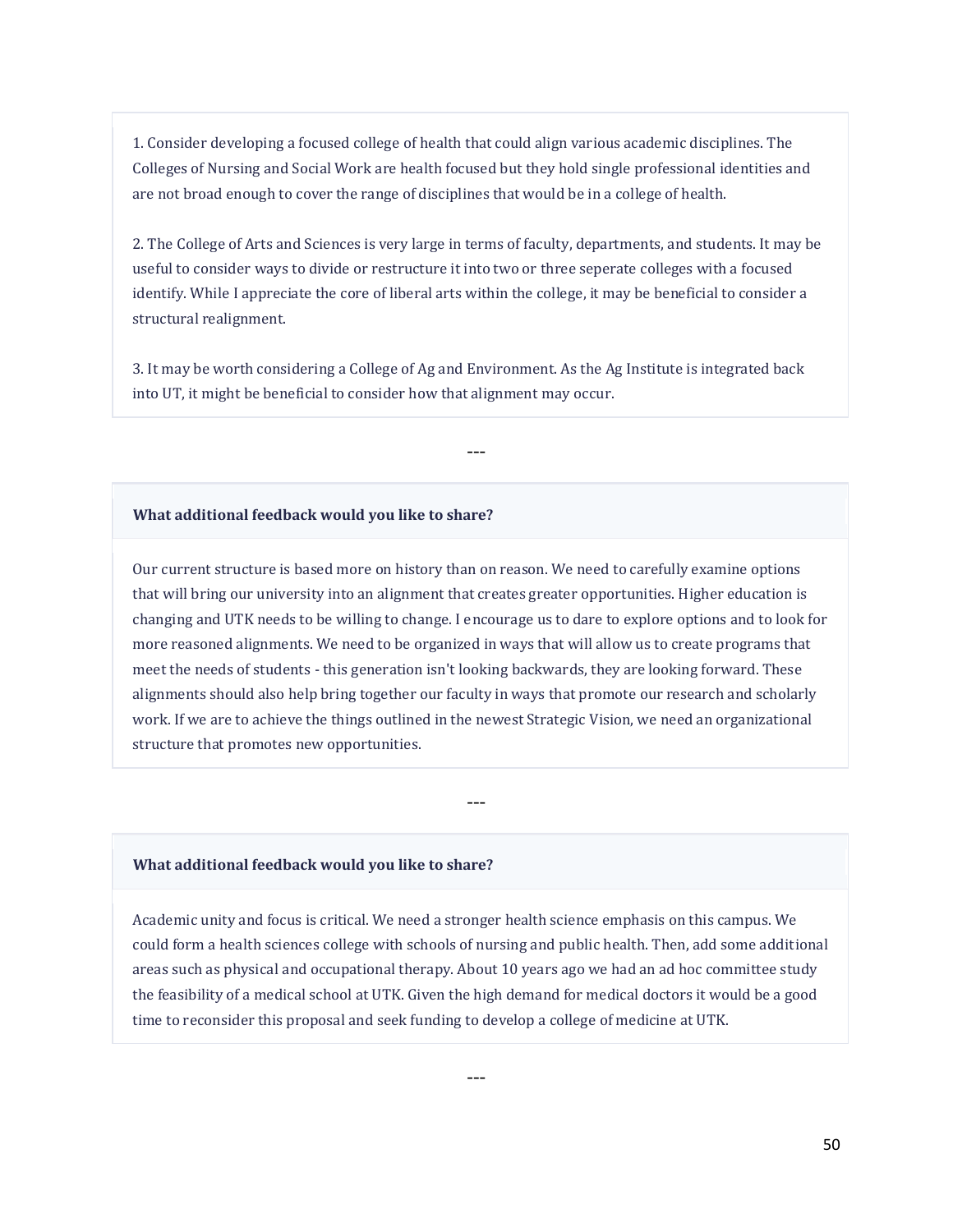1. Consider developing a focused college of health that could align various academic disciplines. The Colleges of Nursing and Social Work are health focused but they hold single professional identities and are not broad enough to cover the range of disciplines that would be in a college of health.

2. The College of Arts and Sciences is very large in terms of faculty, departments, and students. It may be useful to consider ways to divide or restructure it into two or three seperate colleges with a focused identify. While I appreciate the core of liberal arts within the college, it may be beneficial to consider a structural realignment.

3. It may be worth considering a College of Ag and Environment. As the Ag Institute is integrated back into UT, it might be beneficial to consider how that alignment may occur.

---

**What additional feedback would you like to share?**

Our current structure is based more on history than on reason. We need to carefully examine options that will bring our university into an alignment that creates greater opportunities. Higher education is changing and UTK needs to be willing to change. I encourage us to dare to explore options and to look for more reasoned alignments. We need to be organized in ways that will allow us to create programs that meet the needs of students - this generation isn't looking backwards, they are looking forward. These alignments should also help bring together our faculty in ways that promote our research and scholarly work. If we are to achieve the things outlined in the newest Strategic Vision, we need an organizational structure that promotes new opportunities.

---

**What additional feedback would you like to share?**

Academic unity and focus is critical. We need a stronger health science emphasis on this campus. We could form a health sciences college with schools of nursing and public health. Then, add some additional areas such as physical and occupational therapy. About 10 years ago we had an ad hoc committee study the feasibility of a medical school at UTK. Given the high demand for medical doctors it would be a good time to reconsider this proposal and seek funding to develop a college of medicine at UTK.

---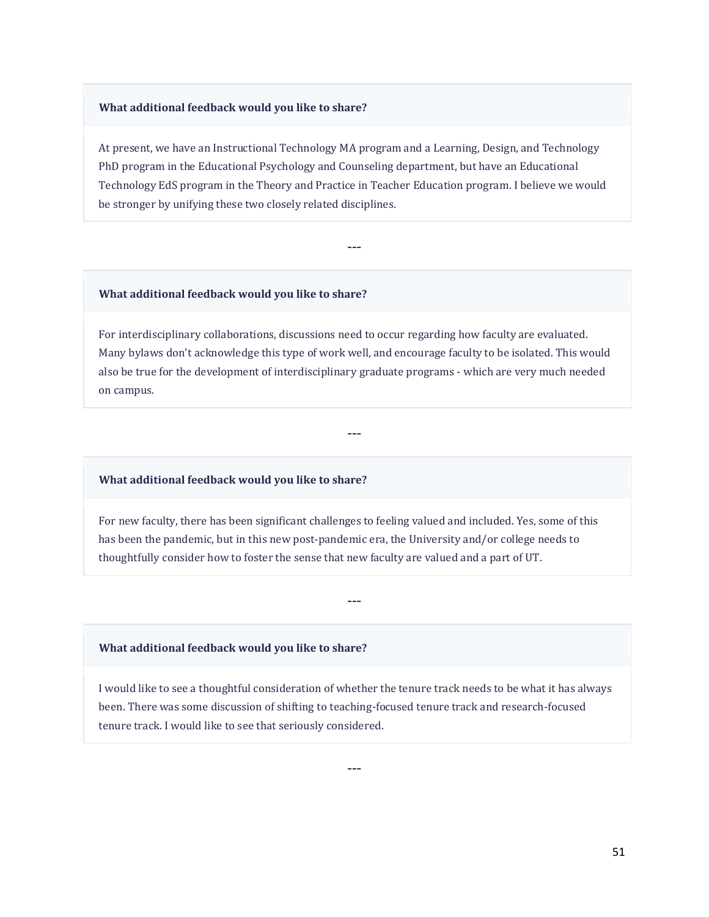**What additional feedback would you like to share?**

At present, we have an Instructional Technology MA program and a Learning, Design, and Technology PhD program in the Educational Psychology and Counseling department, but have an Educational Technology EdS program in the Theory and Practice in Teacher Education program. I believe we would be stronger by unifying these two closely related disciplines.

---

**What additional feedback would you like to share?**

For interdisciplinary collaborations, discussions need to occur regarding how faculty are evaluated. Many bylaws don't acknowledge this type of work well, and encourage faculty to be isolated. This would also be true for the development of interdisciplinary graduate programs - which are very much needed on campus.

---

**What additional feedback would you like to share?**

For new faculty, there has been significant challenges to feeling valued and included. Yes, some of this has been the pandemic, but in this new post-pandemic era, the University and/or college needs to thoughtfully consider how to foster the sense that new faculty are valued and a part of UT.

---

**What additional feedback would you like to share?**

I would like to see a thoughtful consideration of whether the tenure track needs to be what it has always been. There was some discussion of shifting to teaching-focused tenure track and research-focused tenure track. I would like to see that seriously considered.

---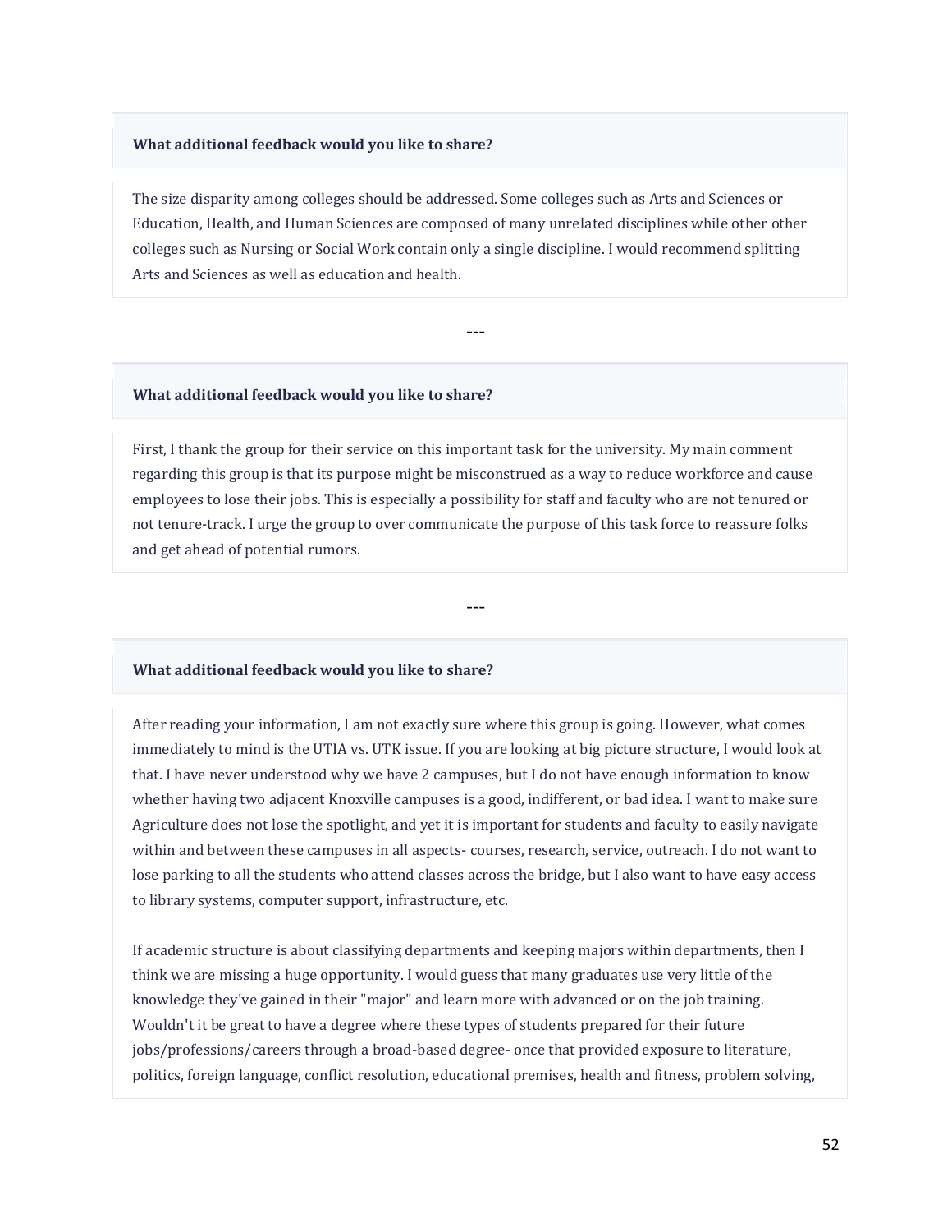**What additional feedback would you like to share?**

The size disparity among colleges should be addressed. Some colleges such as Arts and Sciences or Education, Health, and Human Sciences are composed of many unrelated disciplines while other other colleges such as Nursing or Social Work contain only a single discipline. I would recommend splitting Arts and Sciences as well as education and health.

---

**What additional feedback would you like to share?**

First, I thank the group for their service on this important task for the university. My main comment regarding this group is that its purpose might be misconstrued as a way to reduce workforce and cause employees to lose their jobs. This is especially a possibility for staff and faculty who are not tenured or not tenure-track. I urge the group to over communicate the purpose of this task force to reassure folks and get ahead of potential rumors.

---

**What additional feedback would you like to share?**

After reading your information, I am not exactly sure where this group is going. However, what comes immediately to mind is the UTIA vs. UTK issue. If you are looking at big picture structure, I would look at that. I have never understood why we have 2 campuses, but I do not have enough information to know whether having two adjacent Knoxville campuses is a good, indifferent, or bad idea. I want to make sure Agriculture does not lose the spotlight, and yet it is important for students and faculty to easily navigate within and between these campuses in all aspects- courses, research, service, outreach. I do not want to lose parking to all the students who attend classes across the bridge, but I also want to have easy access to library systems, computer support, infrastructure, etc.

If academic structure is about classifying departments and keeping majors within departments, then I think we are missing a huge opportunity. I would guess that many graduates use very little of the knowledge they've gained in their "major" and learn more with advanced or on the job training. Wouldn't it be great to have a degree where these types of students prepared for their future jobs/professions/careers through a broad-based degree- once that provided exposure to literature, politics, foreign language, conflict resolution, educational premises, health and fitness, problem solving,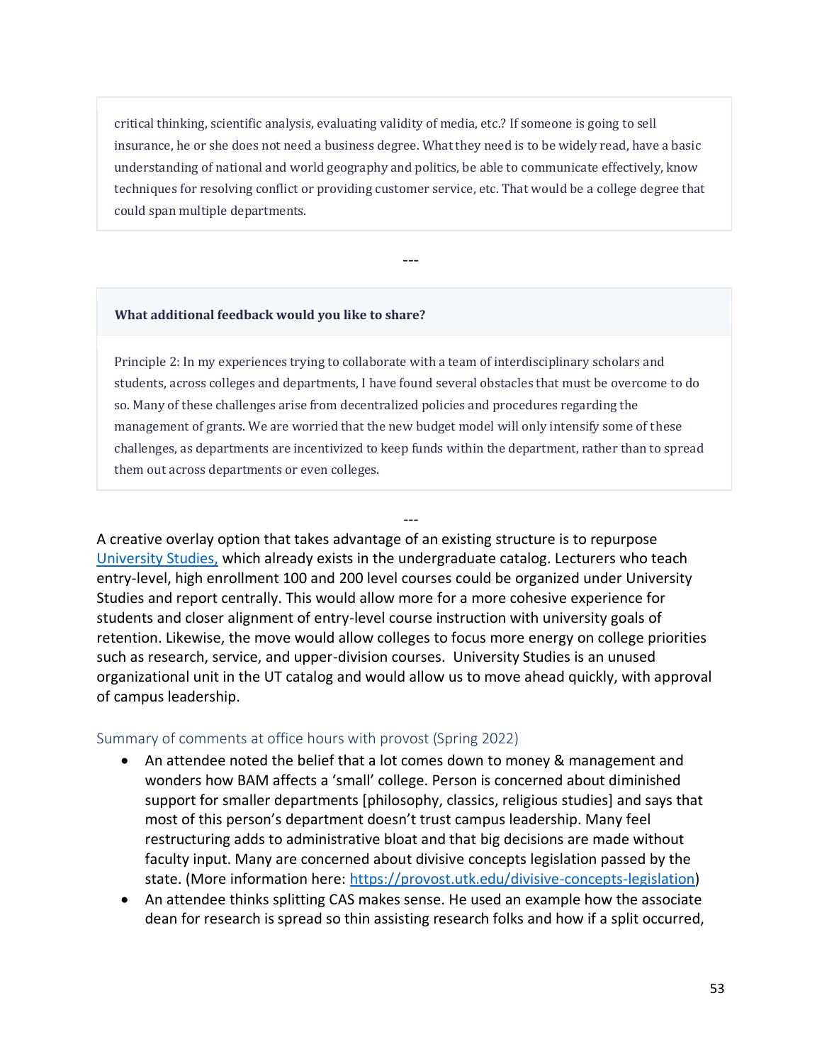critical thinking, scientific analysis, evaluating validity of media, etc.? If someone is going to sell insurance, he or she does not need a business degree. What they need is to be widely read, have a basic understanding of national and world geography and politics, be able to communicate effectively, know techniques for resolving conflict or providing customer service, etc. That would be a college degree that could span multiple departments.

---

**What additional feedback would you like to share?**

Principle 2: In my experiences trying to collaborate with a team of interdisciplinary scholars and students, across colleges and departments, I have found several obstacles that must be overcome to do so. Many of these challenges arise from decentralized policies and procedures regarding the management of grants. We are worried that the new budget model will only intensify some of these challenges, as departments are incentivized to keep funds within the department, rather than to spread them out across departments or even colleges.

---

A creative overlay option that takes advantage of an existing structure is to repurpose University Studies, which already exists in the undergraduate catalog. Lecturers who teach entry-level, high enrollment 100 and 200 level courses could be organized under University Studies and report centrally. This would allow more for a more cohesive experience for students and closer alignment of entry-level course instruction with university goals of retention. Likewise, the move would allow colleges to focus more energy on college priorities such as research, service, and upper-division courses. University Studies is an unused organizational unit in the UT catalog and would allow us to move ahead quickly, with approval of campus leadership.

### Summary of comments at office hours with provost (Spring 2022)

- An attendee noted the belief that a lot comes down to money & management and wonders how BAM affects a 'small' college. Person is concerned about diminished support for smaller departments [philosophy, classics, religious studies] and says that most of this person's department doesn't trust campus leadership. Many feel restructuring adds to administrative bloat and that big decisions are made without faculty input. Many are concerned about divisive concepts legislation passed by the state. (More information here: https://provost.utk.edu/divisive-concepts-legislation)
- An attendee thinks splitting CAS makes sense. He used an example how the associate dean for research is spread so thin assisting research folks and how if a split occurred,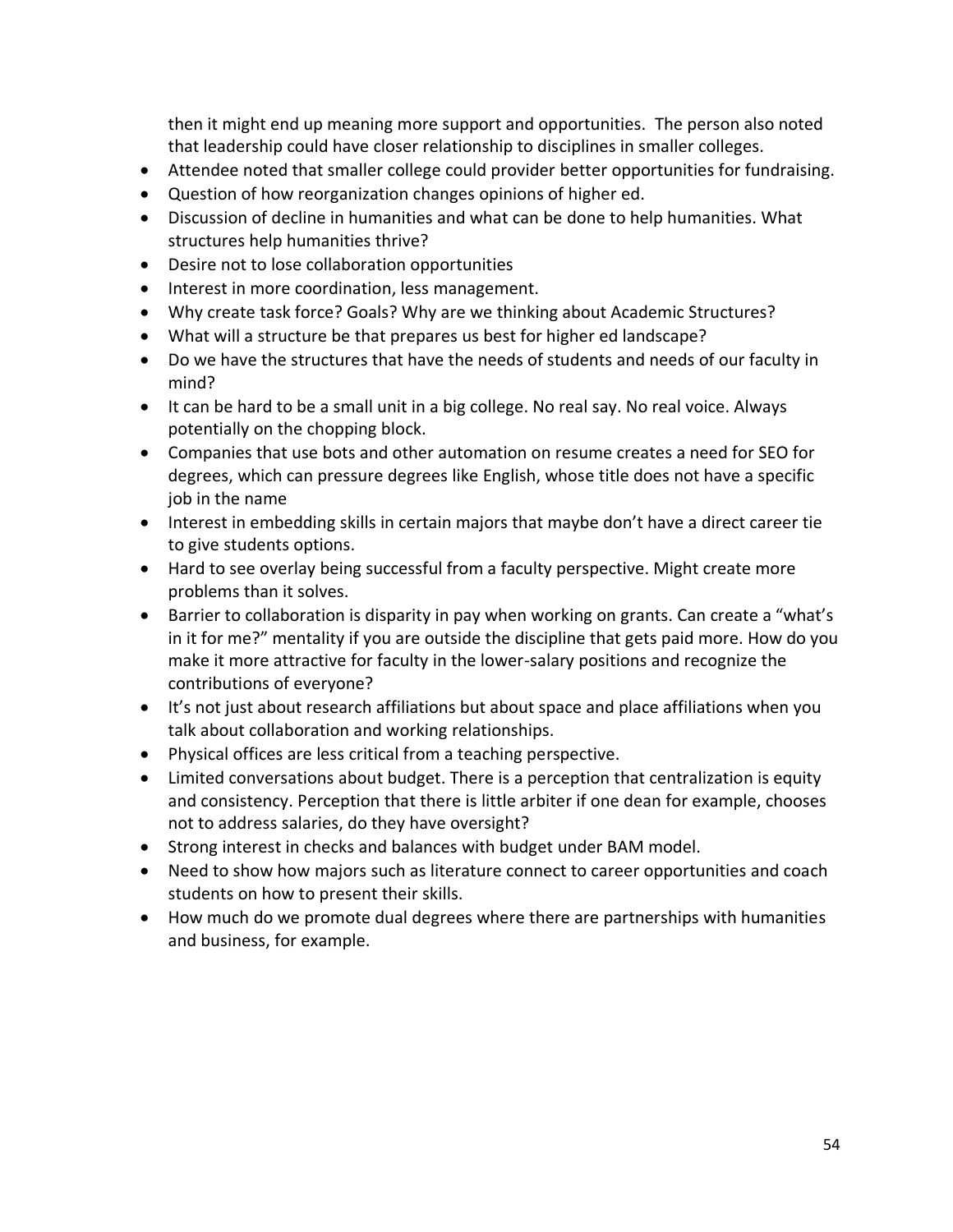then it might end up meaning more support and opportunities. The person also noted that leadership could have closer relationship to disciplines in smaller colleges.

- Attendee noted that smaller college could provider better opportunities for fundraising.
- Question of how reorganization changes opinions of higher ed.
- Discussion of decline in humanities and what can be done to help humanities. What structures help humanities thrive?
- Desire not to lose collaboration opportunities
- Interest in more coordination, less management.
- Why create task force? Goals? Why are we thinking about Academic Structures?
- What will a structure be that prepares us best for higher ed landscape?
- Do we have the structures that have the needs of students and needs of our faculty in mind?
- It can be hard to be a small unit in a big college. No real say. No real voice. Always potentially on the chopping block.
- Companies that use bots and other automation on resume creates a need for SEO for degrees, which can pressure degrees like English, whose title does not have a specific job in the name
- Interest in embedding skills in certain majors that maybe don't have a direct career tie to give students options.
- Hard to see overlay being successful from a faculty perspective. Might create more problems than it solves.
- Barrier to collaboration is disparity in pay when working on grants. Can create a "what's in it for me?" mentality if you are outside the discipline that gets paid more. How do you make it more attractive for faculty in the lower-salary positions and recognize the contributions of everyone?
- It's not just about research affiliations but about space and place affiliations when you talk about collaboration and working relationships.
- Physical offices are less critical from a teaching perspective.
- Limited conversations about budget. There is a perception that centralization is equity and consistency. Perception that there is little arbiter if one dean for example, chooses not to address salaries, do they have oversight?
- Strong interest in checks and balances with budget under BAM model.
- Need to show how majors such as literature connect to career opportunities and coach students on how to present their skills.
- How much do we promote dual degrees where there are partnerships with humanities and business, for example.